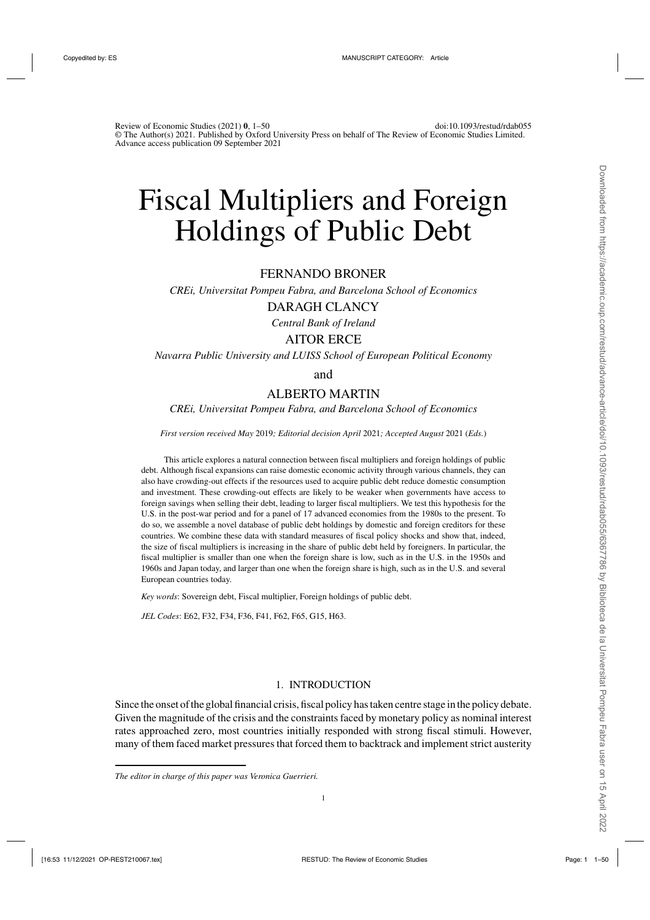Review of Economic Studies (2021) **0**, 1–50 doi:10.1093/restud/rdab055
© The Author(s) 2021. Published by Oxford University Press on behalf of The Review of Economic Studies Limited.
Advance access publication 09 September 2021

# Fiscal Multipliers and Foreign Holdings of Public Debt

FERNANDO BRONER

*CREi, Universitat Pompeu Fabra, and Barcelona School of Economics*

DARAGH CLANCY

*Central Bank of Ireland*

AITOR ERCE

*Navarra Public University and LUISS School of European Political Economy*

and

ALBERTO MARTIN

*CREi, Universitat Pompeu Fabra, and Barcelona School of Economics*

*First version received May* 2019*; Editorial decision April* 2021*; Accepted August* 2021 (*Eds.*)

This article explores a natural connection between fiscal multipliers and foreign holdings of public debt. Although fiscal expansions can raise domestic economic activity through various channels, they can also have crowding-out effects if the resources used to acquire public debt reduce domestic consumption and investment. These crowding-out effects are likely to be weaker when governments have access to foreign savings when selling their debt, leading to larger fiscal multipliers. We test this hypothesis for the U.S. in the post-war period and for a panel of 17 advanced economies from the 1980s to the present. To do so, we assemble a novel database of public debt holdings by domestic and foreign creditors for these countries. We combine these data with standard measures of fiscal policy shocks and show that, indeed, the size of fiscal multipliers is increasing in the share of public debt held by foreigners. In particular, the fiscal multiplier is smaller than one when the foreign share is low, such as in the U.S. in the 1950s and 1960s and Japan today, and larger than one when the foreign share is high, such as in the U.S. and several European countries today.

*Key words*: Sovereign debt, Fiscal multiplier, Foreign holdings of public debt.

*JEL Codes*: E62, F32, F34, F36, F41, F62, F65, G15, H63.

## 1. INTRODUCTION

Since the onset of the global financial crisis, fiscal policy has taken centre stage in the policy debate. Given the magnitude of the crisis and the constraints faced by monetary policy as nominal interest rates approached zero, most countries initially responded with strong fiscal stimuli. However, many of them faced market pressures that forced them to backtrack and implement strict austerity

*The editor in charge of this paper was Veronica Guerrieri.*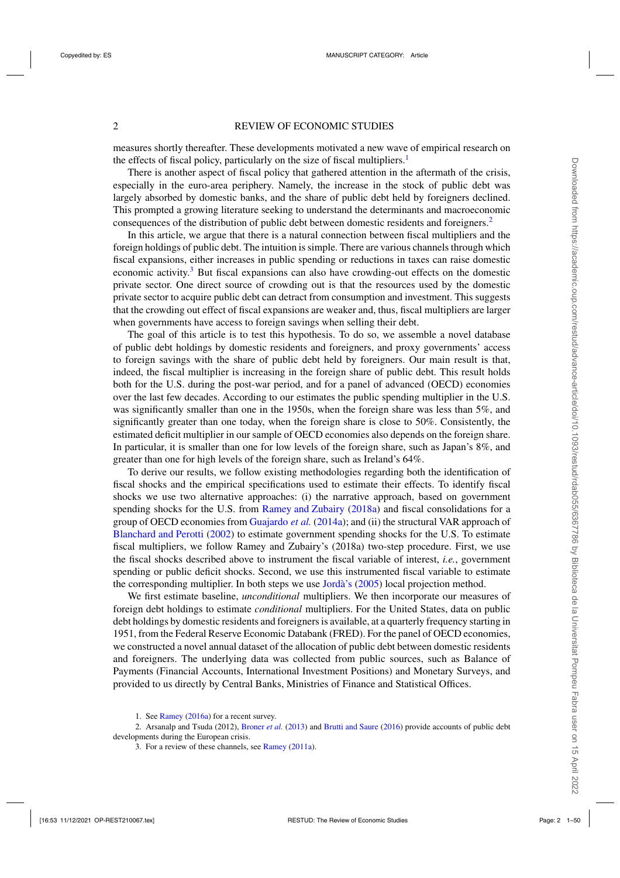measures shortly thereafter. These developments motivated a new wave of empirical research on the effects of fiscal policy, particularly on the size of fiscal multipliers.[1]

There is another aspect of fiscal policy that gathered attention in the aftermath of the crisis, especially in the euro-area periphery. Namely, the increase in the stock of public debt was largely absorbed by domestic banks, and the share of public debt held by foreigners declined. This prompted a growing literature seeking to understand the determinants and macroeconomic consequences of the distribution of public debt between domestic residents and foreigners.[2]

In this article, we argue that there is a natural connection between fiscal multipliers and the foreign holdings of public debt. The intuition is simple. There are various channels through which fiscal expansions, either increases in public spending or reductions in taxes can raise domestic economic activity.[3] But fiscal expansions can also have crowding-out effects on the domestic private sector. One direct source of crowding out is that the resources used by the domestic private sector to acquire public debt can detract from consumption and investment. This suggests that the crowding out effect of fiscal expansions are weaker and, thus, fiscal multipliers are larger when governments have access to foreign savings when selling their debt.

The goal of this article is to test this hypothesis. To do so, we assemble a novel database of public debt holdings by domestic residents and foreigners, and proxy governments' access to foreign savings with the share of public debt held by foreigners. Our main result is that, indeed, the fiscal multiplier is increasing in the foreign share of public debt. This result holds both for the U.S. during the post-war period, and for a panel of advanced (OECD) economies over the last few decades. According to our estimates the public spending multiplier in the U.S. was significantly smaller than one in the 1950s, when the foreign share was less than 5%, and significantly greater than one today, when the foreign share is close to 50%. Consistently, the estimated deficit multiplier in our sample of OECD economies also depends on the foreign share. In particular, it is smaller than one for low levels of the foreign share, such as Japan's 8%, and greater than one for high levels of the foreign share, such as Ireland's 64%.

To derive our results, we follow existing methodologies regarding both the identification of fiscal shocks and the empirical specifications used to estimate their effects. To identify fiscal shocks we use two alternative approaches: (i) the narrative approach, based on government spending shocks for the U.S. from Ramey and Zubairy (2018a) and fiscal consolidations for a group of OECD economies from Guajardo *et al.* (2014a); and (ii) the structural VAR approach of Blanchard and Perotti (2002) to estimate government spending shocks for the U.S. To estimate fiscal multipliers, we follow Ramey and Zubairy's (2018a) two-step procedure. First, we use the fiscal shocks described above to instrument the fiscal variable of interest, *i.e.*, government spending or public deficit shocks. Second, we use this instrumented fiscal variable to estimate the corresponding multiplier. In both steps we use Jordà's (2005) local projection method.

We first estimate baseline, *unconditional* multipliers. We then incorporate our measures of foreign debt holdings to estimate *conditional* multipliers. For the United States, data on public debt holdings by domestic residents and foreigners is available, at a quarterly frequency starting in 1951, from the Federal Reserve Economic Databank (FRED). For the panel of OECD economies, we constructed a novel annual dataset of the allocation of public debt between domestic residents and foreigners. The underlying data was collected from public sources, such as Balance of Payments (Financial Accounts, International Investment Positions) and Monetary Surveys, and provided to us directly by Central Banks, Ministries of Finance and Statistical Offices.

1. See Ramey (2016a) for a recent survey.

2. Arsanalp and Tsuda (2012), Broner *et al.* (2013) and Brutti and Saure (2016) provide accounts of public debt developments during the European crisis.

3. For a review of these channels, see Ramey (2011a).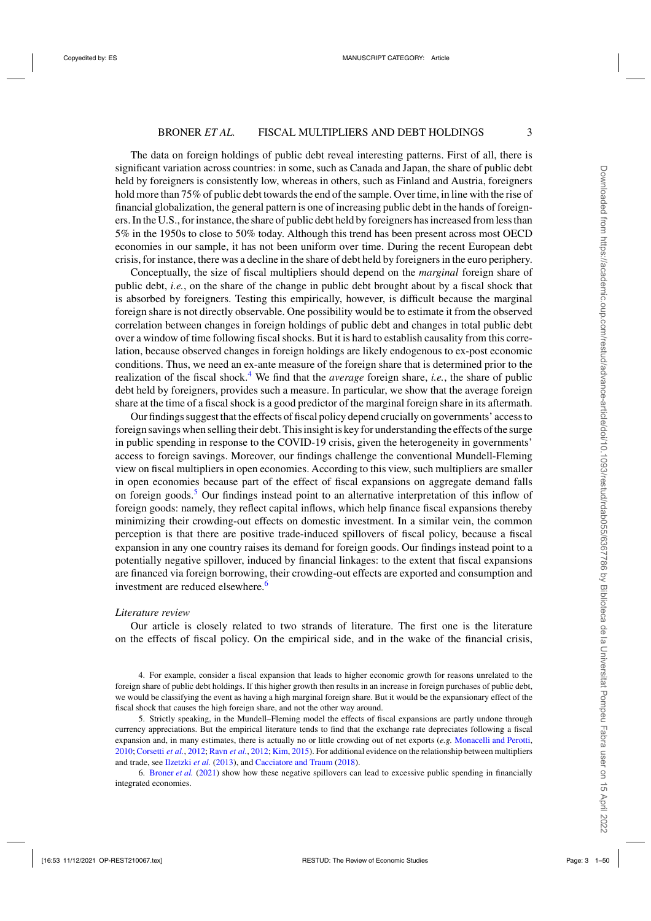The data on foreign holdings of public debt reveal interesting patterns. First of all, there is significant variation across countries: in some, such as Canada and Japan, the share of public debt held by foreigners is consistently low, whereas in others, such as Finland and Austria, foreigners hold more than 75% of public debt towards the end of the sample. Over time, in line with the rise of financial globalization, the general pattern is one of increasing public debt in the hands of foreigners. In the U.S., for instance, the share of public debt held by foreigners has increased from less than 5% in the 1950s to close to 50% today. Although this trend has been present across most OECD economies in our sample, it has not been uniform over time. During the recent European debt crisis, for instance, there was a decline in the share of debt held by foreigners in the euro periphery.

Conceptually, the size of fiscal multipliers should depend on the *marginal* foreign share of public debt, *i.e.*, on the share of the change in public debt brought about by a fiscal shock that is absorbed by foreigners. Testing this empirically, however, is difficult because the marginal foreign share is not directly observable. One possibility would be to estimate it from the observed correlation between changes in foreign holdings of public debt and changes in total public debt over a window of time following fiscal shocks. But it is hard to establish causality from this correlation, because observed changes in foreign holdings are likely endogenous to ex-post economic conditions. Thus, we need an ex-ante measure of the foreign share that is determined prior to the realization of the fiscal shock.[4] We find that the *average* foreign share, *i.e.*, the share of public debt held by foreigners, provides such a measure. In particular, we show that the average foreign share at the time of a fiscal shock is a good predictor of the marginal foreign share in its aftermath.

Our findings suggest that the effects of fiscal policy depend crucially on governments' access to foreign savings when selling their debt. This insight is key for understanding the effects of the surge in public spending in response to the COVID-19 crisis, given the heterogeneity in governments' access to foreign savings. Moreover, our findings challenge the conventional Mundell-Fleming view on fiscal multipliers in open economies. According to this view, such multipliers are smaller in open economies because part of the effect of fiscal expansions on aggregate demand falls on foreign goods.[5] Our findings instead point to an alternative interpretation of this inflow of foreign goods: namely, they reflect capital inflows, which help finance fiscal expansions thereby minimizing their crowding-out effects on domestic investment. In a similar vein, the common perception is that there are positive trade-induced spillovers of fiscal policy, because a fiscal expansion in any one country raises its demand for foreign goods. Our findings instead point to a potentially negative spillover, induced by financial linkages: to the extent that fiscal expansions are financed via foreign borrowing, their crowding-out effects are exported and consumption and investment are reduced elsewhere.[6]

*Literature review*

Our article is closely related to two strands of literature. The first one is the literature on the effects of fiscal policy. On the empirical side, and in the wake of the financial crisis,

4. For example, consider a fiscal expansion that leads to higher economic growth for reasons unrelated to the foreign share of public debt holdings. If this higher growth then results in an increase in foreign purchases of public debt, we would be classifying the event as having a high marginal foreign share. But it would be the expansionary effect of the fiscal shock that causes the high foreign share, and not the other way around.

5. Strictly speaking, in the Mundell–Fleming model the effects of fiscal expansions are partly undone through currency appreciations. But the empirical literature tends to find that the exchange rate depreciates following a fiscal expansion and, in many estimates, there is actually no or little crowding out of net exports (*e.g.* Monacelli and Perotti, 2010; Corsetti *et al.*, 2012; Ravn *et al.*, 2012; Kim, 2015). For additional evidence on the relationship between multipliers and trade, see Ilzetzki *et al.* (2013), and Cacciatore and Traum (2018).

6. Broner *et al.* (2021) show how these negative spillovers can lead to excessive public spending in financially integrated economies.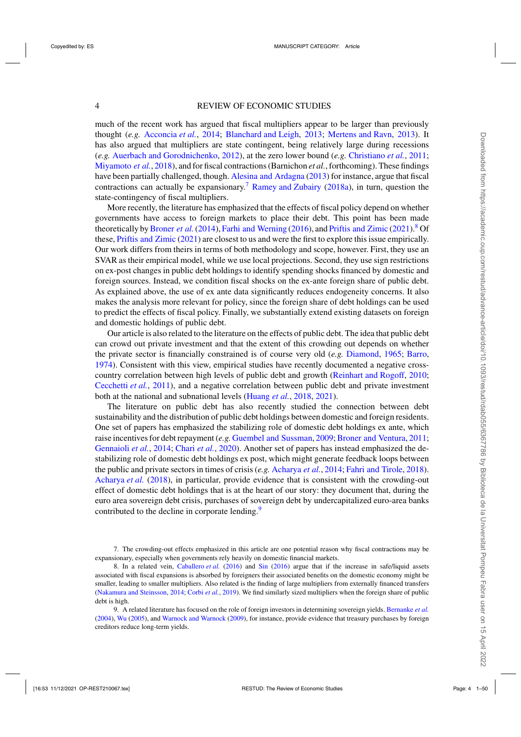much of the recent work has argued that fiscal multipliers appear to be larger than previously thought (*e.g.* Acconcia *et al.*, 2014; Blanchard and Leigh, 2013; Mertens and Ravn, 2013). It has also argued that multipliers are state contingent, being relatively large during recessions (*e.g.* Auerbach and Gorodnichenko, 2012), at the zero lower bound (*e.g.* Christiano *et al.*, 2011; Miyamoto *et al.*, 2018), and for fiscal contractions (Barnichon *et al.*, forthcoming). These findings have been partially challenged, though. Alesina and Ardagna (2013) for instance, argue that fiscal contractions can actually be expansionary.[7] Ramey and Zubairy (2018a), in turn, question the state-contingency of fiscal multipliers.

More recently, the literature has emphasized that the effects of fiscal policy depend on whether governments have access to foreign markets to place their debt. This point has been made theoretically by Broner *et al.* (2014), Farhi and Werning (2016), and Priftis and Zimic (2021).[8] Of these, Priftis and Zimic (2021) are closest to us and were the first to explore this issue empirically. Our work differs from theirs in terms of both methodology and scope, however. First, they use an SVAR as their empirical model, while we use local projections. Second, they use sign restrictions on ex-post changes in public debt holdings to identify spending shocks financed by domestic and foreign sources. Instead, we condition fiscal shocks on the ex-ante foreign share of public debt. As explained above, the use of ex ante data significantly reduces endogeneity concerns. It also makes the analysis more relevant for policy, since the foreign share of debt holdings can be used to predict the effects of fiscal policy. Finally, we substantially extend existing datasets on foreign and domestic holdings of public debt.

Our article is also related to the literature on the effects of public debt. The idea that public debt can crowd out private investment and that the extent of this crowding out depends on whether the private sector is financially constrained is of course very old (*e.g.* Diamond, 1965; Barro, 1974). Consistent with this view, empirical studies have recently documented a negative cross-country correlation between high levels of public debt and growth (Reinhart and Rogoff, 2010; Cecchetti *et al.*, 2011), and a negative correlation between public debt and private investment both at the national and subnational levels (Huang *et al.*, 2018, 2021).

The literature on public debt has also recently studied the connection between debt sustainability and the distribution of public debt holdings between domestic and foreign residents. One set of papers has emphasized the stabilizing role of domestic debt holdings ex ante, which raise incentives for debt repayment (*e.g.* Guembel and Sussman, 2009; Broner and Ventura, 2011; Gennaioli *et al.*, 2014; Chari *et al.*, 2020). Another set of papers has instead emphasized the destabilizing role of domestic debt holdings ex post, which might generate feedback loops between the public and private sectors in times of crisis (*e.g.* Acharya *et al.*, 2014; Fahri and Tirole, 2018). Acharya *et al.* (2018), in particular, provide evidence that is consistent with the crowding-out effect of domestic debt holdings that is at the heart of our story: they document that, during the euro area sovereign debt crisis, purchases of sovereign debt by undercapitalized euro-area banks contributed to the decline in corporate lending.[9]

7. The crowding-out effects emphasized in this article are one potential reason why fiscal contractions may be expansionary, especially when governments rely heavily on domestic financial markets.

8. In a related vein, Caballero *et al.* (2016) and Sin (2016) argue that if the increase in safe/liquid assets associated with fiscal expansions is absorbed by foreigners their associated benefits on the domestic economy might be smaller, leading to smaller multipliers. Also related is the finding of large multipliers from externally financed transfers (Nakamura and Steinsson, 2014; Corbi *et al.*, 2019). We find similarly sized multipliers when the foreign share of public debt is high.

9. A related literature has focused on the role of foreign investors in determining sovereign yields. Bernanke *et al.* (2004), Wu (2005), and Warnock and Warnock (2009), for instance, provide evidence that treasury purchases by foreign creditors reduce long-term yields.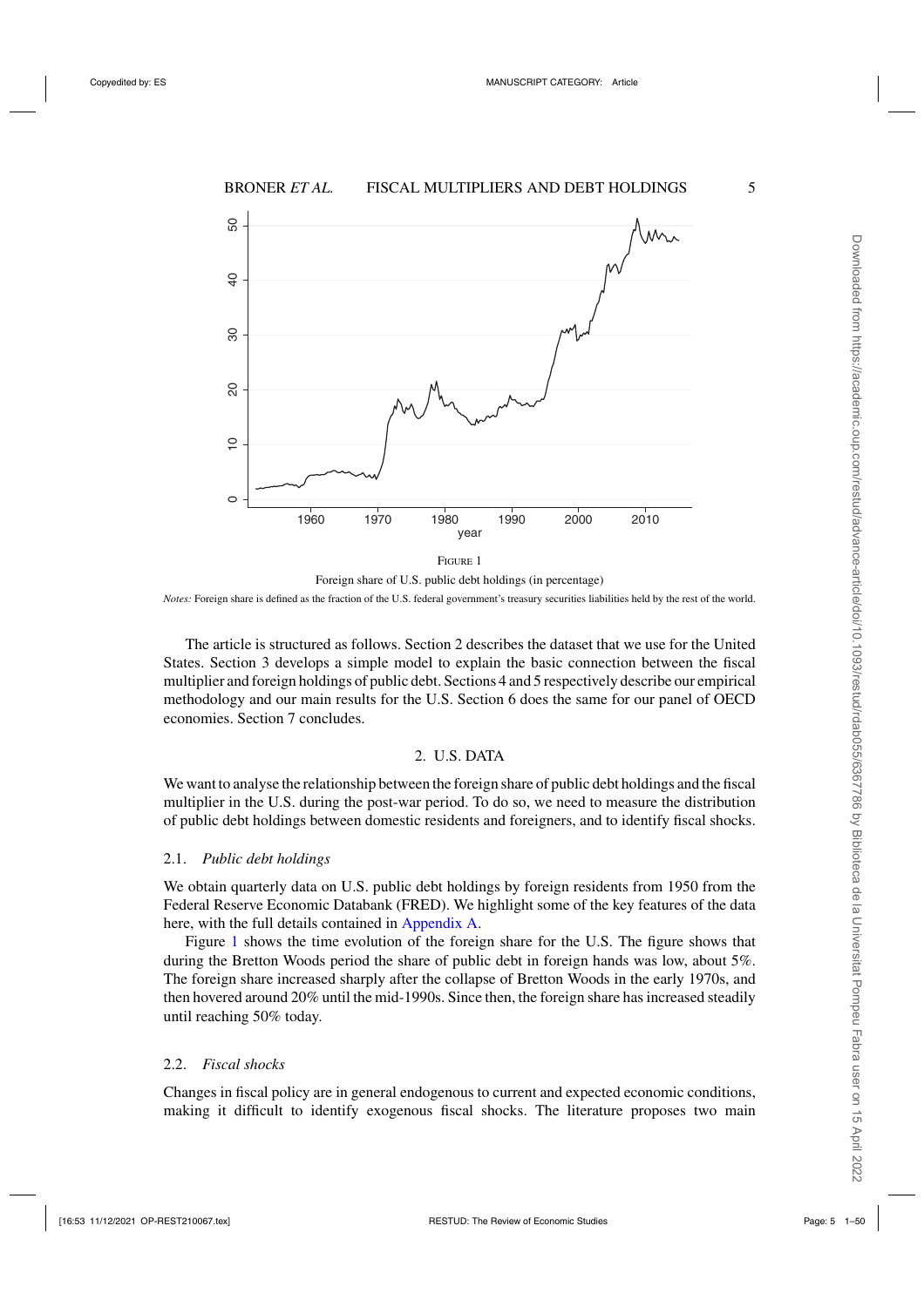FIGURE 1

Foreign share of U.S. public debt holdings (in percentage)

*Notes:* Foreign share is defined as the fraction of the U.S. federal government's treasury securities liabilities held by the rest of the world.

The article is structured as follows. Section 2 describes the dataset that we use for the United States. Section 3 develops a simple model to explain the basic connection between the fiscal multiplier and foreign holdings of public debt. Sections 4 and 5 respectively describe our empirical methodology and our main results for the U.S. Section 6 does the same for our panel of OECD economies. Section 7 concludes.

## 2. U.S. DATA

We want to analyse the relationship between the foreign share of public debt holdings and the fiscal multiplier in the U.S. during the post-war period. To do so, we need to measure the distribution of public debt holdings between domestic residents and foreigners, and to identify fiscal shocks.

### 2.1. *Public debt holdings*

We obtain quarterly data on U.S. public debt holdings by foreign residents from 1950 from the Federal Reserve Economic Databank (FRED). We highlight some of the key features of the data here, with the full details contained in Appendix A.

Figure 1 shows the time evolution of the foreign share for the U.S. The figure shows that during the Bretton Woods period the share of public debt in foreign hands was low, about 5%. The foreign share increased sharply after the collapse of Bretton Woods in the early 1970s, and then hovered around 20% until the mid-1990s. Since then, the foreign share has increased steadily until reaching 50% today.

### 2.2. *Fiscal shocks*

Changes in fiscal policy are in general endogenous to current and expected economic conditions, making it difficult to identify exogenous fiscal shocks. The literature proposes two main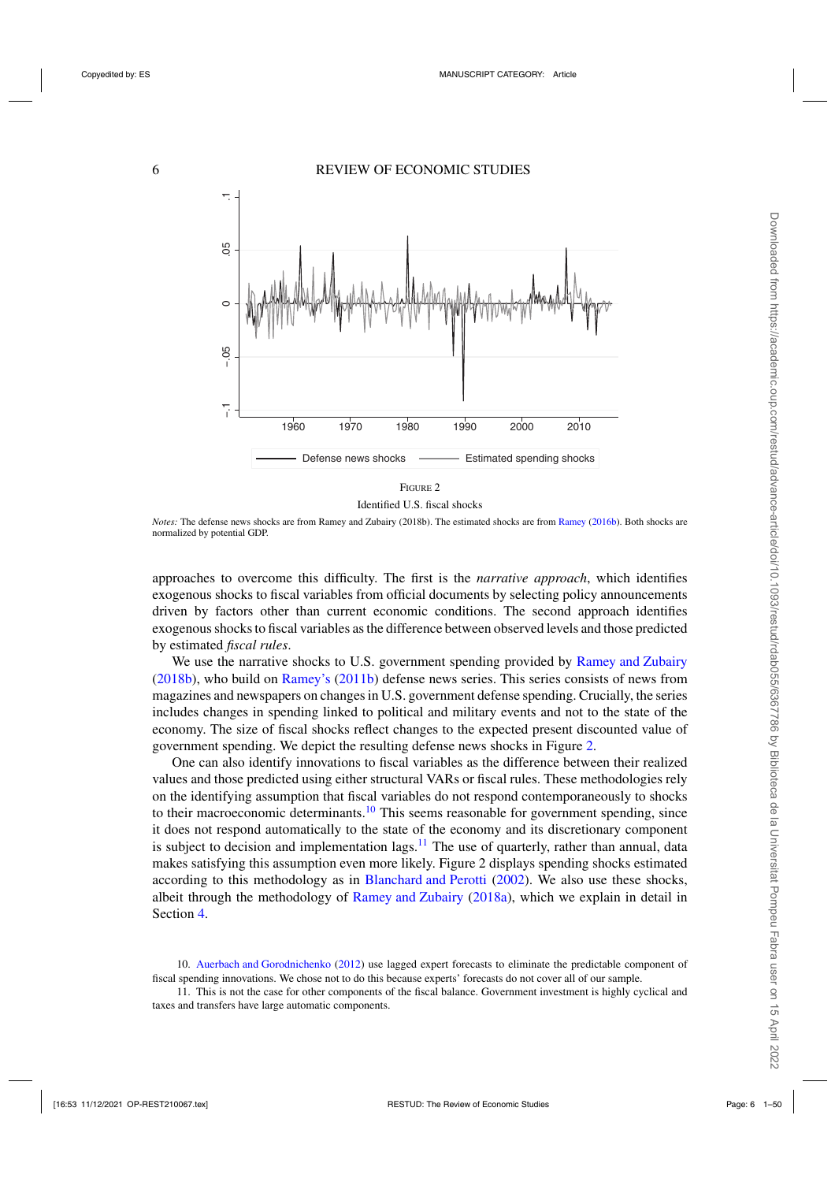FIGURE 2

Identified U.S. fiscal shocks

*Notes:* The defense news shocks are from Ramey and Zubairy (2018b). The estimated shocks are from Ramey (2016b). Both shocks are normalized by potential GDP.

approaches to overcome this difficulty. The first is the *narrative approach*, which identifies exogenous shocks to fiscal variables from official documents by selecting policy announcements driven by factors other than current economic conditions. The second approach identifies exogenous shocks to fiscal variables as the difference between observed levels and those predicted by estimated *fiscal rules*.

We use the narrative shocks to U.S. government spending provided by Ramey and Zubairy (2018b), who build on Ramey's (2011b) defense news series. This series consists of news from magazines and newspapers on changes in U.S. government defense spending. Crucially, the series includes changes in spending linked to political and military events and not to the state of the economy. The size of fiscal shocks reflect changes to the expected present discounted value of government spending. We depict the resulting defense news shocks in Figure 2.

One can also identify innovations to fiscal variables as the difference between their realized values and those predicted using either structural VARs or fiscal rules. These methodologies rely on the identifying assumption that fiscal variables do not respond contemporaneously to shocks to their macroeconomic determinants.[10] This seems reasonable for government spending, since it does not respond automatically to the state of the economy and its discretionary component is subject to decision and implementation lags.[11] The use of quarterly, rather than annual, data makes satisfying this assumption even more likely. Figure 2 displays spending shocks estimated according to this methodology as in Blanchard and Perotti (2002). We also use these shocks, albeit through the methodology of Ramey and Zubairy (2018a), which we explain in detail in Section 4.

10. Auerbach and Gorodnichenko (2012) use lagged expert forecasts to eliminate the predictable component of fiscal spending innovations. We chose not to do this because experts' forecasts do not cover all of our sample.

11. This is not the case for other components of the fiscal balance. Government investment is highly cyclical and taxes and transfers have large automatic components.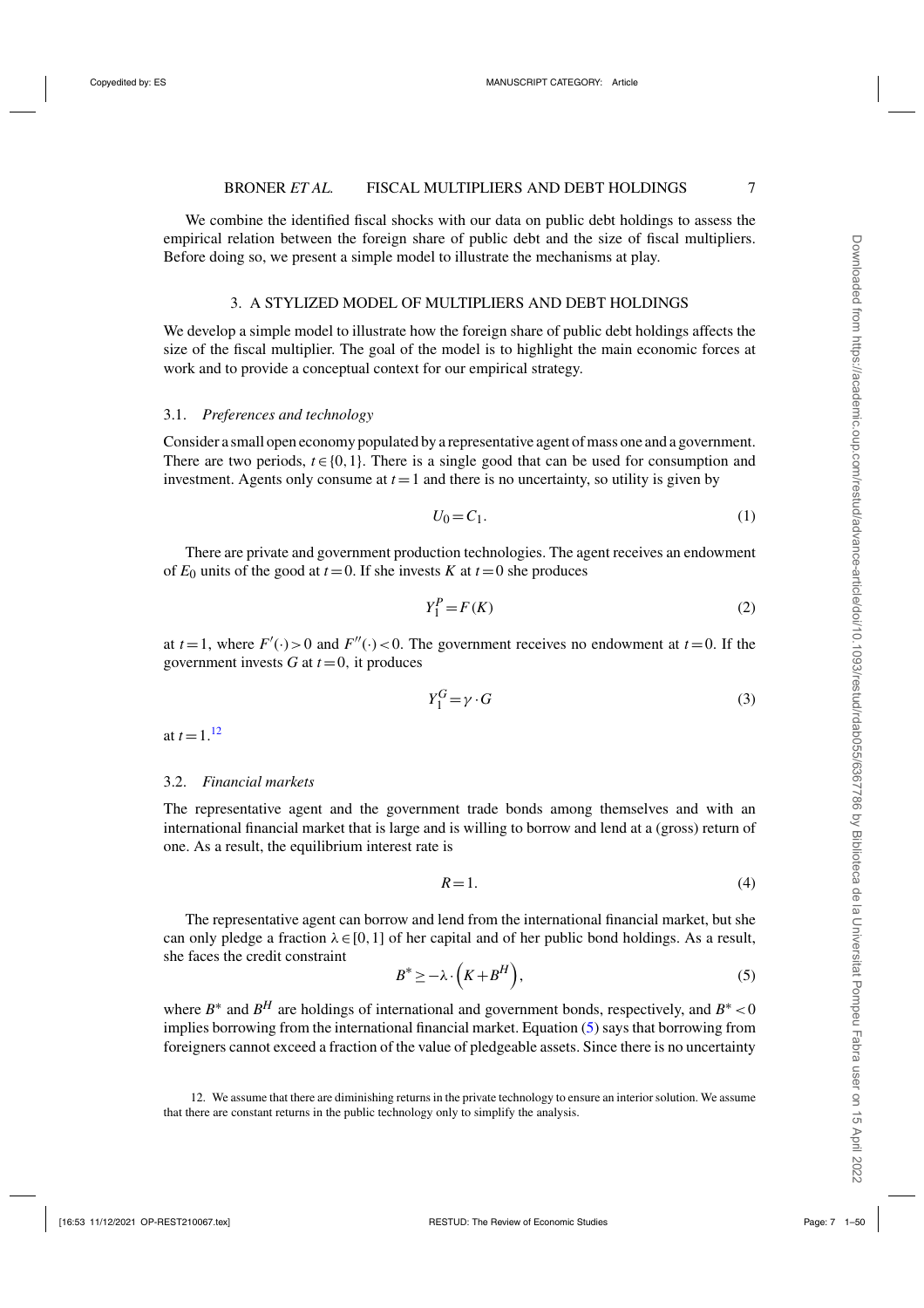We combine the identified fiscal shocks with our data on public debt holdings to assess the empirical relation between the foreign share of public debt and the size of fiscal multipliers. Before doing so, we present a simple model to illustrate the mechanisms at play.

## 3. A STYLIZED MODEL OF MULTIPLIERS AND DEBT HOLDINGS

We develop a simple model to illustrate how the foreign share of public debt holdings affects the size of the fiscal multiplier. The goal of the model is to highlight the main economic forces at work and to provide a conceptual context for our empirical strategy.

### 3.1. *Preferences and technology*

Consider a small open economy populated by a representative agent of mass one and a government. There are two periods, $t \in \{0, 1\}$. There is a single good that can be used for consumption and investment. Agents only consume at $t = 1$ and there is no uncertainty, so utility is given by

$$U_0 = C_1. \tag{1}$$

There are private and government production technologies. The agent receives an endowment of $E_0$ units of the good at $t = 0$. If she invests $K$ at $t = 0$ she produces

$$Y_1^P = F(K) \tag{2}$$

at $t = 1$, where $F'(\cdot) > 0$ and $F''(\cdot) < 0$. The government receives no endowment at $t = 0$. If the government invests $G$ at $t = 0$, it produces

$$Y_1^G = \gamma \cdot G \tag{3}$$

at $t = 1$.[12]

### 3.2. *Financial markets*

The representative agent and the government trade bonds among themselves and with an international financial market that is large and is willing to borrow and lend at a (gross) return of one. As a result, the equilibrium interest rate is

$$R = 1. \tag{4}$$

The representative agent can borrow and lend from the international financial market, but she can only pledge a fraction $\lambda \in [0, 1]$ of her capital and of her public bond holdings. As a result, she faces the credit constraint

$$B^* \geq -\lambda \cdot \left(K + B^H\right), \tag{5}$$

where $B^*$ and $B^H$ are holdings of international and government bonds, respectively, and $B^* < 0$ implies borrowing from the international financial market. Equation (5) says that borrowing from foreigners cannot exceed a fraction of the value of pledgeable assets. Since there is no uncertainty

12. We assume that there are diminishing returns in the private technology to ensure an interior solution. We assume that there are constant returns in the public technology only to simplify the analysis.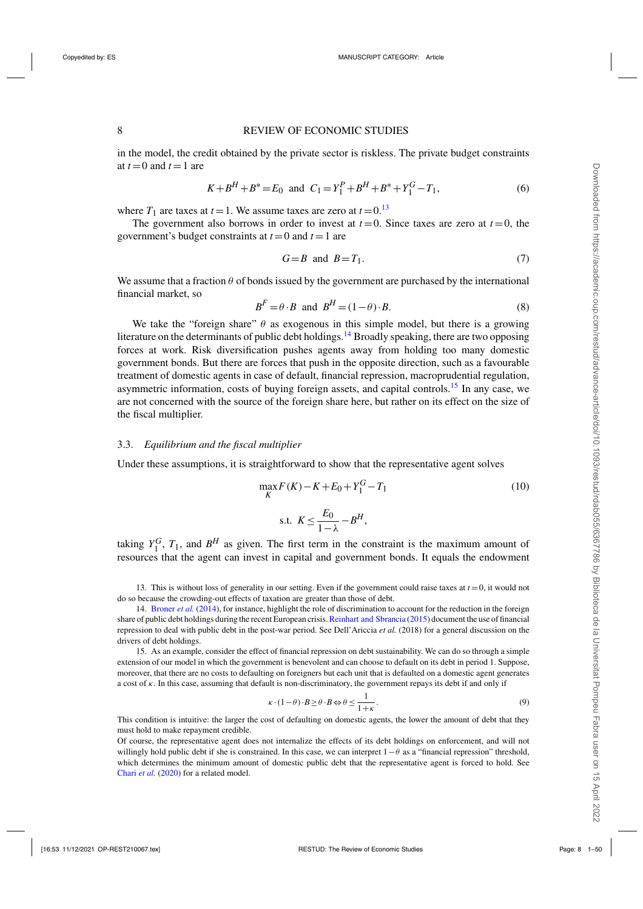in the model, the credit obtained by the private sector is riskless. The private budget constraints at $t=0$ and $t=1$ are

$$K+B^H+B^*=E_0 \text{ and } C_1=Y_1^P+B^H+B^*+Y_1^G-T_1, \tag{6}$$

where $T_1$ are taxes at $t=1$. We assume taxes are zero at $t=0$.[13]

The government also borrows in order to invest at $t=0$. Since taxes are zero at $t=0$, the government's budget constraints at $t=0$ and $t=1$ are

$$G=B \text{ and } B=T_1. \tag{7}$$

We assume that a fraction $\theta$ of bonds issued by the government are purchased by the international financial market, so

$$B^F=\theta \cdot B \text{ and } B^H=(1-\theta)\cdot B. \tag{8}$$

We take the "foreign share" $\theta$ as exogenous in this simple model, but there is a growing literature on the determinants of public debt holdings.[14] Broadly speaking, there are two opposing forces at work. Risk diversification pushes agents away from holding too many domestic government bonds. But there are forces that push in the opposite direction, such as a favourable treatment of domestic agents in case of default, financial repression, macroprudential regulation, asymmetric information, costs of buying foreign assets, and capital controls.[15] In any case, we are not concerned with the source of the foreign share here, but rather on its effect on the size of the fiscal multiplier.

### 3.3. *Equilibrium and the fiscal multiplier*

Under these assumptions, it is straightforward to show that the representative agent solves

$$\max_K F(K)-K+E_0+Y_1^G-T_1 \tag{10}$$

$$\text{s.t. } K \le \frac{E_0}{1-\lambda}-B^H,$$

taking $Y_1^G$, $T_1$, and $B^H$ as given. The first term in the constraint is the maximum amount of resources that the agent can invest in capital and government bonds. It equals the endowment

13. This is without loss of generality in our setting. Even if the government could raise taxes at $t=0$, it would not do so because the crowding-out effects of taxation are greater than those of debt.

14. Broner *et al.* (2014), for instance, highlight the role of discrimination to account for the reduction in the foreign share of public debt holdings during the recent European crisis. Reinhart and Sbrancia (2015) document the use of financial repression to deal with public debt in the post-war period. See Dell'Ariccia *et al.* (2018) for a general discussion on the drivers of debt holdings.

15. As an example, consider the effect of financial repression on debt sustainability. We can do so through a simple extension of our model in which the government is benevolent and can choose to default on its debt in period 1. Suppose, moreover, that there are no costs to defaulting on foreigners but each unit that is defaulted on a domestic agent generates a cost of $\kappa$. In this case, assuming that default is non-discriminatory, the government repays its debt if and only if

$$\kappa \cdot (1-\theta)\cdot B \ge \theta \cdot B \Leftrightarrow \theta \le \frac{1}{1+\kappa}. \tag{9}$$

This condition is intuitive: the larger the cost of defaulting on domestic agents, the lower the amount of debt that they must hold to make repayment credible.

Of course, the representative agent does not internalize the effects of its debt holdings on enforcement, and will not willingly hold public debt if she is constrained. In this case, we can interpret $1-\theta$ as a "financial repression" threshold, which determines the minimum amount of domestic public debt that the representative agent is forced to hold. See Chari *et al.* (2020) for a related model.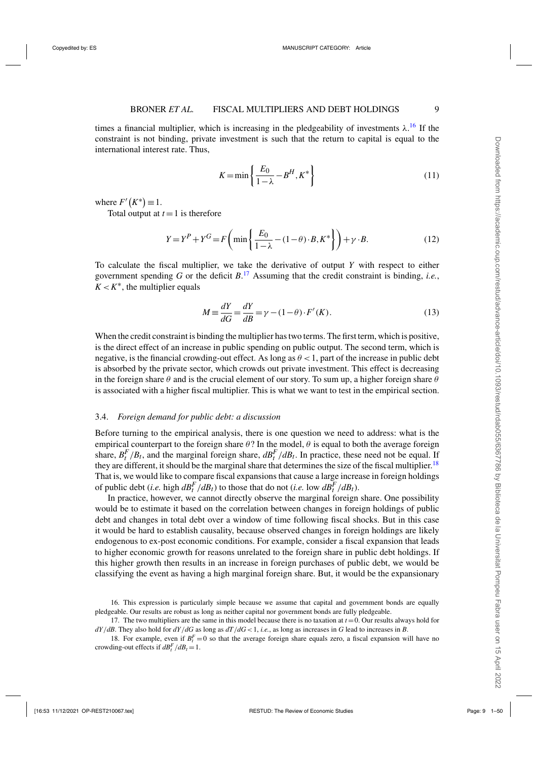times a financial multiplier, which is increasing in the pledgeability of investments $\lambda$.[16] If the constraint is not binding, private investment is such that the return to capital is equal to the international interest rate. Thus,

$$K = \min\left\{\frac{E_0}{1-\lambda} - B^H, K^*\right\} \tag{11}$$

where $F'(K^*) \equiv 1$.

Total output at $t=1$ is therefore

$$Y = Y^P + Y^G = F\left(\min\left\{\frac{E_0}{1-\lambda} - (1-\theta)\cdot B, K^*\right\}\right) + \gamma \cdot B. \tag{12}$$

To calculate the fiscal multiplier, we take the derivative of output $Y$ with respect to either government spending $G$ or the deficit $B$.[17] Assuming that the credit constraint is binding, *i.e.*, $K < K^*$, the multiplier equals

$$M \equiv \frac{dY}{dG} = \frac{dY}{dB} = \gamma - (1-\theta)\cdot F'(K). \tag{13}$$

When the credit constraint is binding the multiplier has two terms. The first term, which is positive, is the direct effect of an increase in public spending on public output. The second term, which is negative, is the financial crowding-out effect. As long as $\theta < 1$, part of the increase in public debt is absorbed by the private sector, which crowds out private investment. This effect is decreasing in the foreign share $\theta$ and is the crucial element of our story. To sum up, a higher foreign share $\theta$ is associated with a higher fiscal multiplier. This is what we want to test in the empirical section.

### 3.4. *Foreign demand for public debt: a discussion*

Before turning to the empirical analysis, there is one question we need to address: what is the empirical counterpart to the foreign share $\theta$? In the model, $\theta$ is equal to both the average foreign share, $B_t^F/B_t$, and the marginal foreign share, $dB_t^F/dB_t$. In practice, these need not be equal. If they are different, it should be the marginal share that determines the size of the fiscal multiplier.[18] That is, we would like to compare fiscal expansions that cause a large increase in foreign holdings of public debt (*i.e.* high $dB_t^F/dB_t$) to those that do not (*i.e.* low $dB_t^F/dB_t$).

In practice, however, we cannot directly observe the marginal foreign share. One possibility would be to estimate it based on the correlation between changes in foreign holdings of public debt and changes in total debt over a window of time following fiscal shocks. But in this case it would be hard to establish causality, because observed changes in foreign holdings are likely endogenous to ex-post economic conditions. For example, consider a fiscal expansion that leads to higher economic growth for reasons unrelated to the foreign share in public debt holdings. If this higher growth then results in an increase in foreign purchases of public debt, we would be classifying the event as having a high marginal foreign share. But, it would be the expansionary

16. This expression is particularly simple because we assume that capital and government bonds are equally pledgeable. Our results are robust as long as neither capital nor government bonds are fully pledgeable.

17. The two multipliers are the same in this model because there is no taxation at $t=0$. Our results always hold for $dY/dB$. They also hold for $dY/dG$ as long as $dT/dG < 1$, *i.e.*, as long as increases in $G$ lead to increases in $B$.

18. For example, even if $B_t^F = 0$ so that the average foreign share equals zero, a fiscal expansion will have no crowding-out effects if $dB_t^F/dB_t = 1$.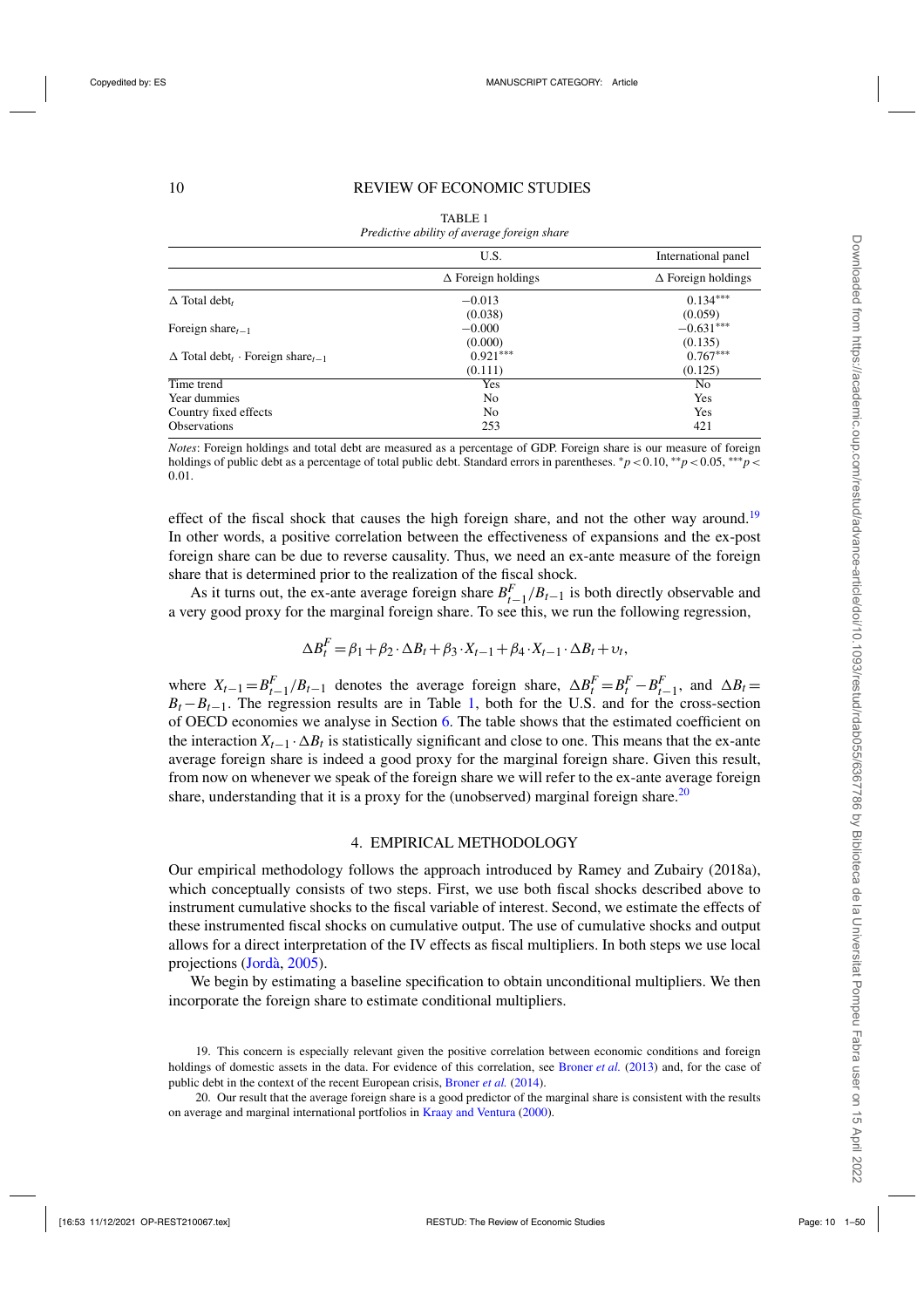TABLE 1

*Predictive ability of average foreign share*

| | U.S. | International panel |
|---|---|---|
| | $\Delta$ Foreign holdings | $\Delta$ Foreign holdings |
| $\Delta$ Total debt$_t$ | $-0.013$ | $0.134^{***}$ |
| | (0.038) | (0.059) |
| Foreign share$_{t-1}$ | $-0.000$ | $-0.631^{***}$ |
| | (0.000) | (0.135) |
| $\Delta$ Total debt$_t$ $\cdot$ Foreign share$_{t-1}$ | $0.921^{***}$ | $0.767^{***}$ |
| | (0.111) | (0.125) |
| Time trend | Yes | No |
| Year dummies | No | Yes |
| Country fixed effects | No | Yes |
| Observations | 253 | 421 |

*Notes*: Foreign holdings and total debt are measured as a percentage of GDP. Foreign share is our measure of foreign holdings of public debt as a percentage of total public debt. Standard errors in parentheses. $^{*}p<0.10$, $^{**}p<0.05$, $^{***}p<0.01$.

effect of the fiscal shock that causes the high foreign share, and not the other way around.[19] In other words, a positive correlation between the effectiveness of expansions and the ex-post foreign share can be due to reverse causality. Thus, we need an ex-ante measure of the foreign share that is determined prior to the realization of the fiscal shock.

As it turns out, the ex-ante average foreign share $B^F_{t-1}/B_{t-1}$ is both directly observable and a very good proxy for the marginal foreign share. To see this, we run the following regression,

$$\Delta B^F_t = \beta_1 + \beta_2 \cdot \Delta B_t + \beta_3 \cdot X_{t-1} + \beta_4 \cdot X_{t-1} \cdot \Delta B_t + \upsilon_t,$$

where $X_{t-1} = B^F_{t-1}/B_{t-1}$ denotes the average foreign share, $\Delta B^F_t = B^F_t - B^F_{t-1}$, and $\Delta B_t = B_t - B_{t-1}$. The regression results are in Table 1, both for the U.S. and for the cross-section of OECD economies we analyse in Section 6. The table shows that the estimated coefficient on the interaction $X_{t-1} \cdot \Delta B_t$ is statistically significant and close to one. This means that the ex-ante average foreign share is indeed a good proxy for the marginal foreign share. Given this result, from now on whenever we speak of the foreign share we will refer to the ex-ante average foreign share, understanding that it is a proxy for the (unobserved) marginal foreign share.[20]

## 4. EMPIRICAL METHODOLOGY

Our empirical methodology follows the approach introduced by Ramey and Zubairy (2018a), which conceptually consists of two steps. First, we use both fiscal shocks described above to instrument cumulative shocks to the fiscal variable of interest. Second, we estimate the effects of these instrumented fiscal shocks on cumulative output. The use of cumulative shocks and output allows for a direct interpretation of the IV effects as fiscal multipliers. In both steps we use local projections (Jordà, 2005).

We begin by estimating a baseline specification to obtain unconditional multipliers. We then incorporate the foreign share to estimate conditional multipliers.

19. This concern is especially relevant given the positive correlation between economic conditions and foreign holdings of domestic assets in the data. For evidence of this correlation, see Broner *et al.* (2013) and, for the case of public debt in the context of the recent European crisis, Broner *et al.* (2014).

20. Our result that the average foreign share is a good predictor of the marginal share is consistent with the results on average and marginal international portfolios in Kraay and Ventura (2000).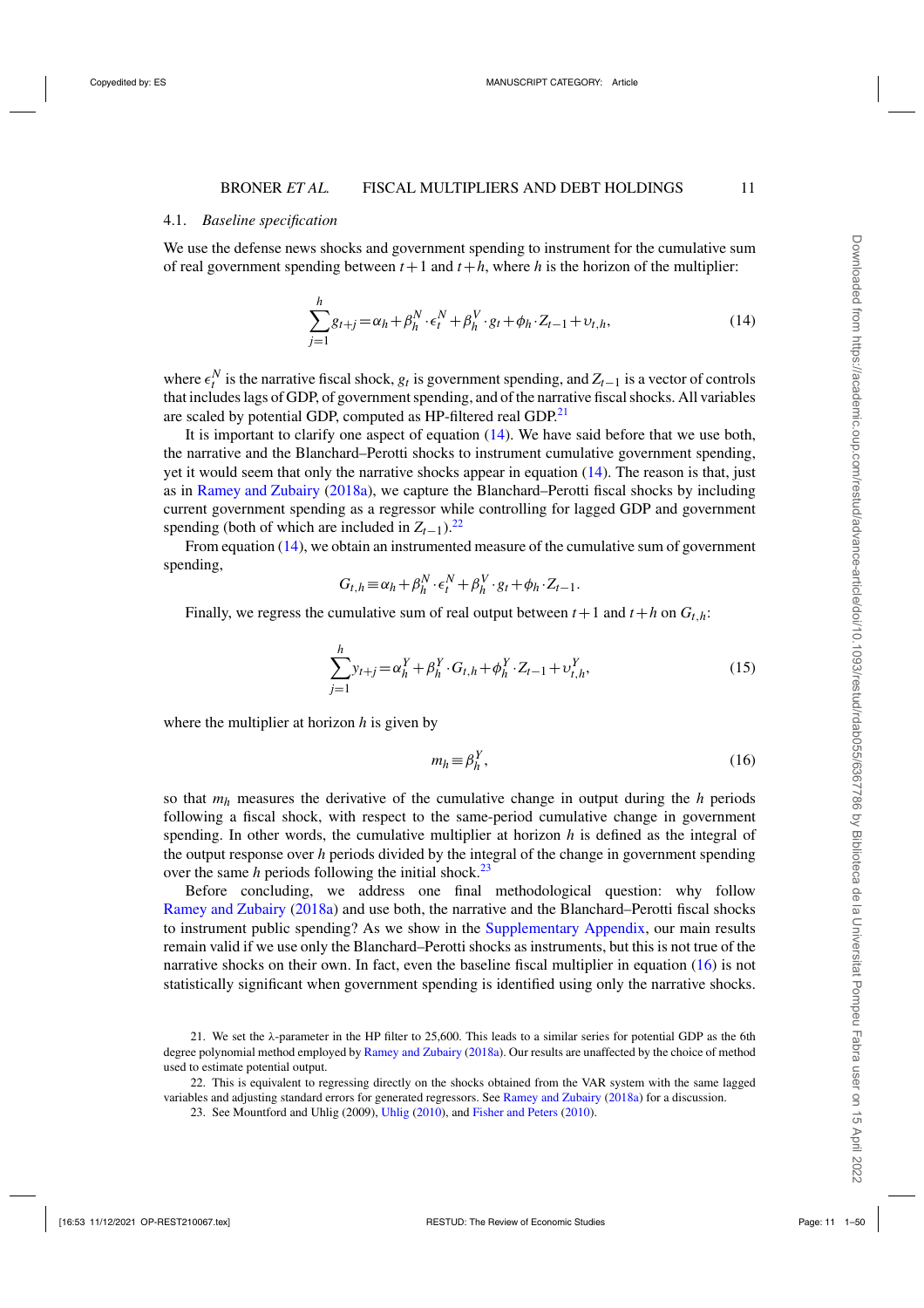### 4.1. *Baseline specification*

We use the defense news shocks and government spending to instrument for the cumulative sum of real government spending between $t+1$ and $t+h$, where $h$ is the horizon of the multiplier:

$$\sum_{j=1}^{h} g_{t+j} = \alpha_h + \beta_h^N \cdot \epsilon_t^N + \beta_h^V \cdot g_t + \phi_h \cdot Z_{t-1} + \upsilon_{t,h}, \tag{14}$$

where $\epsilon_t^N$ is the narrative fiscal shock, $g_t$ is government spending, and $Z_{t-1}$ is a vector of controls that includes lags of GDP, of government spending, and of the narrative fiscal shocks. All variables are scaled by potential GDP, computed as HP-filtered real GDP.[21]

It is important to clarify one aspect of equation (14). We have said before that we use both, the narrative and the Blanchard–Perotti shocks to instrument cumulative government spending, yet it would seem that only the narrative shocks appear in equation (14). The reason is that, just as in Ramey and Zubairy (2018a), we capture the Blanchard–Perotti fiscal shocks by including current government spending as a regressor while controlling for lagged GDP and government spending (both of which are included in $Z_{t-1}$).[22]

From equation (14), we obtain an instrumented measure of the cumulative sum of government spending,

$$G_{t,h} \equiv \alpha_h + \beta_h^N \cdot \epsilon_t^N + \beta_h^V \cdot g_t + \phi_h \cdot Z_{t-1}.$$

Finally, we regress the cumulative sum of real output between $t+1$ and $t+h$ on $G_{t,h}$:

$$\sum_{j=1}^{h} y_{t+j} = \alpha_h^Y + \beta_h^Y \cdot G_{t,h} + \phi_h^Y \cdot Z_{t-1} + \upsilon_{t,h}^Y, \tag{15}$$

where the multiplier at horizon $h$ is given by

$$m_h \equiv \beta_h^Y, \tag{16}$$

so that $m_h$ measures the derivative of the cumulative change in output during the $h$ periods following a fiscal shock, with respect to the same-period cumulative change in government spending. In other words, the cumulative multiplier at horizon $h$ is defined as the integral of the output response over $h$ periods divided by the integral of the change in government spending over the same $h$ periods following the initial shock.[23]

Before concluding, we address one final methodological question: why follow Ramey and Zubairy (2018a) and use both, the narrative and the Blanchard–Perotti fiscal shocks to instrument public spending? As we show in the Supplementary Appendix, our main results remain valid if we use only the Blanchard–Perotti shocks as instruments, but this is not true of the narrative shocks on their own. In fact, even the baseline fiscal multiplier in equation (16) is not statistically significant when government spending is identified using only the narrative shocks.

21. We set the λ-parameter in the HP filter to 25,600. This leads to a similar series for potential GDP as the 6th degree polynomial method employed by Ramey and Zubairy (2018a). Our results are unaffected by the choice of method used to estimate potential output.

22. This is equivalent to regressing directly on the shocks obtained from the VAR system with the same lagged variables and adjusting standard errors for generated regressors. See Ramey and Zubairy (2018a) for a discussion.

23. See Mountford and Uhlig (2009), Uhlig (2010), and Fisher and Peters (2010).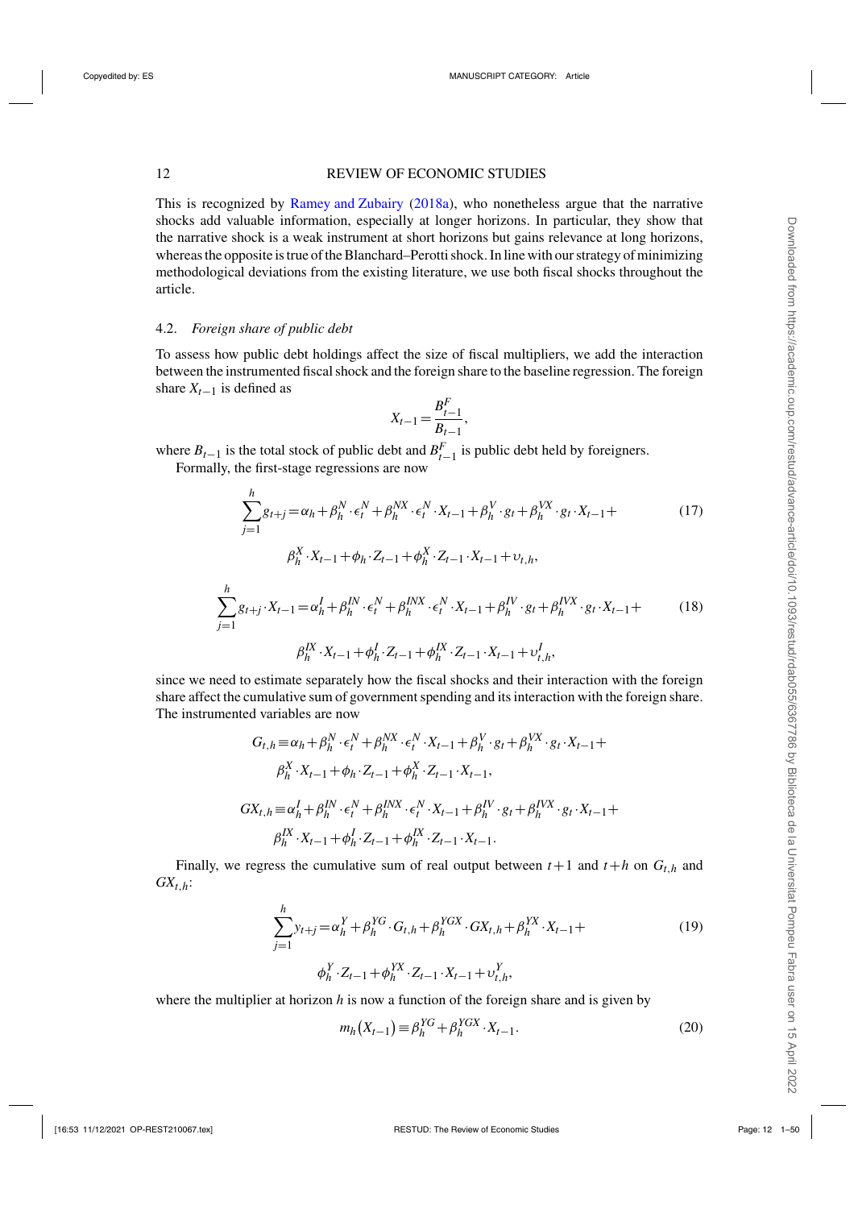This is recognized by Ramey and Zubairy (2018a), who nonetheless argue that the narrative shocks add valuable information, especially at longer horizons. In particular, they show that the narrative shock is a weak instrument at short horizons but gains relevance at long horizons, whereas the opposite is true of the Blanchard–Perotti shock. In line with our strategy of minimizing methodological deviations from the existing literature, we use both fiscal shocks throughout the article.

### 4.2. *Foreign share of public debt*

To assess how public debt holdings affect the size of fiscal multipliers, we add the interaction between the instrumented fiscal shock and the foreign share to the baseline regression. The foreign share $X_{t-1}$ is defined as

$$X_{t-1} = \frac{B^F_{t-1}}{B_{t-1}},$$

where $B_{t-1}$ is the total stock of public debt and $B^F_{t-1}$ is public debt held by foreigners.

Formally, the first-stage regressions are now

$$\sum_{j=1}^{h} g_{t+j} = \alpha_h + \beta_h^N \cdot \epsilon_t^N + \beta_h^{NX} \cdot \epsilon_t^N \cdot X_{t-1} + \beta_h^V \cdot g_t + \beta_h^{VX} \cdot g_t \cdot X_{t-1} + \beta_h^X \cdot X_{t-1} + \phi_h \cdot Z_{t-1} + \phi_h^X \cdot Z_{t-1} \cdot X_{t-1} + \upsilon_{t,h}, \tag{17}$$

$$\sum_{j=1}^{h} g_{t+j} \cdot X_{t-1} = \alpha_h^I + \beta_h^{IN} \cdot \epsilon_t^N + \beta_h^{INX} \cdot \epsilon_t^N \cdot X_{t-1} + \beta_h^{IV} \cdot g_t + \beta_h^{IVX} \cdot g_t \cdot X_{t-1} + \beta_h^{IX} \cdot X_{t-1} + \phi_h^I \cdot Z_{t-1} + \phi_h^{IX} \cdot Z_{t-1} \cdot X_{t-1} + \upsilon_{t,h}^I, \tag{18}$$

since we need to estimate separately how the fiscal shocks and their interaction with the foreign share affect the cumulative sum of government spending and its interaction with the foreign share. The instrumented variables are now

$$G_{t,h} \equiv \alpha_h + \beta_h^N \cdot \epsilon_t^N + \beta_h^{NX} \cdot \epsilon_t^N \cdot X_{t-1} + \beta_h^V \cdot g_t + \beta_h^{VX} \cdot g_t \cdot X_{t-1} + \beta_h^X \cdot X_{t-1} + \phi_h \cdot Z_{t-1} + \phi_h^X \cdot Z_{t-1} \cdot X_{t-1},$$

$$GX_{t,h} \equiv \alpha_h^I + \beta_h^{IN} \cdot \epsilon_t^N + \beta_h^{INX} \cdot \epsilon_t^N \cdot X_{t-1} + \beta_h^{IV} \cdot g_t + \beta_h^{IVX} \cdot g_t \cdot X_{t-1} + \beta_h^{IX} \cdot X_{t-1} + \phi_h^I \cdot Z_{t-1} + \phi_h^{IX} \cdot Z_{t-1} \cdot X_{t-1}.$$

Finally, we regress the cumulative sum of real output between $t+1$ and $t+h$ on $G_{t,h}$ and $GX_{t,h}$:

$$\sum_{j=1}^{h} y_{t+j} = \alpha_h^Y + \beta_h^{YG} \cdot G_{t,h} + \beta_h^{YGX} \cdot GX_{t,h} + \beta_h^{YX} \cdot X_{t-1} + \phi_h^Y \cdot Z_{t-1} + \phi_h^{YX} \cdot Z_{t-1} \cdot X_{t-1} + \upsilon_{t,h}^Y, \tag{19}$$

where the multiplier at horizon $h$ is now a function of the foreign share and is given by

$$m_h(X_{t-1}) \equiv \beta_h^{YG} + \beta_h^{YGX} \cdot X_{t-1}. \tag{20}$$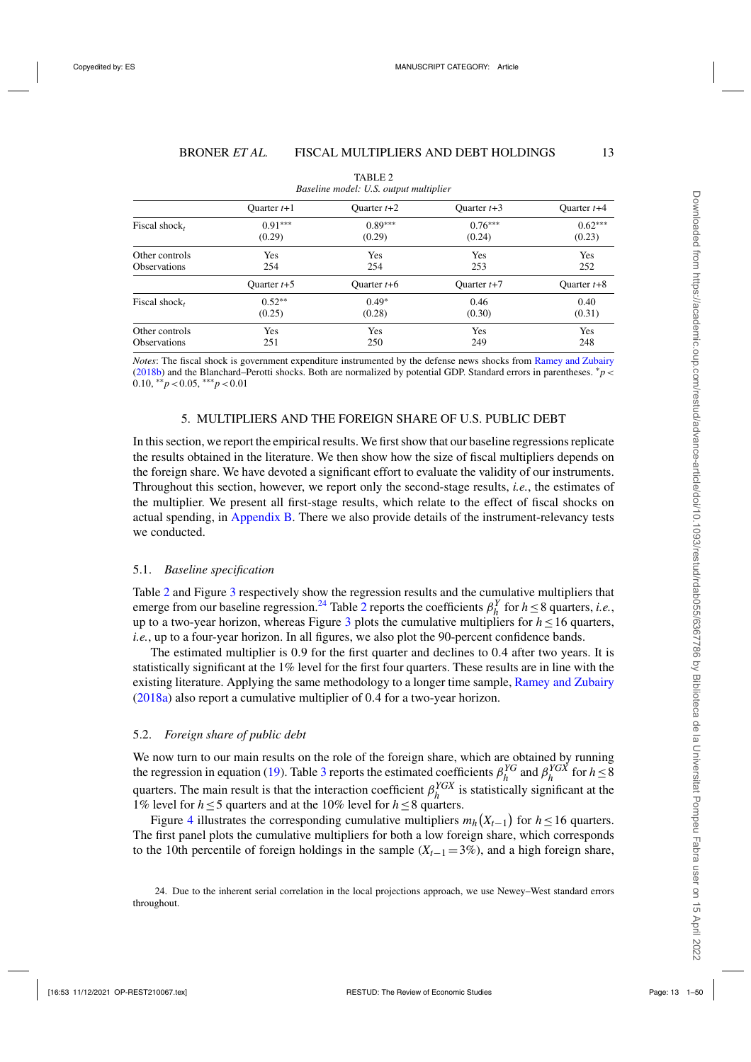TABLE 2

*Baseline model: U.S. output multiplier*

| | Quarter $t$+1 | Quarter $t$+2 | Quarter $t$+3 | Quarter $t$+4 |
|---|---|---|---|---|
| Fiscal shock$_t$ | 0.91*** | 0.89*** | 0.76*** | 0.62*** |
| | (0.29) | (0.29) | (0.24) | (0.23) |
| Other controls | Yes | Yes | Yes | Yes |
| Observations | 254 | 254 | 253 | 252 |
| | Quarter $t$+5 | Quarter $t$+6 | Quarter $t$+7 | Quarter $t$+8 |
| Fiscal shock$_t$ | 0.52** | 0.49* | 0.46 | 0.40 |
| | (0.25) | (0.28) | (0.30) | (0.31) |
| Other controls | Yes | Yes | Yes | Yes |
| Observations | 251 | 250 | 249 | 248 |

*Notes*: The fiscal shock is government expenditure instrumented by the defense news shocks from Ramey and Zubairy (2018b) and the Blanchard–Perotti shocks. Both are normalized by potential GDP. Standard errors in parentheses. $^{*}p<0.10$, $^{**}p<0.05$, $^{***}p<0.01$

## 5. MULTIPLIERS AND THE FOREIGN SHARE OF U.S. PUBLIC DEBT

In this section, we report the empirical results. We first show that our baseline regressions replicate the results obtained in the literature. We then show how the size of fiscal multipliers depends on the foreign share. We have devoted a significant effort to evaluate the validity of our instruments. Throughout this section, however, we report only the second-stage results, *i.e.*, the estimates of the multiplier. We present all first-stage results, which relate to the effect of fiscal shocks on actual spending, in Appendix B. There we also provide details of the instrument-relevancy tests we conducted.

### 5.1. *Baseline specification*

Table 2 and Figure 3 respectively show the regression results and the cumulative multipliers that emerge from our baseline regression.[24] Table 2 reports the coefficients $\beta_h^Y$ for $h \le 8$ quarters, *i.e.*, up to a two-year horizon, whereas Figure 3 plots the cumulative multipliers for $h \le 16$ quarters, *i.e.*, up to a four-year horizon. In all figures, we also plot the 90-percent confidence bands.

The estimated multiplier is 0.9 for the first quarter and declines to 0.4 after two years. It is statistically significant at the 1% level for the first four quarters. These results are in line with the existing literature. Applying the same methodology to a longer time sample, Ramey and Zubairy (2018a) also report a cumulative multiplier of 0.4 for a two-year horizon.

### 5.2. *Foreign share of public debt*

We now turn to our main results on the role of the foreign share, which are obtained by running the regression in equation (19). Table 3 reports the estimated coefficients $\beta_h^{YG}$ and $\beta_h^{YGX}$ for $h \le 8$ quarters. The main result is that the interaction coefficient $\beta_h^{YGX}$ is statistically significant at the 1% level for $h \le 5$ quarters and at the 10% level for $h \le 8$ quarters.

Figure 4 illustrates the corresponding cumulative multipliers $m_h(X_{t-1})$ for $h \le 16$ quarters. The first panel plots the cumulative multipliers for both a low foreign share, which corresponds to the 10th percentile of foreign holdings in the sample ($X_{t-1} = 3\%$), and a high foreign share,

24. Due to the inherent serial correlation in the local projections approach, we use Newey–West standard errors throughout.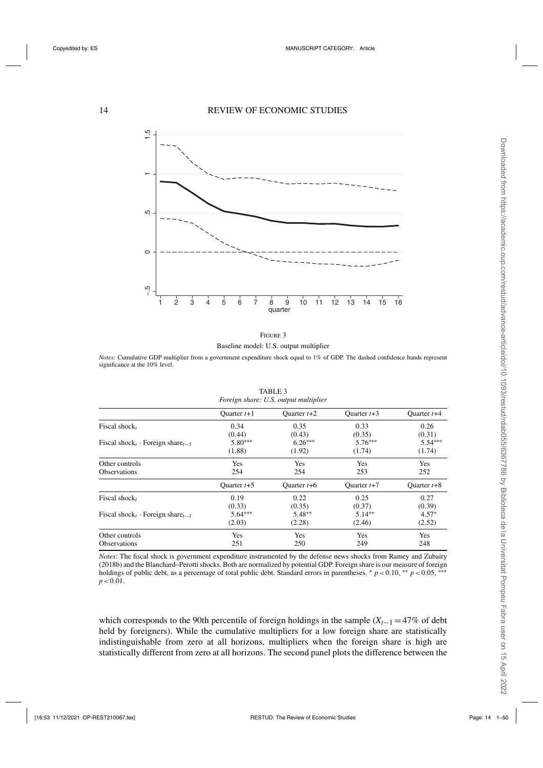FIGURE 3

Baseline model: U.S. output multiplier

*Notes:* Cumulative GDP multiplier from a government expenditure shock equal to 1% of GDP. The dashed confidence bands represent significance at the 10% level.

TABLE 3
*Foreign share: U.S. output multiplier*

| | Quarter $t$+1 | Quarter $t$+2 | Quarter $t$+3 | Quarter $t$+4 |
|---|---|---|---|---|
| Fiscal shock$_t$ | 0.34 | 0.35 | 0.33 | 0.26 |
| | (0.44) | (0.43) | (0.35) | (0.31) |
| Fiscal shock$_t$ · Foreign share$_{t-1}$ | 5.80*** | 6.26*** | 5.76*** | 5.54*** |
| | (1.88) | (1.92) | (1.74) | (1.74) |
| Other controls | Yes | Yes | Yes | Yes |
| Observations | 254 | 254 | 253 | 252 |
| | Quarter $t$+5 | Quarter $t$+6 | Quarter $t$+7 | Quarter $t$+8 |
| Fiscal shock$_t$ | 0.19 | 0.22 | 0.25 | 0.27 |
| | (0.33) | (0.35) | (0.37) | (0.39) |
| Fiscal shock$_t$ · Foreign share$_{t-1}$ | 5.64*** | 5.48** | 5.14** | 4.57* |
| | (2.03) | (2.28) | (2.46) | (2.52) |
| Other controls | Yes | Yes | Yes | Yes |
| Observations | 251 | 250 | 249 | 248 |

*Notes*: The fiscal shock is government expenditure instrumented by the defense news shocks from Ramey and Zubairy (2018b) and the Blanchard–Perotti shocks. Both are normalized by potential GDP. Foreign share is our measure of foreign holdings of public debt, as a percentage of total public debt. Standard errors in parentheses. * $p < 0.10$, ** $p < 0.05$, *** $p < 0.01$.

which corresponds to the 90th percentile of foreign holdings in the sample ($X_{t-1} = 47\%$ of debt held by foreigners). While the cumulative multipliers for a low foreign share are statistically indistinguishable from zero at all horizons, multipliers when the foreign share is high are statistically different from zero at all horizons. The second panel plots the difference between the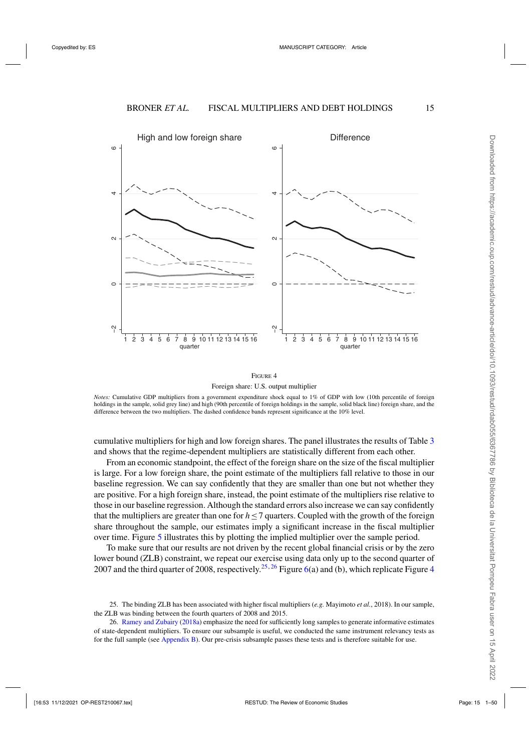FIGURE 4

Foreign share: U.S. output multiplier

*Notes:* Cumulative GDP multipliers from a government expenditure shock equal to 1% of GDP with low (10th percentile of foreign holdings in the sample, solid grey line) and high (90th percentile of foreign holdings in the sample, solid black line) foreign share, and the difference between the two multipliers. The dashed confidence bands represent significance at the 10% level.

cumulative multipliers for high and low foreign shares. The panel illustrates the results of Table 3 and shows that the regime-dependent multipliers are statistically different from each other.

From an economic standpoint, the effect of the foreign share on the size of the fiscal multiplier is large. For a low foreign share, the point estimate of the multipliers fall relative to those in our baseline regression. We can say confidently that they are smaller than one but not whether they are positive. For a high foreign share, instead, the point estimate of the multipliers rise relative to those in our baseline regression. Although the standard errors also increase we can say confidently that the multipliers are greater than one for $h \leq 7$ quarters. Coupled with the growth of the foreign share throughout the sample, our estimates imply a significant increase in the fiscal multiplier over time. Figure 5 illustrates this by plotting the implied multiplier over the sample period.

To make sure that our results are not driven by the recent global financial crisis or by the zero lower bound (ZLB) constraint, we repeat our exercise using data only up to the second quarter of 2007 and the third quarter of 2008, respectively.[25,26] Figure 6(a) and (b), which replicate Figure 4

25. The binding ZLB has been associated with higher fiscal multipliers (*e.g.* Mayimoto *et al.*, 2018). In our sample, the ZLB was binding between the fourth quarters of 2008 and 2015.

26. Ramey and Zubairy (2018a) emphasize the need for sufficiently long samples to generate informative estimates of state-dependent multipliers. To ensure our subsample is useful, we conducted the same instrument relevancy tests as for the full sample (see Appendix B). Our pre-crisis subsample passes these tests and is therefore suitable for use.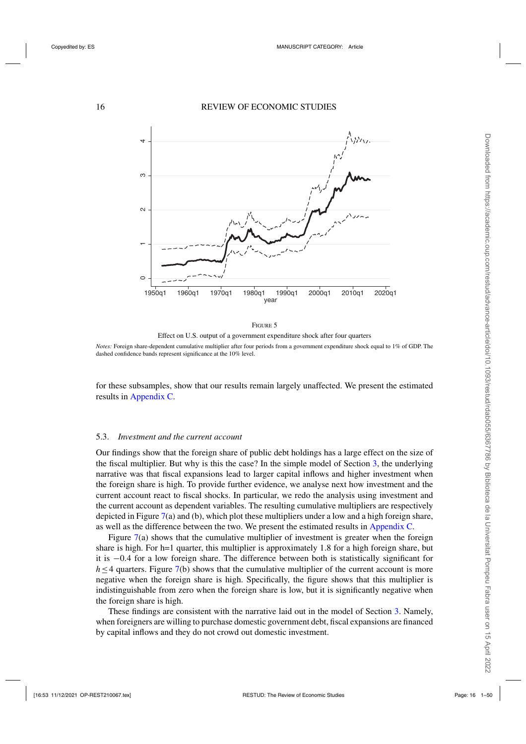FIGURE 5

Effect on U.S. output of a government expenditure shock after four quarters

*Notes:* Foreign share-dependent cumulative multiplier after four periods from a government expenditure shock equal to 1% of GDP. The dashed confidence bands represent significance at the 10% level.

for these subsamples, show that our results remain largely unaffected. We present the estimated results in Appendix C.

### 5.3. *Investment and the current account*

Our findings show that the foreign share of public debt holdings has a large effect on the size of the fiscal multiplier. But why is this the case? In the simple model of Section 3, the underlying narrative was that fiscal expansions lead to larger capital inflows and higher investment when the foreign share is high. To provide further evidence, we analyse next how investment and the current account react to fiscal shocks. In particular, we redo the analysis using investment and the current account as dependent variables. The resulting cumulative multipliers are respectively depicted in Figure 7(a) and (b), which plot these multipliers under a low and a high foreign share, as well as the difference between the two. We present the estimated results in Appendix C.

Figure 7(a) shows that the cumulative multiplier of investment is greater when the foreign share is high. For h=1 quarter, this multiplier is approximately 1.8 for a high foreign share, but it is $-0.4$ for a low foreign share. The difference between both is statistically significant for $h \leq 4$ quarters. Figure 7(b) shows that the cumulative multiplier of the current account is more negative when the foreign share is high. Specifically, the figure shows that this multiplier is indistinguishable from zero when the foreign share is low, but it is significantly negative when the foreign share is high.

These findings are consistent with the narrative laid out in the model of Section 3. Namely, when foreigners are willing to purchase domestic government debt, fiscal expansions are financed by capital inflows and they do not crowd out domestic investment.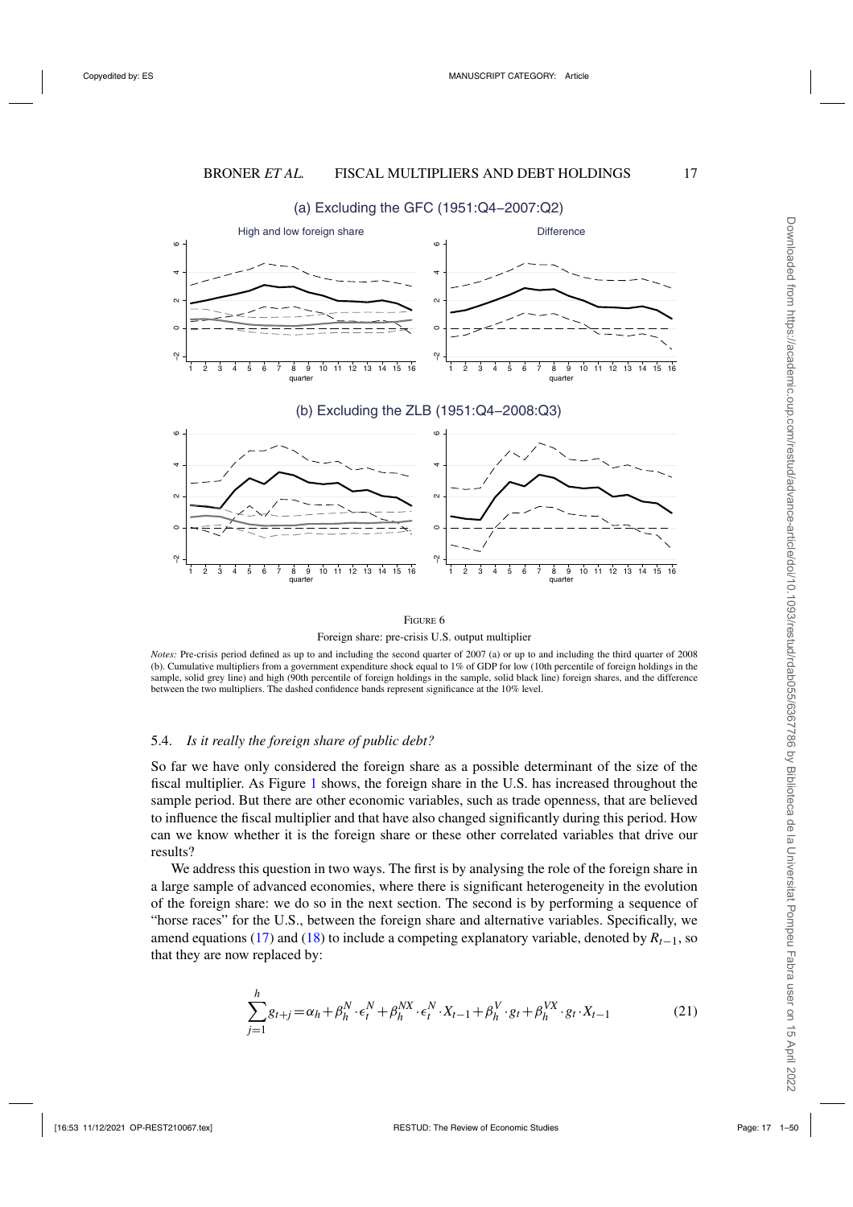FIGURE 6

Foreign share: pre-crisis U.S. output multiplier

*Notes:* Pre-crisis period defined as up to and including the second quarter of 2007 (a) or up to and including the third quarter of 2008 (b). Cumulative multipliers from a government expenditure shock equal to 1% of GDP for low (10th percentile of foreign holdings in the sample, solid grey line) and high (90th percentile of foreign holdings in the sample, solid black line) foreign shares, and the difference between the two multipliers. The dashed confidence bands represent significance at the 10% level.

### 5.4. *Is it really the foreign share of public debt?*

So far we have only considered the foreign share as a possible determinant of the size of the fiscal multiplier. As Figure 1 shows, the foreign share in the U.S. has increased throughout the sample period. But there are other economic variables, such as trade openness, that are believed to influence the fiscal multiplier and that have also changed significantly during this period. How can we know whether it is the foreign share or these other correlated variables that drive our results?

We address this question in two ways. The first is by analysing the role of the foreign share in a large sample of advanced economies, where there is significant heterogeneity in the evolution of the foreign share: we do so in the next section. The second is by performing a sequence of "horse races" for the U.S., between the foreign share and alternative variables. Specifically, we amend equations (17) and (18) to include a competing explanatory variable, denoted by $R_{t-1}$, so that they are now replaced by:

$$\sum_{j=1}^{h} g_{t+j} = \alpha_h + \beta_h^N \cdot \epsilon_t^N + \beta_h^{NX} \cdot \epsilon_t^N \cdot X_{t-1} + \beta_h^V \cdot g_t + \beta_h^{VX} \cdot g_t \cdot X_{t-1} \tag{21}$$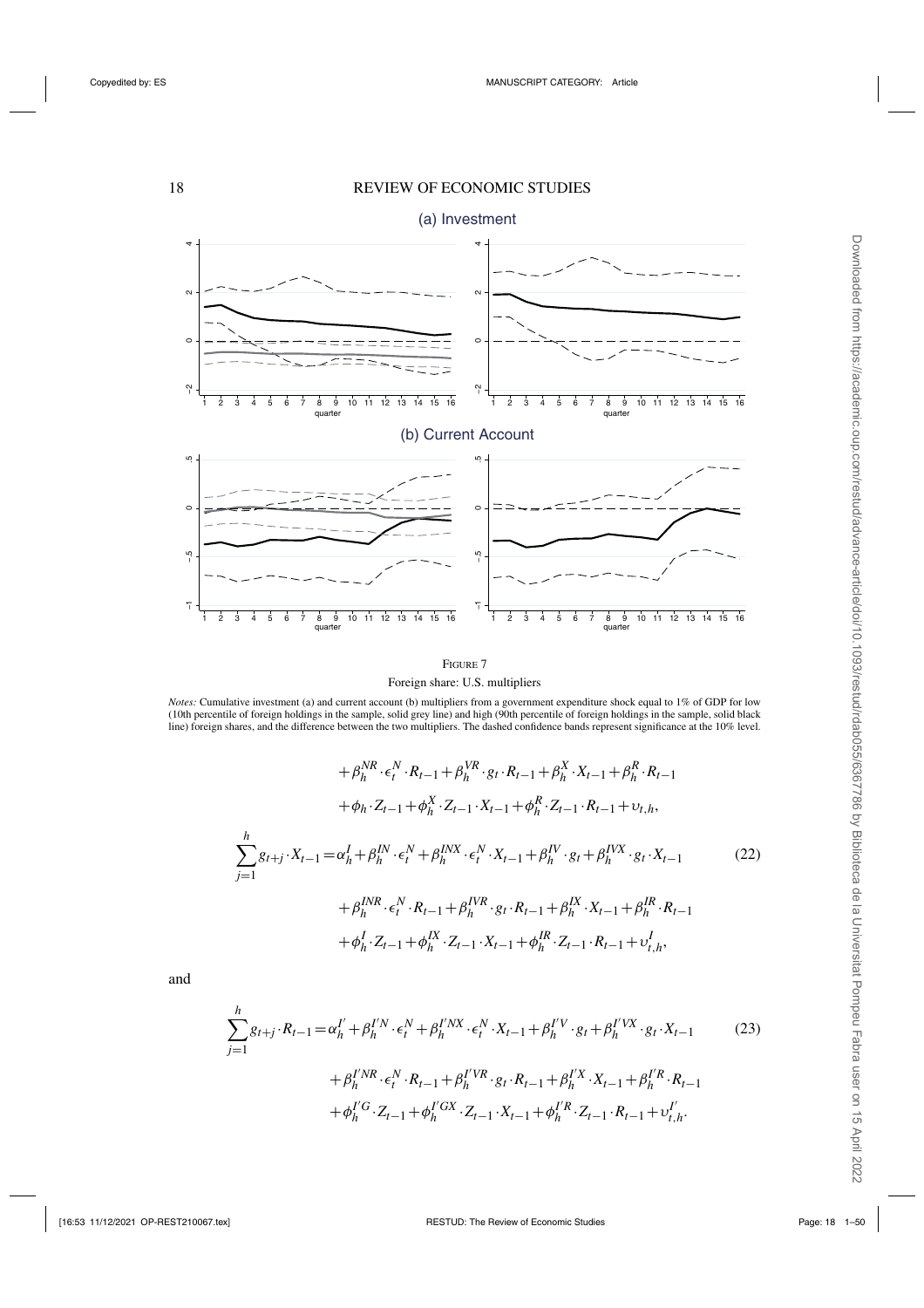(a) Investment

(b) Current Account

FIGURE 7

Foreign share: U.S. multipliers

*Notes:* Cumulative investment (a) and current account (b) multipliers from a government expenditure shock equal to 1% of GDP for low (10th percentile of foreign holdings in the sample, solid grey line) and high (90th percentile of foreign holdings in the sample, solid black line) foreign shares, and the difference between the two multipliers. The dashed confidence bands represent significance at the 10% level.

$$+\beta_h^{NR}\cdot\epsilon_t^N\cdot R_{t-1}+\beta_h^{VR}\cdot g_t\cdot R_{t-1}+\beta_h^X\cdot X_{t-1}+\beta_h^R\cdot R_{t-1}$$
$$+\phi_h\cdot Z_{t-1}+\phi_h^X\cdot Z_{t-1}\cdot X_{t-1}+\phi_h^R\cdot Z_{t-1}\cdot R_{t-1}+\upsilon_{t,h},$$

$$\sum_{j=1}^{h}g_{t+j}\cdot X_{t-1}=\alpha_h^I+\beta_h^{IN}\cdot\epsilon_t^N+\beta_h^{INX}\cdot\epsilon_t^N\cdot X_{t-1}+\beta_h^{IV}\cdot g_t+\beta_h^{IVX}\cdot g_t\cdot X_{t-1} \tag{22}$$
$$+\beta_h^{INR}\cdot\epsilon_t^N\cdot R_{t-1}+\beta_h^{IVR}\cdot g_t\cdot R_{t-1}+\beta_h^{IX}\cdot X_{t-1}+\beta_h^{IR}\cdot R_{t-1}$$
$$+\phi_h^I\cdot Z_{t-1}+\phi_h^{IX}\cdot Z_{t-1}\cdot X_{t-1}+\phi_h^{IR}\cdot Z_{t-1}\cdot R_{t-1}+\upsilon_{t,h}^I,$$

and

$$\sum_{j=1}^{h}g_{t+j}\cdot R_{t-1}=\alpha_h^{I'}+\beta_h^{I'N}\cdot\epsilon_t^N+\beta_h^{I'NX}\cdot\epsilon_t^N\cdot X_{t-1}+\beta_h^{I'V}\cdot g_t+\beta_h^{I'VX}\cdot g_t\cdot X_{t-1} \tag{23}$$
$$+\beta_h^{I'NR}\cdot\epsilon_t^N\cdot R_{t-1}+\beta_h^{I'VR}\cdot g_t\cdot R_{t-1}+\beta_h^{I'X}\cdot X_{t-1}+\beta_h^{I'R}\cdot R_{t-1}$$
$$+\phi_h^{I'G}\cdot Z_{t-1}+\phi_h^{I'GX}\cdot Z_{t-1}\cdot X_{t-1}+\phi_h^{I'R}\cdot Z_{t-1}\cdot R_{t-1}+\upsilon_{t,h}^{I'}.$$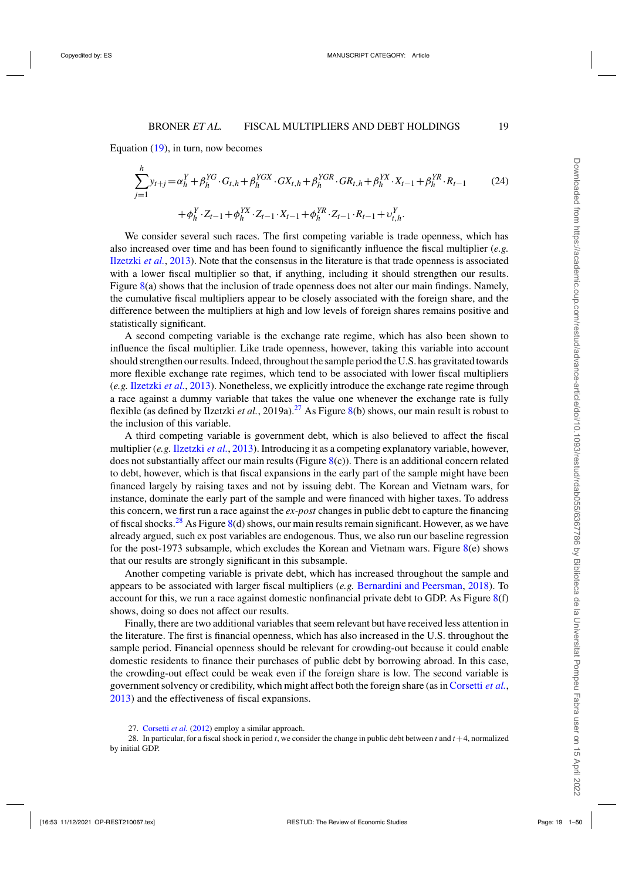Equation (19), in turn, now becomes

$$\sum_{j=1}^{h} y_{t+j} = \alpha_h^Y + \beta_h^{YG} \cdot G_{t,h} + \beta_h^{YGX} \cdot GX_{t,h} + \beta_h^{YGR} \cdot GR_{t,h} + \beta_h^{YX} \cdot X_{t-1} + \beta_h^{YR} \cdot R_{t-1} \tag{24}$$

$$+ \phi_h^Y \cdot Z_{t-1} + \phi_h^{YX} \cdot Z_{t-1} \cdot X_{t-1} + \phi_h^{YR} \cdot Z_{t-1} \cdot R_{t-1} + \upsilon_{t,h}^Y.$$

We consider several such races. The first competing variable is trade openness, which has also increased over time and has been found to significantly influence the fiscal multiplier (*e.g.* Ilzetzki *et al.*, 2013). Note that the consensus in the literature is that trade openness is associated with a lower fiscal multiplier so that, if anything, including it should strengthen our results. Figure 8(a) shows that the inclusion of trade openness does not alter our main findings. Namely, the cumulative fiscal multipliers appear to be closely associated with the foreign share, and the difference between the multipliers at high and low levels of foreign shares remains positive and statistically significant.

A second competing variable is the exchange rate regime, which has also been shown to influence the fiscal multiplier. Like trade openness, however, taking this variable into account should strengthen our results. Indeed, throughout the sample period the U.S. has gravitated towards more flexible exchange rate regimes, which tend to be associated with lower fiscal multipliers (*e.g.* Ilzetzki *et al.*, 2013). Nonetheless, we explicitly introduce the exchange rate regime through a race against a dummy variable that takes the value one whenever the exchange rate is fully flexible (as defined by Ilzetzki *et al.*, 2019a).[27] As Figure 8(b) shows, our main result is robust to the inclusion of this variable.

A third competing variable is government debt, which is also believed to affect the fiscal multiplier (*e.g.* Ilzetzki *et al.*, 2013). Introducing it as a competing explanatory variable, however, does not substantially affect our main results (Figure 8(c)). There is an additional concern related to debt, however, which is that fiscal expansions in the early part of the sample might have been financed largely by raising taxes and not by issuing debt. The Korean and Vietnam wars, for instance, dominate the early part of the sample and were financed with higher taxes. To address this concern, we first run a race against the *ex-post* changes in public debt to capture the financing of fiscal shocks.[28] As Figure 8(d) shows, our main results remain significant. However, as we have already argued, such ex post variables are endogenous. Thus, we also run our baseline regression for the post-1973 subsample, which excludes the Korean and Vietnam wars. Figure 8(e) shows that our results are strongly significant in this subsample.

Another competing variable is private debt, which has increased throughout the sample and appears to be associated with larger fiscal multipliers (*e.g.* Bernardini and Peersman, 2018). To account for this, we run a race against domestic nonfinancial private debt to GDP. As Figure 8(f) shows, doing so does not affect our results.

Finally, there are two additional variables that seem relevant but have received less attention in the literature. The first is financial openness, which has also increased in the U.S. throughout the sample period. Financial openness should be relevant for crowding-out because it could enable domestic residents to finance their purchases of public debt by borrowing abroad. In this case, the crowding-out effect could be weak even if the foreign share is low. The second variable is government solvency or credibility, which might affect both the foreign share (as in Corsetti *et al.*, 2013) and the effectiveness of fiscal expansions.

27. Corsetti *et al.* (2012) employ a similar approach.

28. In particular, for a fiscal shock in period $t$, we consider the change in public debt between $t$ and $t+4$, normalized by initial GDP.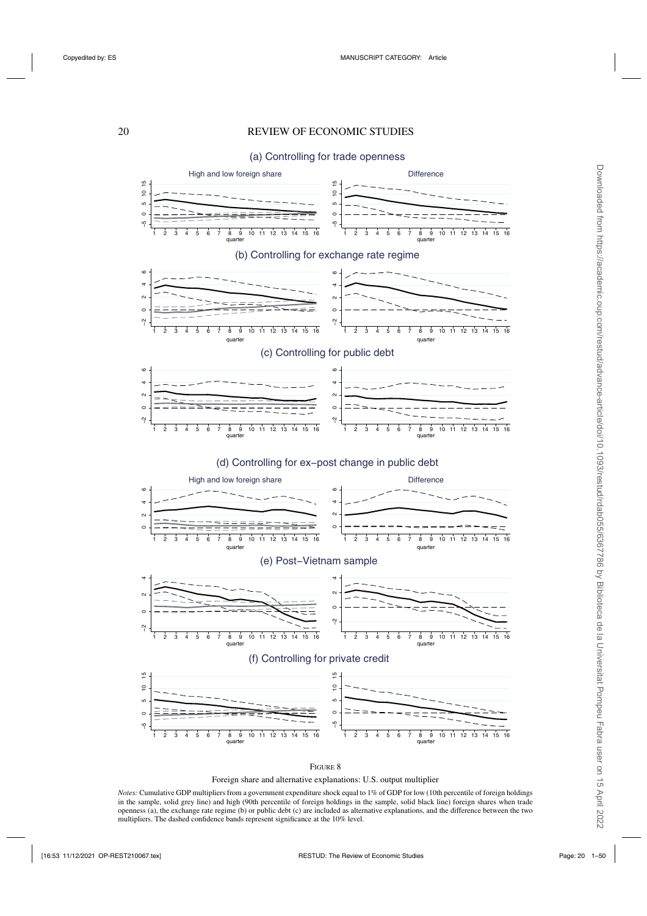(a) Controlling for trade openness

(b) Controlling for exchange rate regime

(c) Controlling for public debt

(d) Controlling for ex–post change in public debt

(e) Post–Vietnam sample

(f) Controlling for private credit

FIGURE 8

Foreign share and alternative explanations: U.S. output multiplier

*Notes:* Cumulative GDP multipliers from a government expenditure shock equal to 1% of GDP for low (10th percentile of foreign holdings in the sample, solid grey line) and high (90th percentile of foreign holdings in the sample, solid black line) foreign shares when trade openness (a), the exchange rate regime (b) or public debt (c) are included as alternative explanations, and the difference between the two multipliers. The dashed confidence bands represent significance at the 10% level.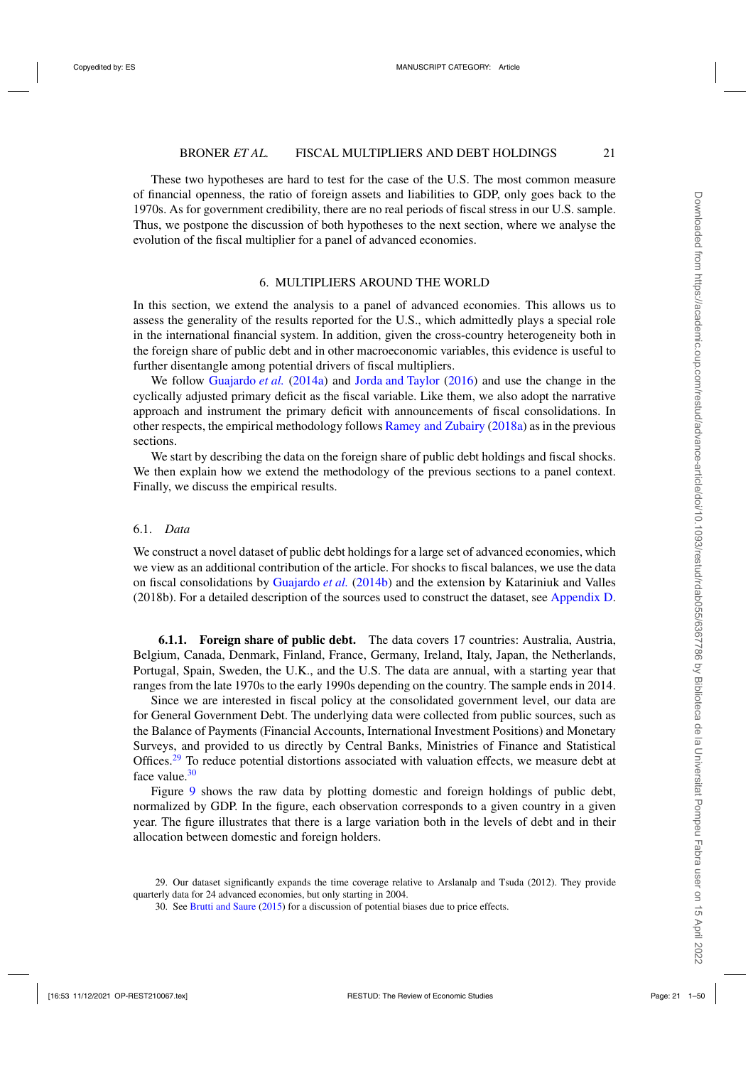These two hypotheses are hard to test for the case of the U.S. The most common measure of financial openness, the ratio of foreign assets and liabilities to GDP, only goes back to the 1970s. As for government credibility, there are no real periods of fiscal stress in our U.S. sample. Thus, we postpone the discussion of both hypotheses to the next section, where we analyse the evolution of the fiscal multiplier for a panel of advanced economies.

## 6. MULTIPLIERS AROUND THE WORLD

In this section, we extend the analysis to a panel of advanced economies. This allows us to assess the generality of the results reported for the U.S., which admittedly plays a special role in the international financial system. In addition, given the cross-country heterogeneity both in the foreign share of public debt and in other macroeconomic variables, this evidence is useful to further disentangle among potential drivers of fiscal multipliers.

We follow Guajardo *et al.* (2014a) and Jorda and Taylor (2016) and use the change in the cyclically adjusted primary deficit as the fiscal variable. Like them, we also adopt the narrative approach and instrument the primary deficit with announcements of fiscal consolidations. In other respects, the empirical methodology follows Ramey and Zubairy (2018a) as in the previous sections.

We start by describing the data on the foreign share of public debt holdings and fiscal shocks. We then explain how we extend the methodology of the previous sections to a panel context. Finally, we discuss the empirical results.

### 6.1. *Data*

We construct a novel dataset of public debt holdings for a large set of advanced economies, which we view as an additional contribution of the article. For shocks to fiscal balances, we use the data on fiscal consolidations by Guajardo *et al.* (2014b) and the extension by Katariniuk and Valles (2018b). For a detailed description of the sources used to construct the dataset, see Appendix D.

#### 6.1.1. **Foreign share of public debt.**

The data covers 17 countries: Australia, Austria, Belgium, Canada, Denmark, Finland, France, Germany, Ireland, Italy, Japan, the Netherlands, Portugal, Spain, Sweden, the U.K., and the U.S. The data are annual, with a starting year that ranges from the late 1970s to the early 1990s depending on the country. The sample ends in 2014.

Since we are interested in fiscal policy at the consolidated government level, our data are for General Government Debt. The underlying data were collected from public sources, such as the Balance of Payments (Financial Accounts, International Investment Positions) and Monetary Surveys, and provided to us directly by Central Banks, Ministries of Finance and Statistical Offices.[29] To reduce potential distortions associated with valuation effects, we measure debt at face value.[30]

Figure 9 shows the raw data by plotting domestic and foreign holdings of public debt, normalized by GDP. In the figure, each observation corresponds to a given country in a given year. The figure illustrates that there is a large variation both in the levels of debt and in their allocation between domestic and foreign holders.

29. Our dataset significantly expands the time coverage relative to Arslanalp and Tsuda (2012). They provide quarterly data for 24 advanced economies, but only starting in 2004.

30. See Brutti and Saure (2015) for a discussion of potential biases due to price effects.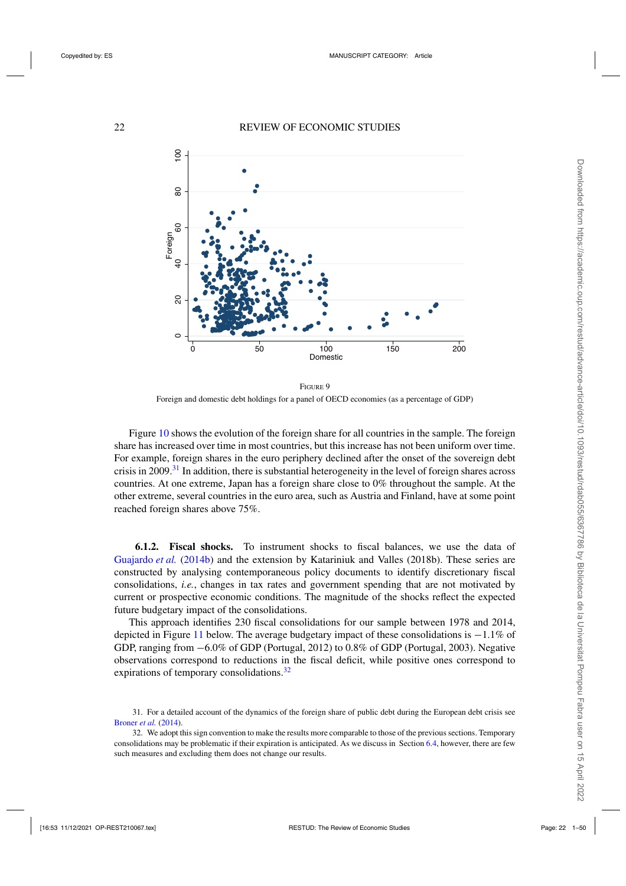FIGURE 9

Foreign and domestic debt holdings for a panel of OECD economies (as a percentage of GDP)

Figure 10 shows the evolution of the foreign share for all countries in the sample. The foreign share has increased over time in most countries, but this increase has not been uniform over time. For example, foreign shares in the euro periphery declined after the onset of the sovereign debt crisis in 2009.[31] In addition, there is substantial heterogeneity in the level of foreign shares across countries. At one extreme, Japan has a foreign share close to 0% throughout the sample. At the other extreme, several countries in the euro area, such as Austria and Finland, have at some point reached foreign shares above 75%.

#### 6.1.2. Fiscal shocks.

To instrument shocks to fiscal balances, we use the data of Guajardo *et al.* (2014b) and the extension by Katariniuk and Valles (2018b). These series are constructed by analysing contemporaneous policy documents to identify discretionary fiscal consolidations, *i.e.*, changes in tax rates and government spending that are not motivated by current or prospective economic conditions. The magnitude of the shocks reflect the expected future budgetary impact of the consolidations.

This approach identifies 230 fiscal consolidations for our sample between 1978 and 2014, depicted in Figure 11 below. The average budgetary impact of these consolidations is −1.1% of GDP, ranging from −6.0% of GDP (Portugal, 2012) to 0.8% of GDP (Portugal, 2003). Negative observations correspond to reductions in the fiscal deficit, while positive ones correspond to expirations of temporary consolidations.[32]

31. For a detailed account of the dynamics of the foreign share of public debt during the European debt crisis see Broner *et al.* (2014).

32. We adopt this sign convention to make the results more comparable to those of the previous sections. Temporary consolidations may be problematic if their expiration is anticipated. As we discuss in Section 6.4, however, there are few such measures and excluding them does not change our results.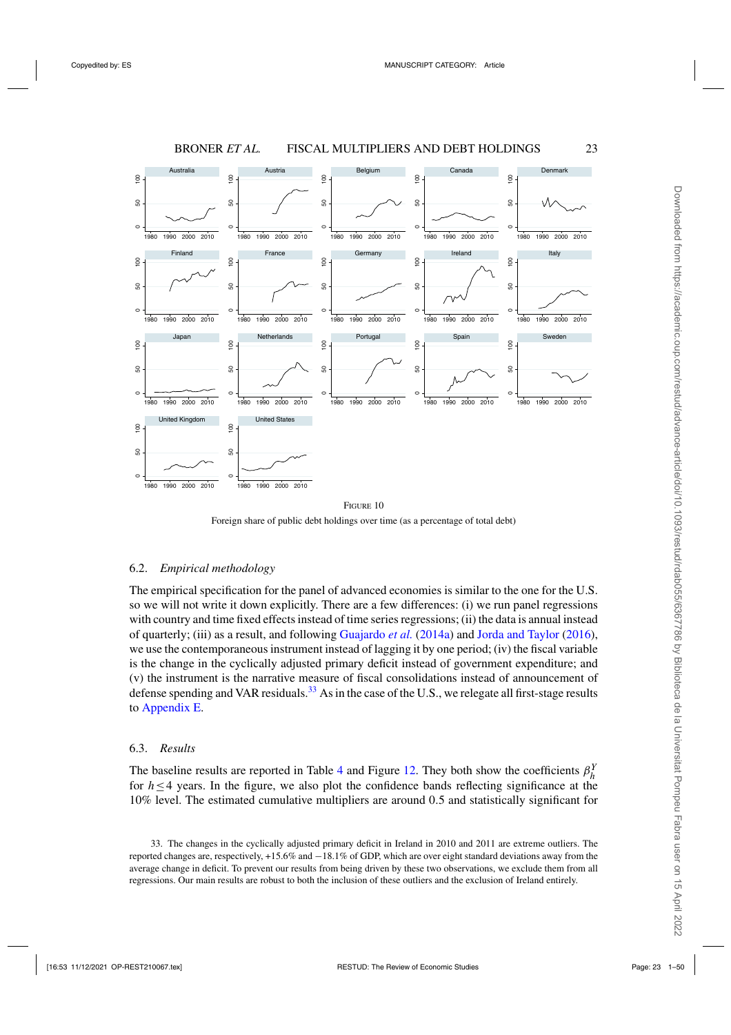Figure 10

Foreign share of public debt holdings over time (as a percentage of total debt)

### 6.2. *Empirical methodology*

The empirical specification for the panel of advanced economies is similar to the one for the U.S. so we will not write it down explicitly. There are a few differences: (i) we run panel regressions with country and time fixed effects instead of time series regressions; (ii) the data is annual instead of quarterly; (iii) as a result, and following Guajardo *et al.* (2014a) and Jorda and Taylor (2016), we use the contemporaneous instrument instead of lagging it by one period; (iv) the fiscal variable is the change in the cyclically adjusted primary deficit instead of government expenditure; and (v) the instrument is the narrative measure of fiscal consolidations instead of announcement of defense spending and VAR residuals.[33] As in the case of the U.S., we relegate all first-stage results to Appendix E.

### 6.3. *Results*

The baseline results are reported in Table 4 and Figure 12. They both show the coefficients $\beta_h^Y$ for $h \leq 4$ years. In the figure, we also plot the confidence bands reflecting significance at the 10% level. The estimated cumulative multipliers are around 0.5 and statistically significant for

33. The changes in the cyclically adjusted primary deficit in Ireland in 2010 and 2011 are extreme outliers. The reported changes are, respectively, +15.6% and −18.1% of GDP, which are over eight standard deviations away from the average change in deficit. To prevent our results from being driven by these two observations, we exclude them from all regressions. Our main results are robust to both the inclusion of these outliers and the exclusion of Ireland entirely.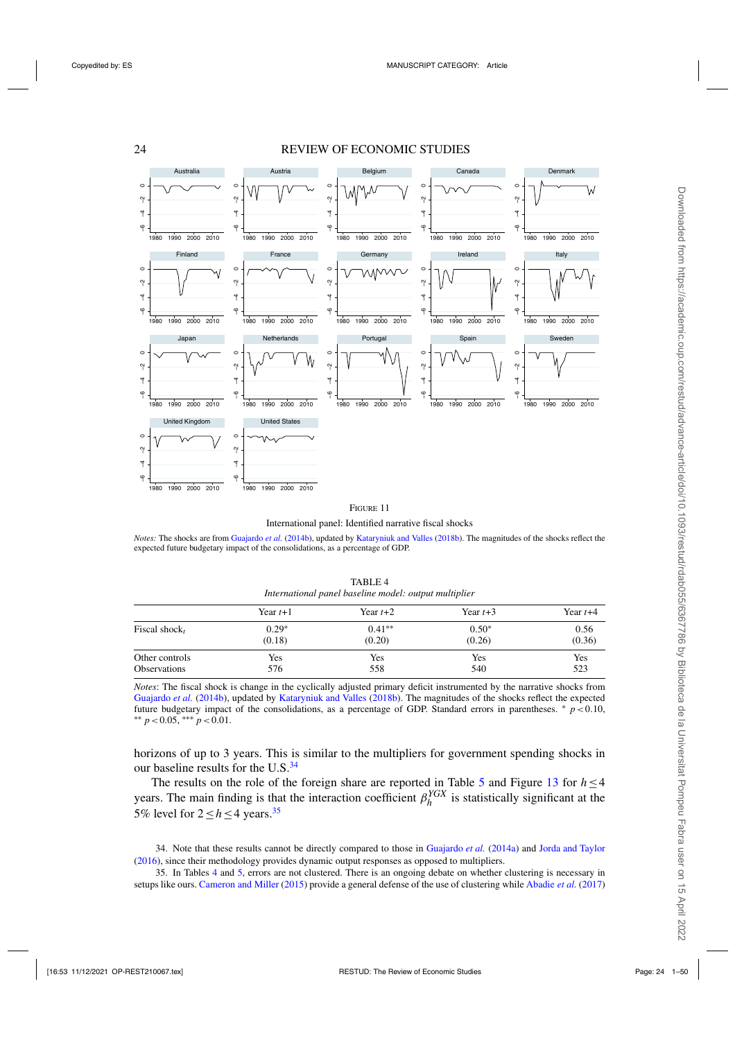Figure 11

International panel: Identified narrative fiscal shocks

*Notes:* The shocks are from Guajardo *et al.* (2014b), updated by Kataryniuk and Valles (2018b). The magnitudes of the shocks reflect the expected future budgetary impact of the consolidations, as a percentage of GDP.

TABLE 4

*International panel baseline model: output multiplier*

| | Year $t$+1 | Year $t$+2 | Year $t$+3 | Year $t$+4 |
|---|---|---|---|---|
| Fiscal shock$_t$ | 0.29* | 0.41** | 0.50* | 0.56 |
| | (0.18) | (0.20) | (0.26) | (0.36) |
| Other controls | Yes | Yes | Yes | Yes |
| Observations | 576 | 558 | 540 | 523 |

*Notes*: The fiscal shock is change in the cyclically adjusted primary deficit instrumented by the narrative shocks from Guajardo *et al.* (2014b), updated by Kataryniuk and Valles (2018b). The magnitudes of the shocks reflect the expected future budgetary impact of the consolidations, as a percentage of GDP. Standard errors in parentheses. * $p < 0.10$, ** $p < 0.05$, *** $p < 0.01$.

horizons of up to 3 years. This is similar to the multipliers for government spending shocks in our baseline results for the U.S.[34]

The results on the role of the foreign share are reported in Table 5 and Figure 13 for $h \leq 4$ years. The main finding is that the interaction coefficient $\beta_h^{YGX}$ is statistically significant at the 5% level for $2 \leq h \leq 4$ years.[35]

34. Note that these results cannot be directly compared to those in Guajardo *et al.* (2014a) and Jorda and Taylor (2016), since their methodology provides dynamic output responses as opposed to multipliers.

35. In Tables 4 and 5, errors are not clustered. There is an ongoing debate on whether clustering is necessary in setups like ours. Cameron and Miller (2015) provide a general defense of the use of clustering while Abadie *et al.* (2017)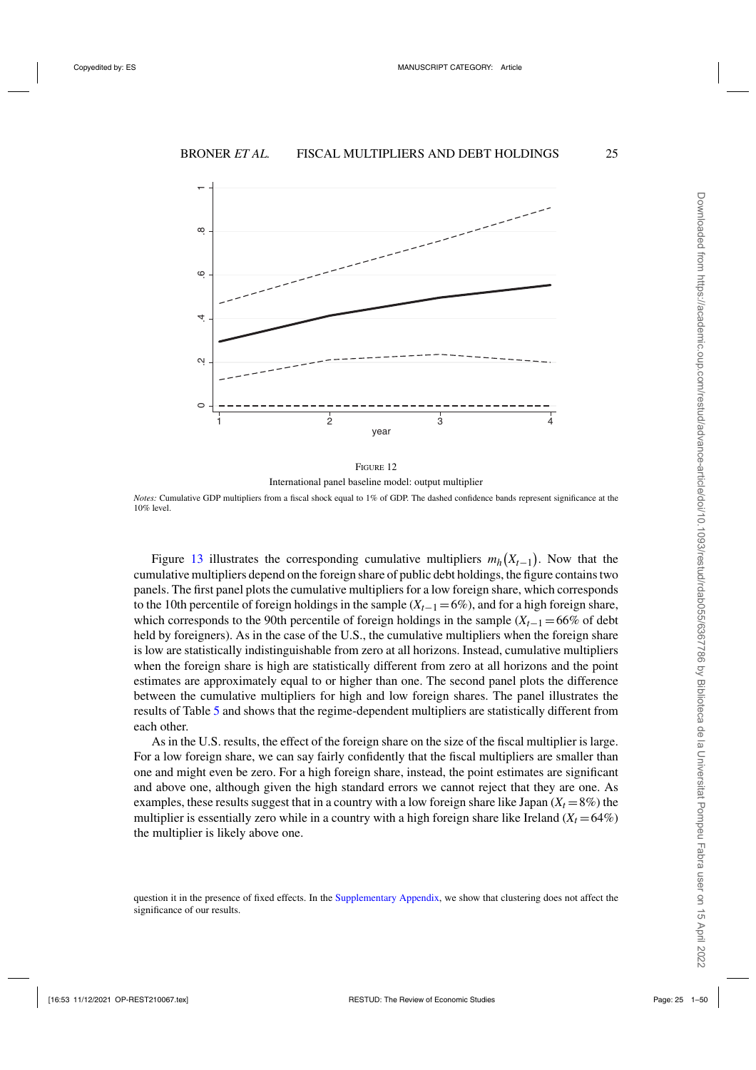FIGURE 12

International panel baseline model: output multiplier

*Notes:* Cumulative GDP multipliers from a fiscal shock equal to 1% of GDP. The dashed confidence bands represent significance at the 10% level.

Figure 13 illustrates the corresponding cumulative multipliers $m_h(X_{t-1})$. Now that the cumulative multipliers depend on the foreign share of public debt holdings, the figure contains two panels. The first panel plots the cumulative multipliers for a low foreign share, which corresponds to the 10th percentile of foreign holdings in the sample ($X_{t-1} = 6\%$), and for a high foreign share, which corresponds to the 90th percentile of foreign holdings in the sample ($X_{t-1} = 66\%$ of debt held by foreigners). As in the case of the U.S., the cumulative multipliers when the foreign share is low are statistically indistinguishable from zero at all horizons. Instead, cumulative multipliers when the foreign share is high are statistically different from zero at all horizons and the point estimates are approximately equal to or higher than one. The second panel plots the difference between the cumulative multipliers for high and low foreign shares. The panel illustrates the results of Table 5 and shows that the regime-dependent multipliers are statistically different from each other.

As in the U.S. results, the effect of the foreign share on the size of the fiscal multiplier is large. For a low foreign share, we can say fairly confidently that the fiscal multipliers are smaller than one and might even be zero. For a high foreign share, instead, the point estimates are significant and above one, although given the high standard errors we cannot reject that they are one. As examples, these results suggest that in a country with a low foreign share like Japan ($X_t = 8\%$) the multiplier is essentially zero while in a country with a high foreign share like Ireland ($X_t = 64\%$) the multiplier is likely above one.

question it in the presence of fixed effects. In the Supplementary Appendix, we show that clustering does not affect the significance of our results.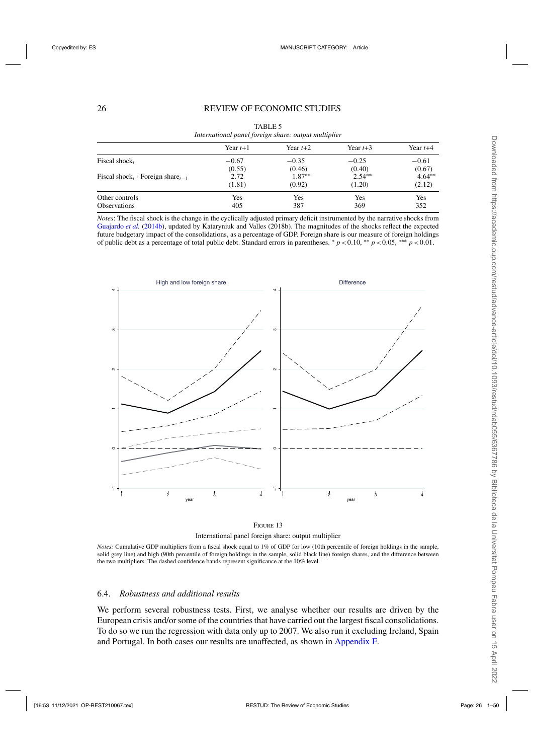TABLE 5

*International panel foreign share: output multiplier*

| | Year $t$+1 | Year $t$+2 | Year $t$+3 | Year $t$+4 |
|---|---|---|---|---|
| Fiscal shock$_t$ | −0.67 | −0.35 | −0.25 | −0.61 |
| | (0.55) | (0.46) | (0.40) | (0.67) |
| Fiscal shock$_t$ · Foreign share$_{t-1}$ | 2.72 | 1.87** | 2.54** | 4.64** |
| | (1.81) | (0.92) | (1.20) | (2.12) |
| Other controls | Yes | Yes | Yes | Yes |
| Observations | 405 | 387 | 369 | 352 |

*Notes*: The fiscal shock is the change in the cyclically adjusted primary deficit instrumented by the narrative shocks from Guajardo *et al.* (2014b), updated by Kataryniuk and Valles (2018b). The magnitudes of the shocks reflect the expected future budgetary impact of the consolidations, as a percentage of GDP. Foreign share is our measure of foreign holdings of public debt as a percentage of total public debt. Standard errors in parentheses. * $p<0.10$, ** $p<0.05$, *** $p<0.01$.

FIGURE 13

International panel foreign share: output multiplier

*Notes:* Cumulative GDP multipliers from a fiscal shock equal to 1% of GDP for low (10th percentile of foreign holdings in the sample, solid grey line) and high (90th percentile of foreign holdings in the sample, solid black line) foreign shares, and the difference between the two multipliers. The dashed confidence bands represent significance at the 10% level.

### 6.4. *Robustness and additional results*

We perform several robustness tests. First, we analyse whether our results are driven by the European crisis and/or some of the countries that have carried out the largest fiscal consolidations. To do so we run the regression with data only up to 2007. We also run it excluding Ireland, Spain and Portugal. In both cases our results are unaffected, as shown in Appendix F.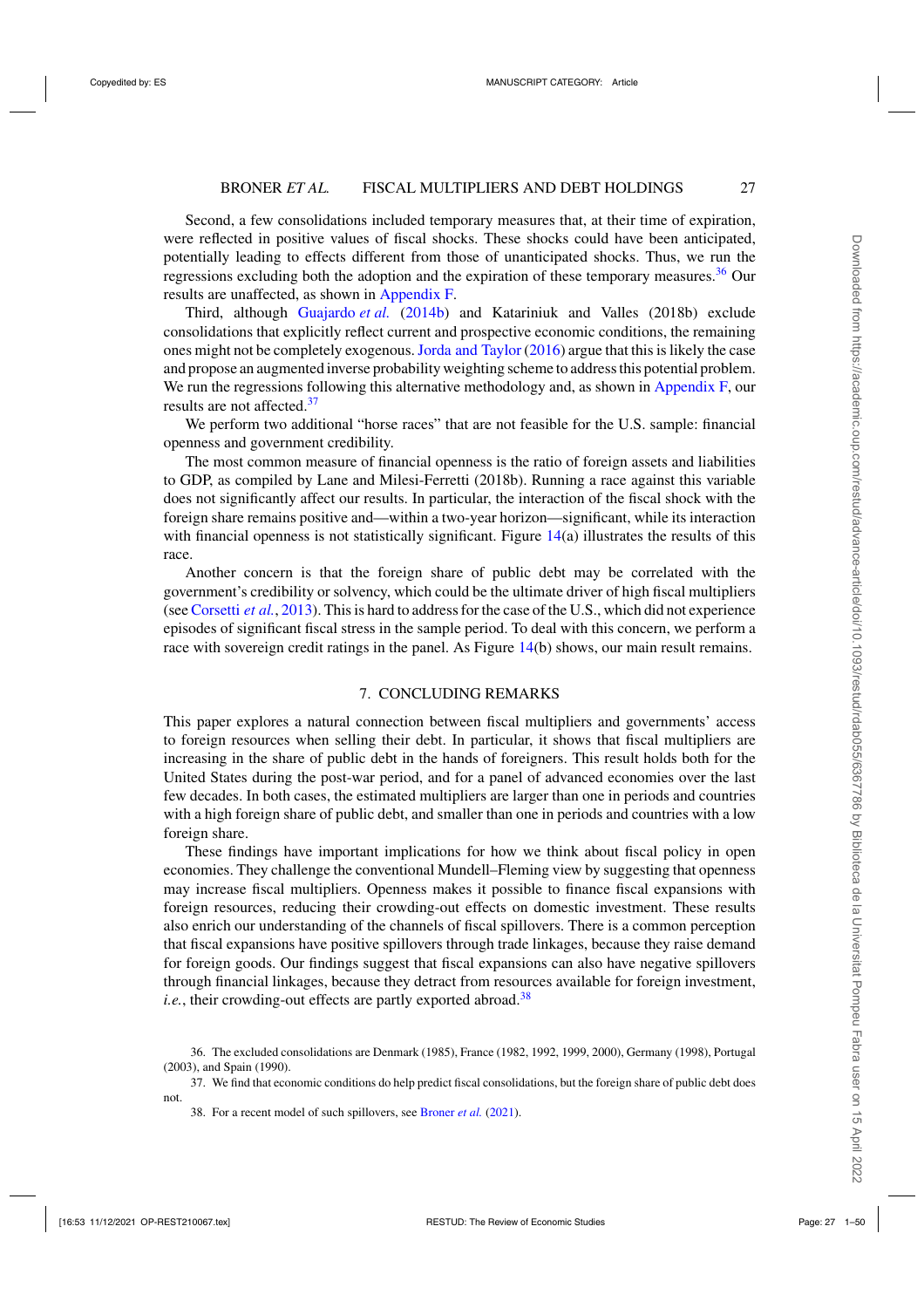Second, a few consolidations included temporary measures that, at their time of expiration, were reflected in positive values of fiscal shocks. These shocks could have been anticipated, potentially leading to effects different from those of unanticipated shocks. Thus, we run the regressions excluding both the adoption and the expiration of these temporary measures.[36] Our results are unaffected, as shown in Appendix F.

Third, although Guajardo *et al.* (2014b) and Katariniuk and Valles (2018b) exclude consolidations that explicitly reflect current and prospective economic conditions, the remaining ones might not be completely exogenous. Jorda and Taylor (2016) argue that this is likely the case and propose an augmented inverse probability weighting scheme to address this potential problem. We run the regressions following this alternative methodology and, as shown in Appendix F, our results are not affected.[37]

We perform two additional "horse races" that are not feasible for the U.S. sample: financial openness and government credibility.

The most common measure of financial openness is the ratio of foreign assets and liabilities to GDP, as compiled by Lane and Milesi-Ferretti (2018b). Running a race against this variable does not significantly affect our results. In particular, the interaction of the fiscal shock with the foreign share remains positive and—within a two-year horizon—significant, while its interaction with financial openness is not statistically significant. Figure 14(a) illustrates the results of this race.

Another concern is that the foreign share of public debt may be correlated with the government's credibility or solvency, which could be the ultimate driver of high fiscal multipliers (see Corsetti *et al.*, 2013). This is hard to address for the case of the U.S., which did not experience episodes of significant fiscal stress in the sample period. To deal with this concern, we perform a race with sovereign credit ratings in the panel. As Figure 14(b) shows, our main result remains.

## 7. CONCLUDING REMARKS

This paper explores a natural connection between fiscal multipliers and governments' access to foreign resources when selling their debt. In particular, it shows that fiscal multipliers are increasing in the share of public debt in the hands of foreigners. This result holds both for the United States during the post-war period, and for a panel of advanced economies over the last few decades. In both cases, the estimated multipliers are larger than one in periods and countries with a high foreign share of public debt, and smaller than one in periods and countries with a low foreign share.

These findings have important implications for how we think about fiscal policy in open economies. They challenge the conventional Mundell–Fleming view by suggesting that openness may increase fiscal multipliers. Openness makes it possible to finance fiscal expansions with foreign resources, reducing their crowding-out effects on domestic investment. These results also enrich our understanding of the channels of fiscal spillovers. There is a common perception that fiscal expansions have positive spillovers through trade linkages, because they raise demand for foreign goods. Our findings suggest that fiscal expansions can also have negative spillovers through financial linkages, because they detract from resources available for foreign investment, *i.e.*, their crowding-out effects are partly exported abroad.[38]

---

36. The excluded consolidations are Denmark (1985), France (1982, 1992, 1999, 2000), Germany (1998), Portugal (2003), and Spain (1990).

37. We find that economic conditions do help predict fiscal consolidations, but the foreign share of public debt does not.

38. For a recent model of such spillovers, see Broner *et al.* (2021).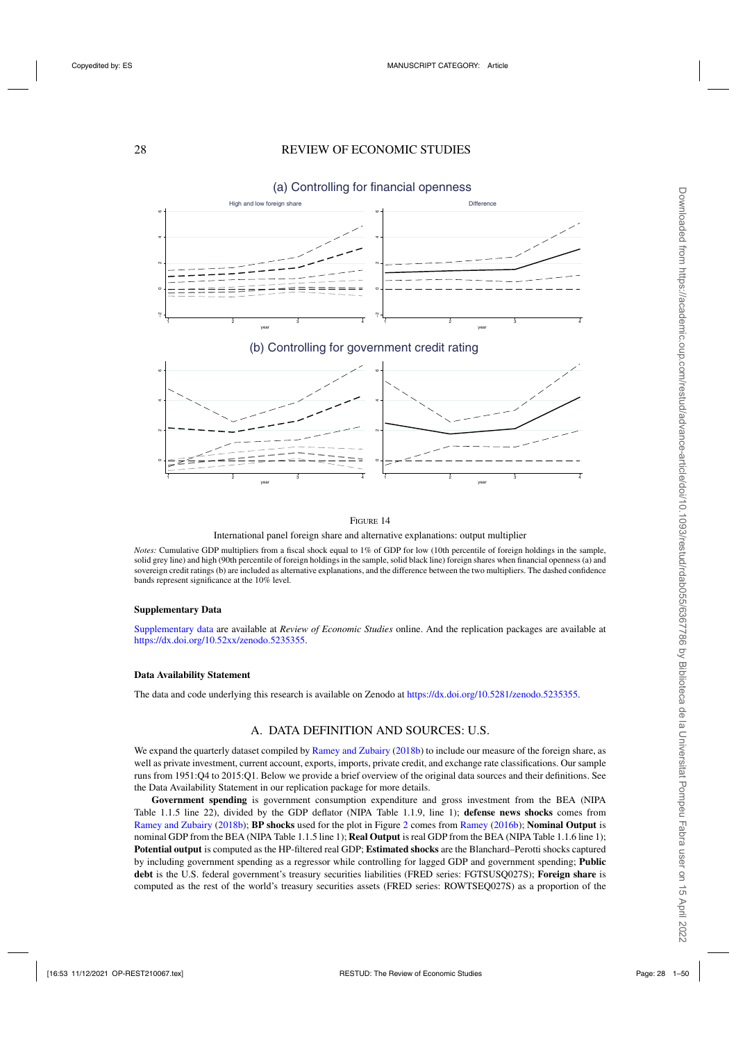(a) Controlling for financial openness

High and low foreign share

Difference

(b) Controlling for government credit rating

Figure 14

International panel foreign share and alternative explanations: output multiplier

*Notes:* Cumulative GDP multipliers from a fiscal shock equal to 1% of GDP for low (10th percentile of foreign holdings in the sample, solid grey line) and high (90th percentile of foreign holdings in the sample, solid black line) foreign shares when financial openness (a) and sovereign credit ratings (b) are included as alternative explanations, and the difference between the two multipliers. The dashed confidence bands represent significance at the 10% level.

#### Supplementary Data

Supplementary data are available at *Review of Economic Studies* online. And the replication packages are available at https://dx.doi.org/10.52xx/zenodo.5235355.

#### Data Availability Statement

The data and code underlying this research is available on Zenodo at https://dx.doi.org/10.5281/zenodo.5235355.

## A. DATA DEFINITION AND SOURCES: U.S.

We expand the quarterly dataset compiled by Ramey and Zubairy (2018b) to include our measure of the foreign share, as well as private investment, current account, exports, imports, private credit, and exchange rate classifications. Our sample runs from 1951:Q4 to 2015:Q1. Below we provide a brief overview of the original data sources and their definitions. See the Data Availability Statement in our replication package for more details.

**Government spending** is government consumption expenditure and gross investment from the BEA (NIPA Table 1.1.5 line 22), divided by the GDP deflator (NIPA Table 1.1.9, line 1); **defense news shocks** comes from Ramey and Zubairy (2018b); **BP shocks** used for the plot in Figure 2 comes from Ramey (2016b); **Nominal Output** is nominal GDP from the BEA (NIPA Table 1.1.5 line 1); **Real Output** is real GDP from the BEA (NIPA Table 1.1.6 line 1); **Potential output** is computed as the HP-filtered real GDP; **Estimated shocks** are the Blanchard–Perotti shocks captured by including government spending as a regressor while controlling for lagged GDP and government spending; **Public debt** is the U.S. federal government's treasury securities liabilities (FRED series: FGTSUSQ027S); **Foreign share** is computed as the rest of the world's treasury securities assets (FRED series: ROWTSEQ027S) as a proportion of the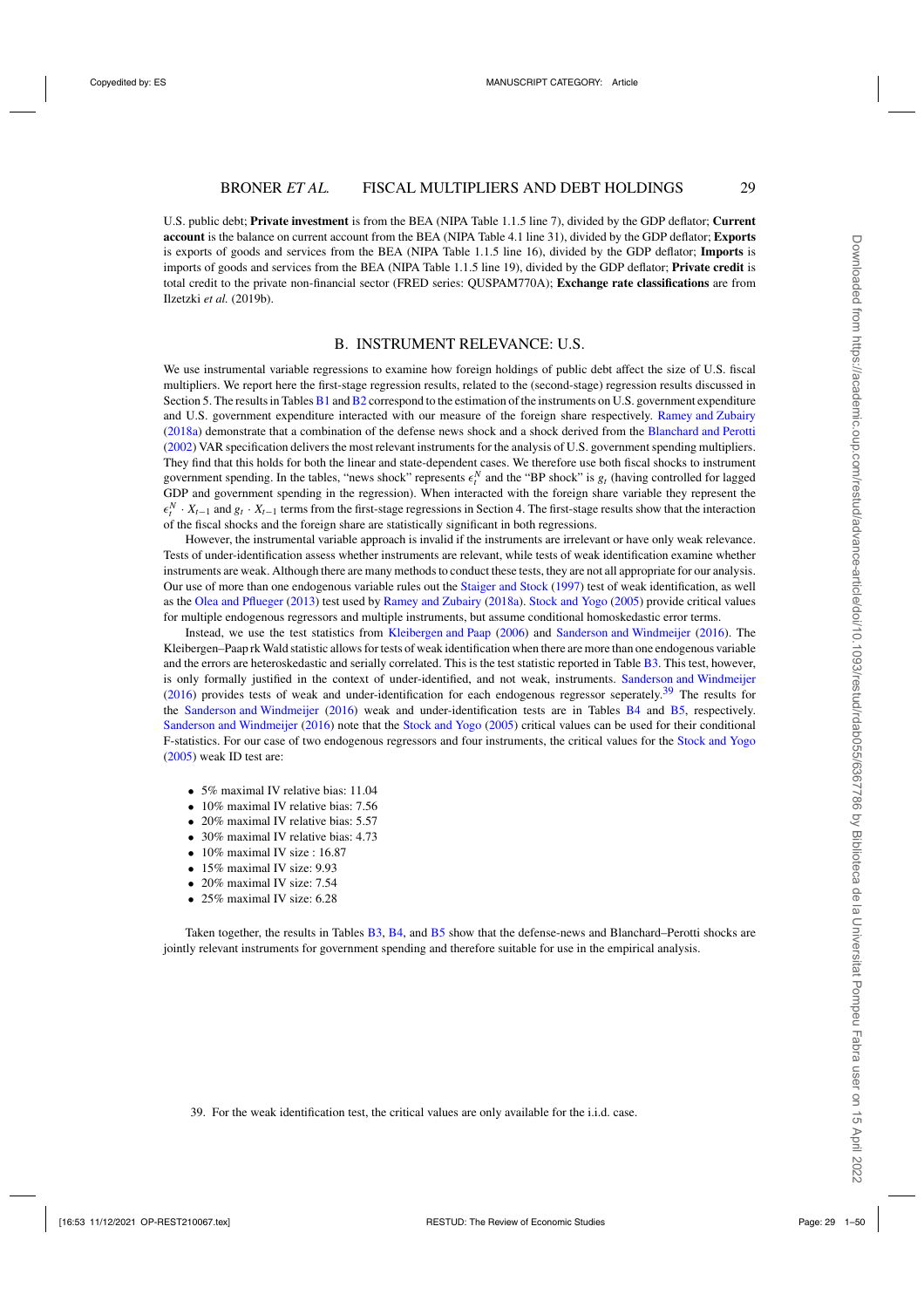U.S. public debt; **Private investment** is from the BEA (NIPA Table 1.1.5 line 7), divided by the GDP deflator; **Current account** is the balance on current account from the BEA (NIPA Table 4.1 line 31), divided by the GDP deflator; **Exports** is exports of goods and services from the BEA (NIPA Table 1.1.5 line 16), divided by the GDP deflator; **Imports** is imports of goods and services from the BEA (NIPA Table 1.1.5 line 19), divided by the GDP deflator; **Private credit** is total credit to the private non-financial sector (FRED series: QUSPAM770A); **Exchange rate classifications** are from Ilzetzki *et al.* (2019b).

## B. INSTRUMENT RELEVANCE: U.S.

We use instrumental variable regressions to examine how foreign holdings of public debt affect the size of U.S. fiscal multipliers. We report here the first-stage regression results, related to the (second-stage) regression results discussed in Section 5. The results in Tables B1 and B2 correspond to the estimation of the instruments on U.S. government expenditure and U.S. government expenditure interacted with our measure of the foreign share respectively. Ramey and Zubairy (2018a) demonstrate that a combination of the defense news shock and a shock derived from the Blanchard and Perotti (2002) VAR specification delivers the most relevant instruments for the analysis of U.S. government spending multipliers. They find that this holds for both the linear and state-dependent cases. We therefore use both fiscal shocks to instrument government spending. In the tables, "news shock" represents $\epsilon_t^N$ and the "BP shock" is $g_t$ (having controlled for lagged GDP and government spending in the regression). When interacted with the foreign share variable they represent the $\epsilon_t^N \cdot X_{t-1}$ and $g_t \cdot X_{t-1}$ terms from the first-stage regressions in Section 4. The first-stage results show that the interaction of the fiscal shocks and the foreign share are statistically significant in both regressions.

However, the instrumental variable approach is invalid if the instruments are irrelevant or have only weak relevance. Tests of under-identification assess whether instruments are relevant, while tests of weak identification examine whether instruments are weak. Although there are many methods to conduct these tests, they are not all appropriate for our analysis. Our use of more than one endogenous variable rules out the Staiger and Stock (1997) test of weak identification, as well as the Olea and Pflueger (2013) test used by Ramey and Zubairy (2018a). Stock and Yogo (2005) provide critical values for multiple endogenous regressors and multiple instruments, but assume conditional homoskedastic error terms.

Instead, we use the test statistics from Kleibergen and Paap (2006) and Sanderson and Windmeijer (2016). The Kleibergen–Paap rk Wald statistic allows for tests of weak identification when there are more than one endogenous variable and the errors are heteroskedastic and serially correlated. This is the test statistic reported in Table B3. This test, however, is only formally justified in the context of under-identified, and not weak, instruments. Sanderson and Windmeijer (2016) provides tests of weak and under-identification for each endogenous regressor seperately.[39] The results for the Sanderson and Windmeijer (2016) weak and under-identification tests are in Tables B4 and B5, respectively. Sanderson and Windmeijer (2016) note that the Stock and Yogo (2005) critical values can be used for their conditional F-statistics. For our case of two endogenous regressors and four instruments, the critical values for the Stock and Yogo (2005) weak ID test are:

- 5% maximal IV relative bias: 11.04
- 10% maximal IV relative bias: 7.56
- 20% maximal IV relative bias: 5.57
- 30% maximal IV relative bias: 4.73
- 10% maximal IV size : 16.87
- 15% maximal IV size: 9.93
- 20% maximal IV size: 7.54
- 25% maximal IV size: 6.28

Taken together, the results in Tables B3, B4, and B5 show that the defense-news and Blanchard–Perotti shocks are jointly relevant instruments for government spending and therefore suitable for use in the empirical analysis.

39. For the weak identification test, the critical values are only available for the i.i.d. case.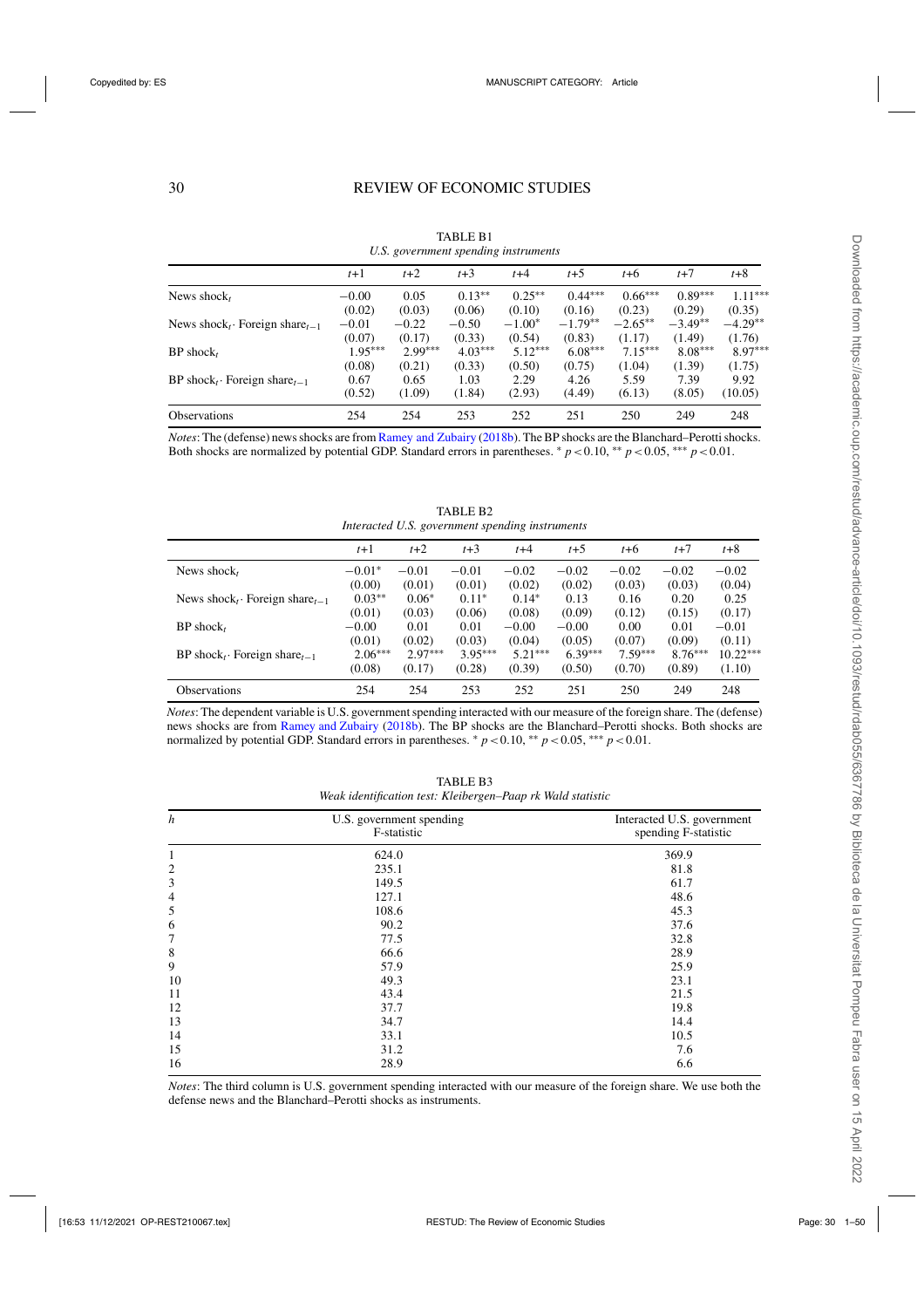TABLE B1

*U.S. government spending instruments*

| | $t+1$ | $t+2$ | $t+3$ | $t+4$ | $t+5$ | $t+6$ | $t+7$ | $t+8$ |
|---|---|---|---|---|---|---|---|---|
| News shock$_t$ | −0.00 | 0.05 | 0.13** | 0.25** | 0.44*** | 0.66*** | 0.89*** | 1.11*** |
| | (0.02) | (0.03) | (0.06) | (0.10) | (0.16) | (0.23) | (0.29) | (0.35) |
| News shock$_t$· Foreign share$_{t-1}$ | −0.01 | −0.22 | −0.50 | −1.00* | −1.79** | −2.65** | −3.49** | −4.29** |
| | (0.07) | (0.17) | (0.33) | (0.54) | (0.83) | (1.17) | (1.49) | (1.76) |
| BP shock$_t$ | 1.95*** | 2.99*** | 4.03*** | 5.12*** | 6.08*** | 7.15*** | 8.08*** | 8.97*** |
| | (0.08) | (0.21) | (0.33) | (0.50) | (0.75) | (1.04) | (1.39) | (1.75) |
| BP shock$_t$· Foreign share$_{t-1}$ | 0.67 | 0.65 | 1.03 | 2.29 | 4.26 | 5.59 | 7.39 | 9.92 |
| | (0.52) | (1.09) | (1.84) | (2.93) | (4.49) | (6.13) | (8.05) | (10.05) |
| Observations | 254 | 254 | 253 | 252 | 251 | 250 | 249 | 248 |

*Notes*: The (defense) news shocks are from Ramey and Zubairy (2018b). The BP shocks are the Blanchard–Perotti shocks. Both shocks are normalized by potential GDP. Standard errors in parentheses. * $p<0.10$, ** $p<0.05$, *** $p<0.01$.

TABLE B2

*Interacted U.S. government spending instruments*

| | $t+1$ | $t+2$ | $t+3$ | $t+4$ | $t+5$ | $t+6$ | $t+7$ | $t+8$ |
|---|---|---|---|---|---|---|---|---|
| News shock$_t$ | −0.01* | −0.01 | −0.01 | −0.02 | −0.02 | −0.02 | −0.02 | −0.02 |
| | (0.00) | (0.01) | (0.01) | (0.02) | (0.02) | (0.03) | (0.03) | (0.04) |
| News shock$_t$· Foreign share$_{t-1}$ | 0.03** | 0.06* | 0.11* | 0.14* | 0.13 | 0.16 | 0.20 | 0.25 |
| | (0.01) | (0.03) | (0.06) | (0.08) | (0.09) | (0.12) | (0.15) | (0.17) |
| BP shock$_t$ | −0.00 | 0.01 | 0.01 | −0.00 | −0.00 | 0.00 | 0.01 | −0.01 |
| | (0.01) | (0.02) | (0.03) | (0.04) | (0.05) | (0.07) | (0.09) | (0.11) |
| BP shock$_t$· Foreign share$_{t-1}$ | 2.06*** | 2.97*** | 3.95*** | 5.21*** | 6.39*** | 7.59*** | 8.76*** | 10.22*** |
| | (0.08) | (0.17) | (0.28) | (0.39) | (0.50) | (0.70) | (0.89) | (1.10) |
| Observations | 254 | 254 | 253 | 252 | 251 | 250 | 249 | 248 |

*Notes*: The dependent variable is U.S. government spending interacted with our measure of the foreign share. The (defense) news shocks are from Ramey and Zubairy (2018b). The BP shocks are the Blanchard–Perotti shocks. Both shocks are normalized by potential GDP. Standard errors in parentheses. * $p<0.10$, ** $p<0.05$, *** $p<0.01$.

TABLE B3

*Weak identification test: Kleibergen–Paap rk Wald statistic*

| $h$ | U.S. government spending F-statistic | Interacted U.S. government spending F-statistic |
|---|---|---|
| 1 | 624.0 | 369.9 |
| 2 | 235.1 | 81.8 |
| 3 | 149.5 | 61.7 |
| 4 | 127.1 | 48.6 |
| 5 | 108.6 | 45.3 |
| 6 | 90.2 | 37.6 |
| 7 | 77.5 | 32.8 |
| 8 | 66.6 | 28.9 |
| 9 | 57.9 | 25.9 |
| 10 | 49.3 | 23.1 |
| 11 | 43.4 | 21.5 |
| 12 | 37.7 | 19.8 |
| 13 | 34.7 | 14.4 |
| 14 | 33.1 | 10.5 |
| 15 | 31.2 | 7.6 |
| 16 | 28.9 | 6.6 |

*Notes*: The third column is U.S. government spending interacted with our measure of the foreign share. We use both the defense news and the Blanchard–Perotti shocks as instruments.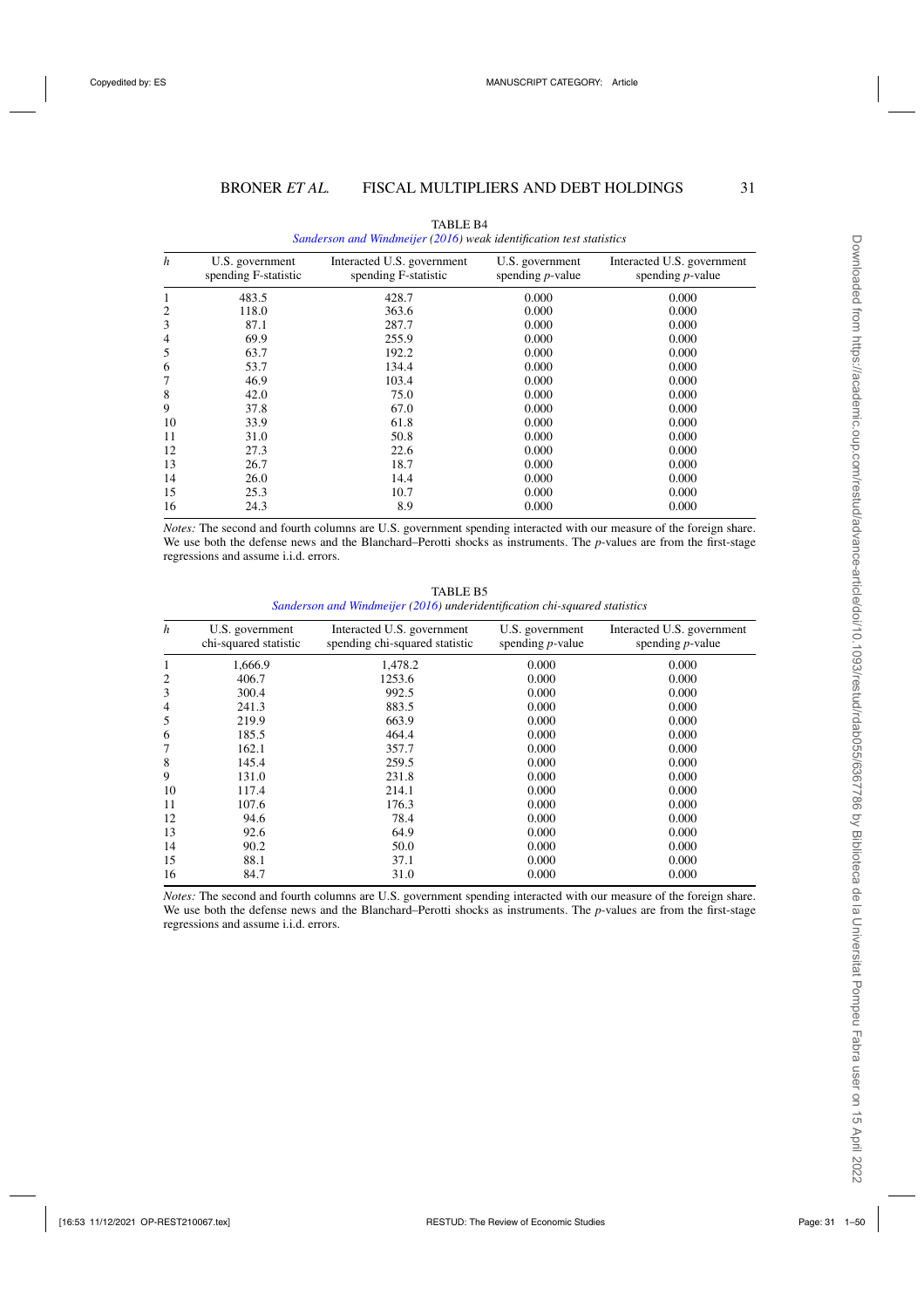TABLE B4

*Sanderson and Windmeijer (2016) weak identification test statistics*

| *h* | U.S. government spending F-statistic | Interacted U.S. government spending F-statistic | U.S. government spending *p*-value | Interacted U.S. government spending *p*-value |
|---|---|---|---|---|
| 1 | 483.5 | 428.7 | 0.000 | 0.000 |
| 2 | 118.0 | 363.6 | 0.000 | 0.000 |
| 3 | 87.1 | 287.7 | 0.000 | 0.000 |
| 4 | 69.9 | 255.9 | 0.000 | 0.000 |
| 5 | 63.7 | 192.2 | 0.000 | 0.000 |
| 6 | 53.7 | 134.4 | 0.000 | 0.000 |
| 7 | 46.9 | 103.4 | 0.000 | 0.000 |
| 8 | 42.0 | 75.0 | 0.000 | 0.000 |
| 9 | 37.8 | 67.0 | 0.000 | 0.000 |
| 10 | 33.9 | 61.8 | 0.000 | 0.000 |
| 11 | 31.0 | 50.8 | 0.000 | 0.000 |
| 12 | 27.3 | 22.6 | 0.000 | 0.000 |
| 13 | 26.7 | 18.7 | 0.000 | 0.000 |
| 14 | 26.0 | 14.4 | 0.000 | 0.000 |
| 15 | 25.3 | 10.7 | 0.000 | 0.000 |
| 16 | 24.3 | 8.9 | 0.000 | 0.000 |

*Notes:* The second and fourth columns are U.S. government spending interacted with our measure of the foreign share. We use both the defense news and the Blanchard–Perotti shocks as instruments. The *p*-values are from the first-stage regressions and assume i.i.d. errors.

TABLE B5

*Sanderson and Windmeijer (2016) underidentification chi-squared statistics*

| *h* | U.S. government chi-squared statistic | Interacted U.S. government spending chi-squared statistic | U.S. government spending *p*-value | Interacted U.S. government spending *p*-value |
|---|---|---|---|---|
| 1 | 1,666.9 | 1,478.2 | 0.000 | 0.000 |
| 2 | 406.7 | 1253.6 | 0.000 | 0.000 |
| 3 | 300.4 | 992.5 | 0.000 | 0.000 |
| 4 | 241.3 | 883.5 | 0.000 | 0.000 |
| 5 | 219.9 | 663.9 | 0.000 | 0.000 |
| 6 | 185.5 | 464.4 | 0.000 | 0.000 |
| 7 | 162.1 | 357.7 | 0.000 | 0.000 |
| 8 | 145.4 | 259.5 | 0.000 | 0.000 |
| 9 | 131.0 | 231.8 | 0.000 | 0.000 |
| 10 | 117.4 | 214.1 | 0.000 | 0.000 |
| 11 | 107.6 | 176.3 | 0.000 | 0.000 |
| 12 | 94.6 | 78.4 | 0.000 | 0.000 |
| 13 | 92.6 | 64.9 | 0.000 | 0.000 |
| 14 | 90.2 | 50.0 | 0.000 | 0.000 |
| 15 | 88.1 | 37.1 | 0.000 | 0.000 |
| 16 | 84.7 | 31.0 | 0.000 | 0.000 |

*Notes:* The second and fourth columns are U.S. government spending interacted with our measure of the foreign share. We use both the defense news and the Blanchard–Perotti shocks as instruments. The *p*-values are from the first-stage regressions and assume i.i.d. errors.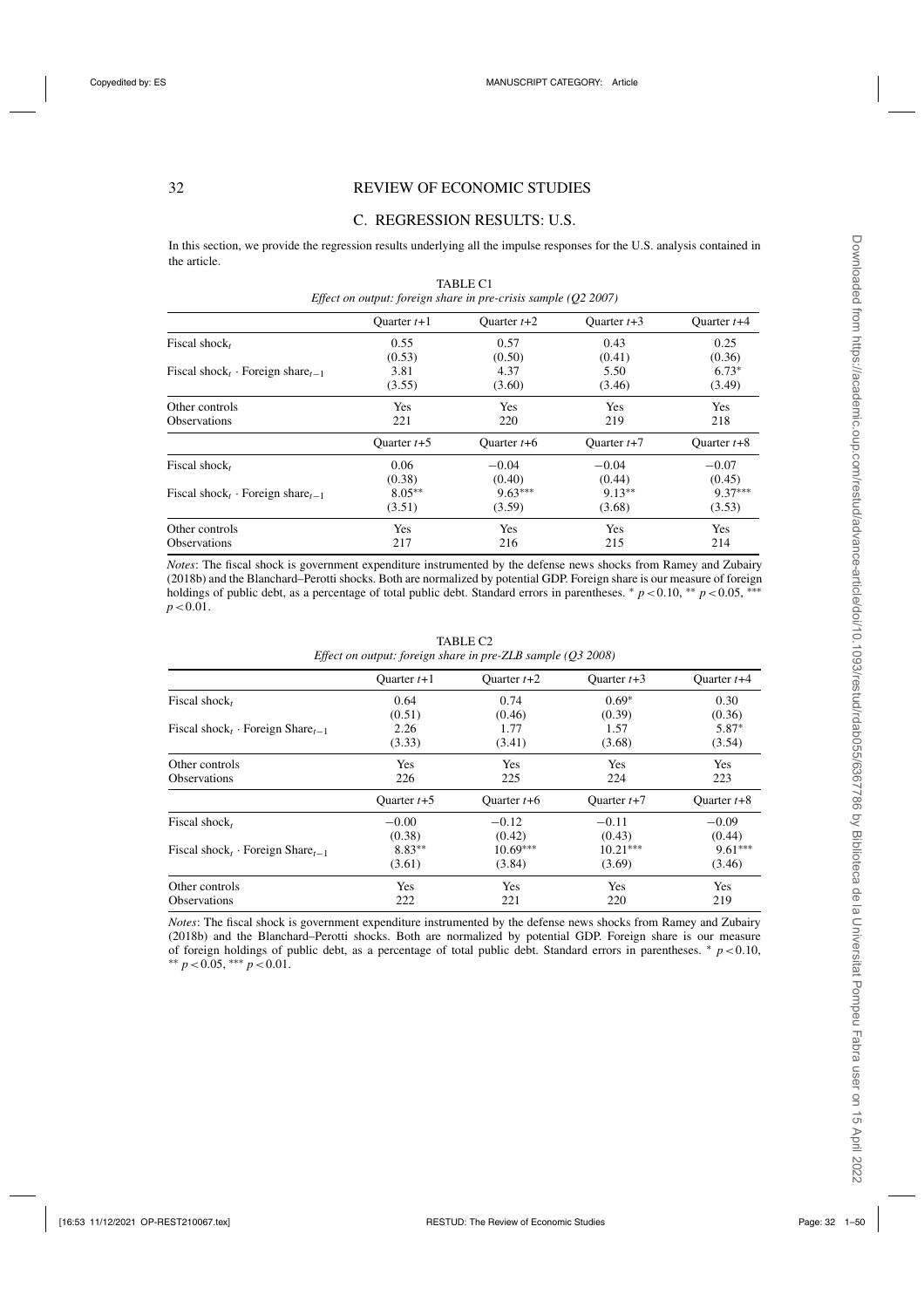## C. REGRESSION RESULTS: U.S.

In this section, we provide the regression results underlying all the impulse responses for the U.S. analysis contained in the article.

TABLE C1
*Effect on output: foreign share in pre-crisis sample (Q2 2007)*

| | Quarter $t$+1 | Quarter $t$+2 | Quarter $t$+3 | Quarter $t$+4 |
|---|---|---|---|---|
| Fiscal shock$_t$ | 0.55 | 0.57 | 0.43 | 0.25 |
| | (0.53) | (0.50) | (0.41) | (0.36) |
| Fiscal shock$_t$ · Foreign share$_{t-1}$ | 3.81 | 4.37 | 5.50 | 6.73* |
| | (3.55) | (3.60) | (3.46) | (3.49) |
| Other controls | Yes | Yes | Yes | Yes |
| Observations | 221 | 220 | 219 | 218 |
| | Quarter $t$+5 | Quarter $t$+6 | Quarter $t$+7 | Quarter $t$+8 |
| Fiscal shock$_t$ | 0.06 | −0.04 | −0.04 | −0.07 |
| | (0.38) | (0.40) | (0.44) | (0.45) |
| Fiscal shock$_t$ · Foreign share$_{t-1}$ | 8.05** | 9.63*** | 9.13** | 9.37*** |
| | (3.51) | (3.59) | (3.68) | (3.53) |
| Other controls | Yes | Yes | Yes | Yes |
| Observations | 217 | 216 | 215 | 214 |

*Notes*: The fiscal shock is government expenditure instrumented by the defense news shocks from Ramey and Zubairy (2018b) and the Blanchard–Perotti shocks. Both are normalized by potential GDP. Foreign share is our measure of foreign holdings of public debt, as a percentage of total public debt. Standard errors in parentheses. * $p<0.10$, ** $p<0.05$, *** $p<0.01$.

TABLE C2
*Effect on output: foreign share in pre-ZLB sample (Q3 2008)*

| | Quarter $t$+1 | Quarter $t$+2 | Quarter $t$+3 | Quarter $t$+4 |
|---|---|---|---|---|
| Fiscal shock$_t$ | 0.64 | 0.74 | 0.69* | 0.30 |
| | (0.51) | (0.46) | (0.39) | (0.36) |
| Fiscal shock$_t$ · Foreign Share$_{t-1}$ | 2.26 | 1.77 | 1.57 | 5.87* |
| | (3.33) | (3.41) | (3.68) | (3.54) |
| Other controls | Yes | Yes | Yes | Yes |
| Observations | 226 | 225 | 224 | 223 |
| | Quarter $t$+5 | Quarter $t$+6 | Quarter $t$+7 | Quarter $t$+8 |
| Fiscal shock$_t$ | −0.00 | −0.12 | −0.11 | −0.09 |
| | (0.38) | (0.42) | (0.43) | (0.44) |
| Fiscal shock$_t$ · Foreign Share$_{t-1}$ | 8.83** | 10.69*** | 10.21*** | 9.61*** |
| | (3.61) | (3.84) | (3.69) | (3.46) |
| Other controls | Yes | Yes | Yes | Yes |
| Observations | 222 | 221 | 220 | 219 |

*Notes*: The fiscal shock is government expenditure instrumented by the defense news shocks from Ramey and Zubairy (2018b) and the Blanchard–Perotti shocks. Both are normalized by potential GDP. Foreign share is our measure of foreign holdings of public debt, as a percentage of total public debt. Standard errors in parentheses. * $p<0.10$, ** $p<0.05$, *** $p<0.01$.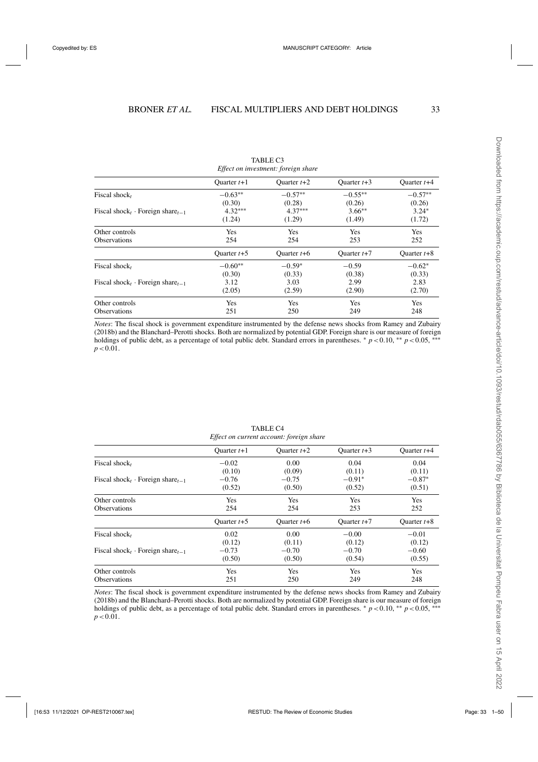TABLE C3

*Effect on investment: foreign share*

| | Quarter $t$+1 | Quarter $t$+2 | Quarter $t$+3 | Quarter $t$+4 |
|---|---|---|---|---|
| Fiscal shock$_t$ | $-0.63^{**}$ | $-0.57^{**}$ | $-0.55^{**}$ | $-0.57^{**}$ |
| | (0.30) | (0.28) | (0.26) | (0.26) |
| Fiscal shock$_t$ · Foreign share$_{t-1}$ | $4.32^{***}$ | $4.37^{***}$ | $3.66^{**}$ | $3.24^{*}$ |
| | (1.24) | (1.29) | (1.49) | (1.72) |
| Other controls | Yes | Yes | Yes | Yes |
| Observations | 254 | 254 | 253 | 252 |
| | Quarter $t$+5 | Quarter $t$+6 | Quarter $t$+7 | Quarter $t$+8 |
| Fiscal shock$_t$ | $-0.60^{**}$ | $-0.59^{*}$ | $-0.59$ | $-0.62^{*}$ |
| | (0.30) | (0.33) | (0.38) | (0.33) |
| Fiscal shock$_t$ · Foreign share$_{t-1}$ | 3.12 | 3.03 | 2.99 | 2.83 |
| | (2.05) | (2.59) | (2.90) | (2.70) |
| Other controls | Yes | Yes | Yes | Yes |
| Observations | 251 | 250 | 249 | 248 |

*Notes*: The fiscal shock is government expenditure instrumented by the defense news shocks from Ramey and Zubairy (2018b) and the Blanchard–Perotti shocks. Both are normalized by potential GDP. Foreign share is our measure of foreign holdings of public debt, as a percentage of total public debt. Standard errors in parentheses. * $p<0.10$, ** $p<0.05$, *** $p<0.01$.

TABLE C4

*Effect on current account: foreign share*

| | Quarter $t$+1 | Quarter $t$+2 | Quarter $t$+3 | Quarter $t$+4 |
|---|---|---|---|---|
| Fiscal shock$_t$ | $-0.02$ | 0.00 | 0.04 | 0.04 |
| | (0.10) | (0.09) | (0.11) | (0.11) |
| Fiscal shock$_t$ · Foreign share$_{t-1}$ | $-0.76$ | $-0.75$ | $-0.91^{*}$ | $-0.87^{*}$ |
| | (0.52) | (0.50) | (0.52) | (0.51) |
| Other controls | Yes | Yes | Yes | Yes |
| Observations | 254 | 254 | 253 | 252 |
| | Quarter $t$+5 | Quarter $t$+6 | Quarter $t$+7 | Quarter $t$+8 |
| Fiscal shock$_t$ | 0.02 | 0.00 | $-0.00$ | $-0.01$ |
| | (0.12) | (0.11) | (0.12) | (0.12) |
| Fiscal shock$_t$ · Foreign share$_{t-1}$ | $-0.73$ | $-0.70$ | $-0.70$ | $-0.60$ |
| | (0.50) | (0.50) | (0.54) | (0.55) |
| Other controls | Yes | Yes | Yes | Yes |
| Observations | 251 | 250 | 249 | 248 |

*Notes*: The fiscal shock is government expenditure instrumented by the defense news shocks from Ramey and Zubairy (2018b) and the Blanchard–Perotti shocks. Both are normalized by potential GDP. Foreign share is our measure of foreign holdings of public debt, as a percentage of total public debt. Standard errors in parentheses. * $p<0.10$, ** $p<0.05$, *** $p<0.01$.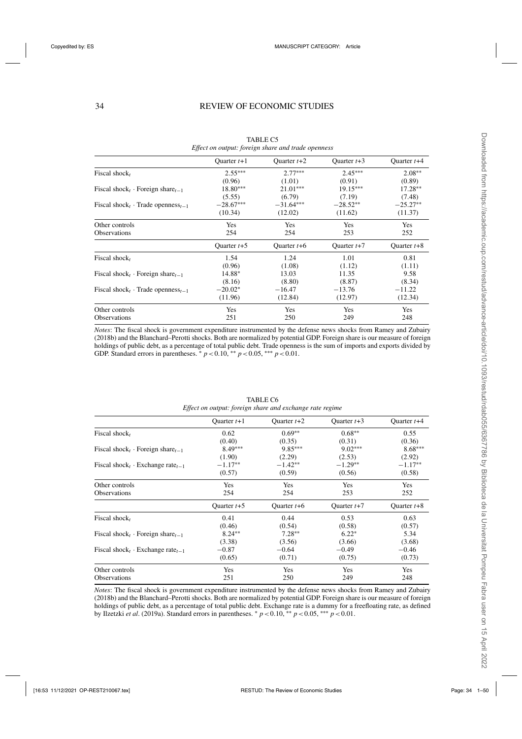TABLE C5

*Effect on output: foreign share and trade openness*

| | Quarter $t$+1 | Quarter $t$+2 | Quarter $t$+3 | Quarter $t$+4 |
|---|---|---|---|---|
| Fiscal shock$_t$ | 2.55*** | 2.77*** | 2.45*** | 2.08** |
| | (0.96) | (1.01) | (0.91) | (0.89) |
| Fiscal shock$_t$ · Foreign share$_{t-1}$ | 18.80*** | 21.01*** | 19.15*** | 17.28** |
| | (5.55) | (6.79) | (7.19) | (7.48) |
| Fiscal shock$_t$ · Trade openness$_{t-1}$ | −28.67*** | −31.64*** | −28.52** | −25.27** |
| | (10.34) | (12.02) | (11.62) | (11.37) |
| Other controls | Yes | Yes | Yes | Yes |
| Observations | 254 | 254 | 253 | 252 |
| | Quarter $t$+5 | Quarter $t$+6 | Quarter $t$+7 | Quarter $t$+8 |
| Fiscal shock$_t$ | 1.54 | 1.24 | 1.01 | 0.81 |
| | (0.96) | (1.08) | (1.12) | (1.11) |
| Fiscal shock$_t$ · Foreign share$_{t-1}$ | 14.88* | 13.03 | 11.35 | 9.58 |
| | (8.16) | (8.80) | (8.87) | (8.34) |
| Fiscal shock$_t$ · Trade openness$_{t-1}$ | −20.02* | −16.47 | −13.76 | −11.22 |
| | (11.96) | (12.84) | (12.97) | (12.34) |
| Other controls | Yes | Yes | Yes | Yes |
| Observations | 251 | 250 | 249 | 248 |

*Notes*: The fiscal shock is government expenditure instrumented by the defense news shocks from Ramey and Zubairy (2018b) and the Blanchard–Perotti shocks. Both are normalized by potential GDP. Foreign share is our measure of foreign holdings of public debt, as a percentage of total public debt. Trade openness is the sum of imports and exports divided by GDP. Standard errors in parentheses. * $p<0.10$, ** $p<0.05$, *** $p<0.01$.

TABLE C6

*Effect on output: foreign share and exchange rate regime*

| | Quarter $t$+1 | Quarter $t$+2 | Quarter $t$+3 | Quarter $t$+4 |
|---|---|---|---|---|
| Fiscal shock$_t$ | 0.62 | 0.69** | 0.68** | 0.55 |
| | (0.40) | (0.35) | (0.31) | (0.36) |
| Fiscal shock$_t$ · Foreign share$_{t-1}$ | 8.49*** | 9.85*** | 9.02*** | 8.68*** |
| | (1.90) | (2.29) | (2.53) | (2.92) |
| Fiscal shock$_t$ · Exchange rate$_{t-1}$ | −1.17** | −1.42** | −1.29** | −1.17** |
| | (0.57) | (0.59) | (0.56) | (0.58) |
| Other controls | Yes | Yes | Yes | Yes |
| Observations | 254 | 254 | 253 | 252 |
| | Quarter $t$+5 | Quarter $t$+6 | Quarter $t$+7 | Quarter $t$+8 |
| Fiscal shock$_t$ | 0.41 | 0.44 | 0.53 | 0.63 |
| | (0.46) | (0.54) | (0.58) | (0.57) |
| Fiscal shock$_t$ · Foreign share$_{t-1}$ | 8.24** | 7.28** | 6.22* | 5.34 |
| | (3.38) | (3.56) | (3.66) | (3.68) |
| Fiscal shock$_t$ · Exchange rate$_{t-1}$ | −0.87 | −0.64 | −0.49 | −0.46 |
| | (0.65) | (0.71) | (0.75) | (0.73) |
| Other controls | Yes | Yes | Yes | Yes |
| Observations | 251 | 250 | 249 | 248 |

*Notes*: The fiscal shock is government expenditure instrumented by the defense news shocks from Ramey and Zubairy (2018b) and the Blanchard–Perotti shocks. Both are normalized by potential GDP. Foreign share is our measure of foreign holdings of public debt, as a percentage of total public debt. Exchange rate is a dummy for a freefloating rate, as defined by Ilzetzki *et al*. (2019a). Standard errors in parentheses. * $p<0.10$, ** $p<0.05$, *** $p<0.01$.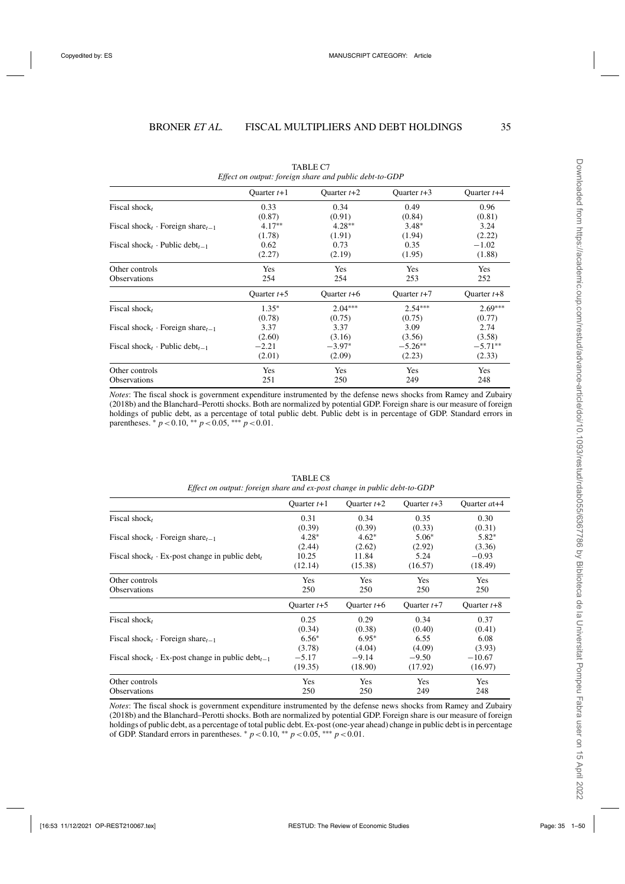TABLE C7

*Effect on output: foreign share and public debt-to-GDP*

| | Quarter $t$+1 | Quarter $t$+2 | Quarter $t$+3 | Quarter $t$+4 |
|---|---|---|---|---|
| Fiscal shock$_t$ | 0.33 | 0.34 | 0.49 | 0.96 |
| | (0.87) | (0.91) | (0.84) | (0.81) |
| Fiscal shock$_t$ · Foreign share$_{t-1}$ | 4.17** | 4.28** | 3.48* | 3.24 |
| | (1.78) | (1.91) | (1.94) | (2.22) |
| Fiscal shock$_t$ · Public debt$_{t-1}$ | 0.62 | 0.73 | 0.35 | −1.02 |
| | (2.27) | (2.19) | (1.95) | (1.88) |
| Other controls | Yes | Yes | Yes | Yes |
| Observations | 254 | 254 | 253 | 252 |
| | Quarter $t$+5 | Quarter $t$+6 | Quarter $t$+7 | Quarter $t$+8 |
| Fiscal shock$_t$ | 1.35* | 2.04*** | 2.54*** | 2.69*** |
| | (0.78) | (0.75) | (0.75) | (0.77) |
| Fiscal shock$_t$ · Foreign share$_{t-1}$ | 3.37 | 3.37 | 3.09 | 2.74 |
| | (2.60) | (3.16) | (3.56) | (3.58) |
| Fiscal shock$_t$ · Public debt$_{t-1}$ | −2.21 | −3.97* | −5.26** | −5.71** |
| | (2.01) | (2.09) | (2.23) | (2.33) |
| Other controls | Yes | Yes | Yes | Yes |
| Observations | 251 | 250 | 249 | 248 |

*Notes*: The fiscal shock is government expenditure instrumented by the defense news shocks from Ramey and Zubairy (2018b) and the Blanchard–Perotti shocks. Both are normalized by potential GDP. Foreign share is our measure of foreign holdings of public debt, as a percentage of total public debt. Public debt is in percentage of GDP. Standard errors in parentheses. * $p<0.10$, ** $p<0.05$, *** $p<0.01$.

TABLE C8

*Effect on output: foreign share and ex-post change in public debt-to-GDP*

| | Quarter $t$+1 | Quarter $t$+2 | Quarter $t$+3 | Quarter $at$+4 |
|---|---|---|---|---|
| Fiscal shock$_t$ | 0.31 | 0.34 | 0.35 | 0.30 |
| | (0.39) | (0.39) | (0.33) | (0.31) |
| Fiscal shock$_t$ · Foreign share$_{t-1}$ | 4.28* | 4.62* | 5.06* | 5.82* |
| | (2.44) | (2.62) | (2.92) | (3.36) |
| Fiscal shock$_t$ · Ex-post change in public debt$_t$ | 10.25 | 11.84 | 5.24 | −0.93 |
| | (12.14) | (15.38) | (16.57) | (18.49) |
| Other controls | Yes | Yes | Yes | Yes |
| Observations | 250 | 250 | 250 | 250 |
| | Quarter $t$+5 | Quarter $t$+6 | Quarter $t$+7 | Quarter $t$+8 |
| Fiscal shock$_t$ | 0.25 | 0.29 | 0.34 | 0.37 |
| | (0.34) | (0.38) | (0.40) | (0.41) |
| Fiscal shock$_t$ · Foreign share$_{t-1}$ | 6.56* | 6.95* | 6.55 | 6.08 |
| | (3.78) | (4.04) | (4.09) | (3.93) |
| Fiscal shock$_t$ · Ex-post change in public debt$_{t-1}$ | −5.17 | −9.14 | −9.50 | −10.67 |
| | (19.35) | (18.90) | (17.92) | (16.97) |
| Other controls | Yes | Yes | Yes | Yes |
| Observations | 250 | 250 | 249 | 248 |

*Notes*: The fiscal shock is government expenditure instrumented by the defense news shocks from Ramey and Zubairy (2018b) and the Blanchard–Perotti shocks. Both are normalized by potential GDP. Foreign share is our measure of foreign holdings of public debt, as a percentage of total public debt. Ex-post (one-year ahead) change in public debt is in percentage of GDP. Standard errors in parentheses. * $p<0.10$, ** $p<0.05$, *** $p<0.01$.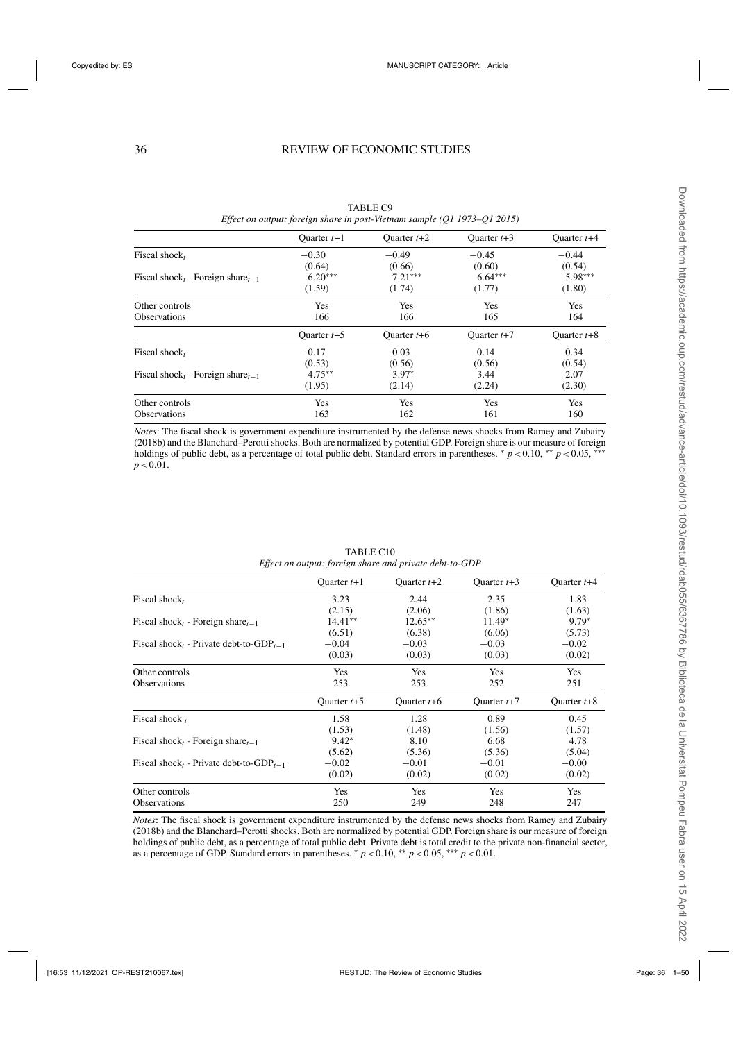TABLE C9

*Effect on output: foreign share in post-Vietnam sample (Q1 1973–Q1 2015)*

| | Quarter $t$+1 | Quarter $t$+2 | Quarter $t$+3 | Quarter $t$+4 |
|---|---|---|---|---|
| Fiscal shock$_t$ | −0.30 | −0.49 | −0.45 | −0.44 |
| | (0.64) | (0.66) | (0.60) | (0.54) |
| Fiscal shock$_t$ · Foreign share$_{t-1}$ | 6.20*** | 7.21*** | 6.64*** | 5.98*** |
| | (1.59) | (1.74) | (1.77) | (1.80) |
| Other controls | Yes | Yes | Yes | Yes |
| Observations | 166 | 166 | 165 | 164 |
| | Quarter $t$+5 | Quarter $t$+6 | Quarter $t$+7 | Quarter $t$+8 |
| Fiscal shock$_t$ | −0.17 | 0.03 | 0.14 | 0.34 |
| | (0.53) | (0.56) | (0.56) | (0.54) |
| Fiscal shock$_t$ · Foreign share$_{t-1}$ | 4.75** | 3.97* | 3.44 | 2.07 |
| | (1.95) | (2.14) | (2.24) | (2.30) |
| Other controls | Yes | Yes | Yes | Yes |
| Observations | 163 | 162 | 161 | 160 |

*Notes*: The fiscal shock is government expenditure instrumented by the defense news shocks from Ramey and Zubairy (2018b) and the Blanchard–Perotti shocks. Both are normalized by potential GDP. Foreign share is our measure of foreign holdings of public debt, as a percentage of total public debt. Standard errors in parentheses. * $p<0.10$, ** $p<0.05$, *** $p<0.01$.

TABLE C10

*Effect on output: foreign share and private debt-to-GDP*

| | Quarter $t$+1 | Quarter $t$+2 | Quarter $t$+3 | Quarter $t$+4 |
|---|---|---|---|---|
| Fiscal shock$_t$ | 3.23 | 2.44 | 2.35 | 1.83 |
| | (2.15) | (2.06) | (1.86) | (1.63) |
| Fiscal shock$_t$ · Foreign share$_{t-1}$ | 14.41** | 12.65** | 11.49* | 9.79* |
| | (6.51) | (6.38) | (6.06) | (5.73) |
| Fiscal shock$_t$ · Private debt-to-GDP$_{t-1}$ | −0.04 | −0.03 | −0.03 | −0.02 |
| | (0.03) | (0.03) | (0.03) | (0.02) |
| Other controls | Yes | Yes | Yes | Yes |
| Observations | 253 | 253 | 252 | 251 |
| | Quarter $t$+5 | Quarter $t$+6 | Quarter $t$+7 | Quarter $t$+8 |
| Fiscal shock$_t$ | 1.58 | 1.28 | 0.89 | 0.45 |
| | (1.53) | (1.48) | (1.56) | (1.57) |
| Fiscal shock$_t$ · Foreign share$_{t-1}$ | 9.42* | 8.10 | 6.68 | 4.78 |
| | (5.62) | (5.36) | (5.36) | (5.04) |
| Fiscal shock$_t$ · Private debt-to-GDP$_{t-1}$ | −0.02 | −0.01 | −0.01 | −0.00 |
| | (0.02) | (0.02) | (0.02) | (0.02) |
| Other controls | Yes | Yes | Yes | Yes |
| Observations | 250 | 249 | 248 | 247 |

*Notes*: The fiscal shock is government expenditure instrumented by the defense news shocks from Ramey and Zubairy (2018b) and the Blanchard–Perotti shocks. Both are normalized by potential GDP. Foreign share is our measure of foreign holdings of public debt, as a percentage of total public debt. Private debt is total credit to the private non-financial sector, as a percentage of GDP. Standard errors in parentheses. * $p<0.10$, ** $p<0.05$, *** $p<0.01$.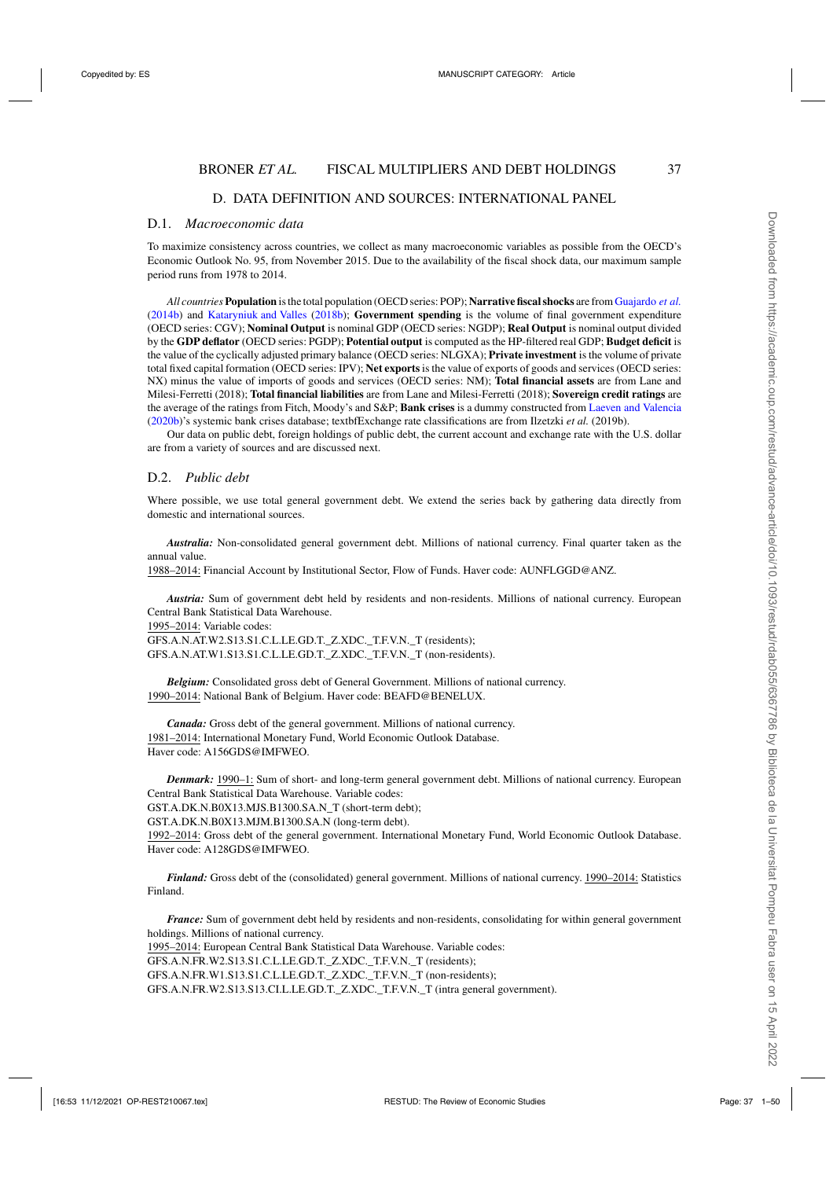## D. DATA DEFINITION AND SOURCES: INTERNATIONAL PANEL

### D.1. *Macroeconomic data*

To maximize consistency across countries, we collect as many macroeconomic variables as possible from the OECD's Economic Outlook No. 95, from November 2015. Due to the availability of the fiscal shock data, our maximum sample period runs from 1978 to 2014.

*All countries* **Population** is the total population (OECD series: POP); **Narrative fiscal shocks** are from Guajardo *et al.* (2014b) and Kataryniuk and Valles (2018b); **Government spending** is the volume of final government expenditure (OECD series: CGV); **Nominal Output** is nominal GDP (OECD series: NGDP); **Real Output** is nominal output divided by the **GDP deflator** (OECD series: PGDP); **Potential output** is computed as the HP-filtered real GDP; **Budget deficit** is the value of the cyclically adjusted primary balance (OECD series: NLGXA); **Private investment** is the volume of private total fixed capital formation (OECD series: IPV); **Net exports** is the value of exports of goods and services (OECD series: NX) minus the value of imports of goods and services (OECD series: NM); **Total financial assets** are from Lane and Milesi-Ferretti (2018); **Total financial liabilities** are from Lane and Milesi-Ferretti (2018); **Sovereign credit ratings** are the average of the ratings from Fitch, Moody's and S&P; **Bank crises** is a dummy constructed from Laeven and Valencia (2020b)'s systemic bank crises database; textbfExchange rate classifications are from Ilzetzki *et al.* (2019b).

Our data on public debt, foreign holdings of public debt, the current account and exchange rate with the U.S. dollar are from a variety of sources and are discussed next.

### D.2. *Public debt*

Where possible, we use total general government debt. We extend the series back by gathering data directly from domestic and international sources.

***Australia:*** Non-consolidated general government debt. Millions of national currency. Final quarter taken as the annual value.
1988–2014: Financial Account by Institutional Sector, Flow of Funds. Haver code: AUNFLGGD@ANZ.

***Austria:*** Sum of government debt held by residents and non-residents. Millions of national currency. European Central Bank Statistical Data Warehouse.
1995–2014: Variable codes:
GFS.A.N.AT.W2.S13.S1.C.L.LE.GD.T._Z.XDC._T.F.V.N._T (residents);
GFS.A.N.AT.W1.S13.S1.C.L.LE.GD.T._Z.XDC._T.F.V.N._T (non-residents).

***Belgium:*** Consolidated gross debt of General Government. Millions of national currency.
1990–2014: National Bank of Belgium. Haver code: BEAFD@BENELUX.

***Canada:*** Gross debt of the general government. Millions of national currency.
1981–2014: International Monetary Fund, World Economic Outlook Database.
Haver code: A156GDS@IMFWEO.

***Denmark:*** 1990–1: Sum of short- and long-term general government debt. Millions of national currency. European Central Bank Statistical Data Warehouse. Variable codes:
GST.A.DK.N.B0X13.MJS.B1300.SA.N_T (short-term debt);
GST.A.DK.N.B0X13.MJM.B1300.SA.N (long-term debt).
1992–2014: Gross debt of the general government. International Monetary Fund, World Economic Outlook Database.
Haver code: A128GDS@IMFWEO.

***Finland:*** Gross debt of the (consolidated) general government. Millions of national currency. 1990–2014: Statistics Finland.

***France:*** Sum of government debt held by residents and non-residents, consolidating for within general government holdings. Millions of national currency.
1995–2014: European Central Bank Statistical Data Warehouse. Variable codes:
GFS.A.N.FR.W2.S13.S1.C.L.LE.GD.T._Z.XDC._T.F.V.N._T (residents);
GFS.A.N.FR.W1.S13.S1.C.L.LE.GD.T._Z.XDC._T.F.V.N._T (non-residents);
GFS.A.N.FR.W2.S13.S13.CI.L.LE.GD.T._Z.XDC._T.F.V.N._T (intra general government).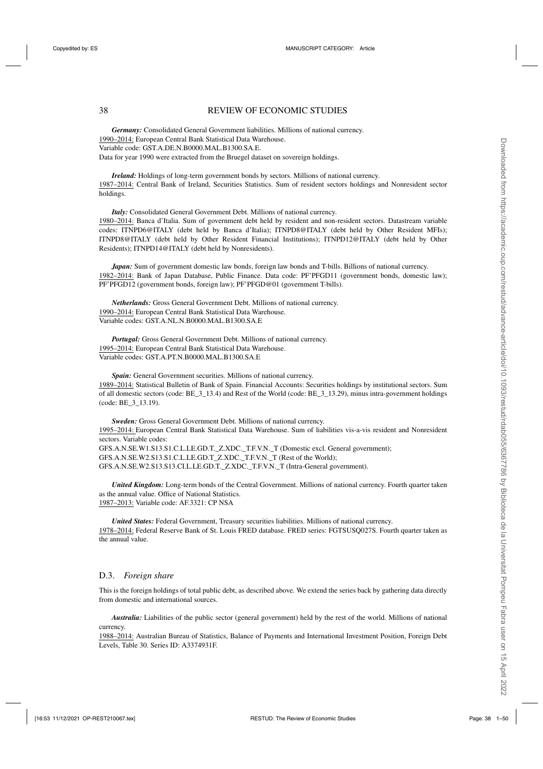***Germany:*** Consolidated General Government liabilities. Millions of national currency.
1990–2014: European Central Bank Statistical Data Warehouse.
Variable code: GST.A.DE.N.B0000.MAL.B1300.SA.E.
Data for year 1990 were extracted from the Bruegel dataset on sovereign holdings.

***Ireland:*** Holdings of long-term government bonds by sectors. Millions of national currency.
1987–2014: Central Bank of Ireland, Securities Statistics. Sum of resident sectors holdings and Nonresident sector holdings.

***Italy:*** Consolidated General Government Debt. Millions of national currency.
1980–2014: Banca d'Italia. Sum of government debt held by resident and non-resident sectors. Datastream variable codes: ITNPD6@ITALY (debt held by Banca d'Italia); ITNPD8@ITALY (debt held by Other Resident MFIs); ITNPD8@ITALY (debt held by Other Resident Financial Institutions); ITNPD12@ITALY (debt held by Other Residents); ITNPD14@ITALY (debt held by Nonresidents).

***Japan:*** Sum of government domestic law bonds, foreign law bonds and T-bills. Billions of national currency.
1982–2014: Bank of Japan Database, Public Finance. Data code: PF'PFGD11 (government bonds, domestic law); PF'PFGD12 (government bonds, foreign law); PF'PFGD@01 (government T-bills).

***Netherlands:*** Gross General Government Debt. Millions of national currency.
1990–2014: European Central Bank Statistical Data Warehouse.
Variable codes: GST.A.NL.N.B0000.MAL.B1300.SA.E

***Portugal:*** Gross General Government Debt. Millions of national currency.
1995–2014: European Central Bank Statistical Data Warehouse.
Variable codes: GST.A.PT.N.B0000.MAL.B1300.SA.E

***Spain:*** General Government securities. Millions of national currency.
1989–2014: Statistical Bulletin of Bank of Spain. Financial Accounts: Securities holdings by institutional sectors. Sum of all domestic sectors (code: BE_3_13.4) and Rest of the World (code: BE_3_13.29), minus intra-government holdings (code: BE_3_13.19).

***Sweden:*** Gross General Government Debt. Millions of national currency.
1995–2014: European Central Bank Statistical Data Warehouse. Sum of liabilities vis-a-vis resident and Nonresident sectors. Variable codes:
GFS.A.N.SE.W1.S13.S1.C.L.LE.GD.T._Z.XDC._T.F.V.N._T (Domestic excl. General government);
GFS.A.N.SE.W2.S13.S1.C.L.LE.GD.T._Z.XDC._T.F.V.N._T (Rest of the World);
GFS.A.N.SE.W2.S13.S13.CI.L.LE.GD.T._Z.XDC._T.F.V.N._T (Intra-General government).

***United Kingdom:*** Long-term bonds of the Central Government. Millions of national currency. Fourth quarter taken as the annual value. Office of National Statistics.
1987–2013: Variable code: AF.3321: CP NSA

***United States:*** Federal Government, Treasury securities liabilities. Millions of national currency.
1978–2014: Federal Reserve Bank of St. Louis FRED database. FRED series: FGTSUSQ027S. Fourth quarter taken as the annual value.

## D.3. *Foreign share*

This is the foreign holdings of total public debt, as described above. We extend the series back by gathering data directly from domestic and international sources.

***Australia:*** Liabilities of the public sector (general government) held by the rest of the world. Millions of national currency.
1988–2014: Australian Bureau of Statistics, Balance of Payments and International Investment Position, Foreign Debt Levels, Table 30. Series ID: A3374931F.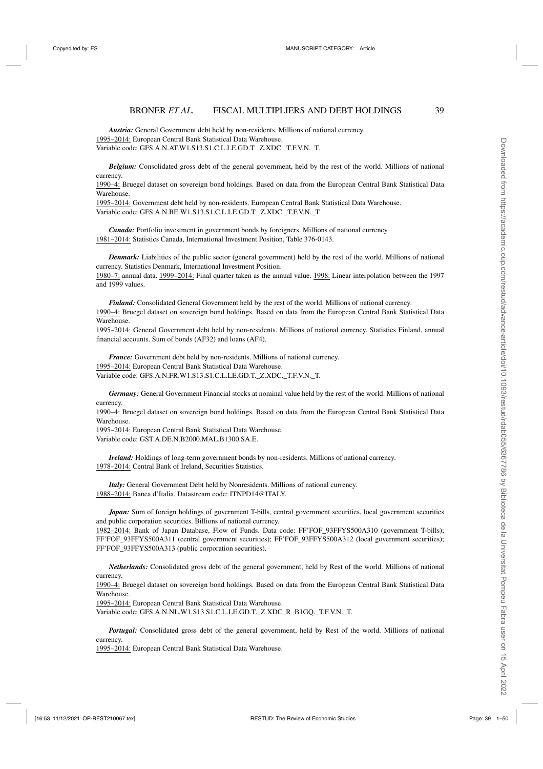***Austria:*** General Government debt held by non-residents. Millions of national currency.
1995–2014: European Central Bank Statistical Data Warehouse.
Variable code: GFS.A.N.AT.W1.S13.S1.C.L.LE.GD.T._Z.XDC._T.F.V.N._T.

***Belgium:*** Consolidated gross debt of the general government, held by the rest of the world. Millions of national currency.
1990–4: Bruegel dataset on sovereign bond holdings. Based on data from the European Central Bank Statistical Data Warehouse.
1995–2014: Government debt held by non-residents. European Central Bank Statistical Data Warehouse.
Variable code: GFS.A.N.BE.W1.S13.S1.C.L.LE.GD.T._Z.XDC._T.F.V.N._T

***Canada:*** Portfolio investment in government bonds by foreigners. Millions of national currency.
1981–2014: Statistics Canada, International Investment Position, Table 376-0143.

***Denmark:*** Liabilities of the public sector (general government) held by the rest of the world. Millions of national currency. Statistics Denmark, International Investment Position.
1980–7: annual data. 1999–2014: Final quarter taken as the annual value. 1998: Linear interpolation between the 1997 and 1999 values.

***Finland:*** Consolidated General Government held by the rest of the world. Millions of national currency.
1990–4: Bruegel dataset on sovereign bond holdings. Based on data from the European Central Bank Statistical Data Warehouse.
1995–2014: General Government debt held by non-residents. Millions of national currency. Statistics Finland, annual financial accounts. Sum of bonds (AF32) and loans (AF4).

***France:*** Government debt held by non-residents. Millions of national currency.
1995–2014: European Central Bank Statistical Data Warehouse.
Variable code: GFS.A.N.FR.W1.S13.S1.C.L.LE.GD.T._Z.XDC._T.F.V.N._T.

***Germany:*** General Government Financial stocks at nominal value held by the rest of the world. Millions of national currency.
1990–4: Bruegel dataset on sovereign bond holdings. Based on data from the European Central Bank Statistical Data Warehouse.
1995–2014: European Central Bank Statistical Data Warehouse.
Variable code: GST.A.DE.N.B2000.MAL.B1300.SA.E.

***Ireland:*** Holdings of long-term government bonds by non-residents. Millions of national currency.
1978–2014: Central Bank of Ireland, Securities Statistics.

***Italy:*** General Government Debt held by Nonresidents. Millions of national currency.
1988–2014: Banca d'Italia. Datastream code: ITNPD14@ITALY.

***Japan:*** Sum of foreign holdings of government T-bills, central government securities, local government securities and public corporation securities. Billions of national currency.
1982–2014: Bank of Japan Database, Flow of Funds. Data code: FF'FOF_93FFYS500A310 (government T-bills); FF'FOF_93FFYS500A311 (central government securities); FF'FOF_93FFYS500A312 (local government securities); FF'FOF_93FFYS500A313 (public corporation securities).

***Netherlands:*** Consolidated gross debt of the general government, held by Rest of the world. Millions of national currency.
1990–4: Bruegel dataset on sovereign bond holdings. Based on data from the European Central Bank Statistical Data Warehouse.
1995–2014: European Central Bank Statistical Data Warehouse.
Variable code: GFS.A.N.NL.W1.S13.S1.C.L.LE.GD.T._Z.XDC_R_B1GQ._T.F.V.N._T.

***Portugal:*** Consolidated gross debt of the general government, held by Rest of the world. Millions of national currency.
1995–2014: European Central Bank Statistical Data Warehouse.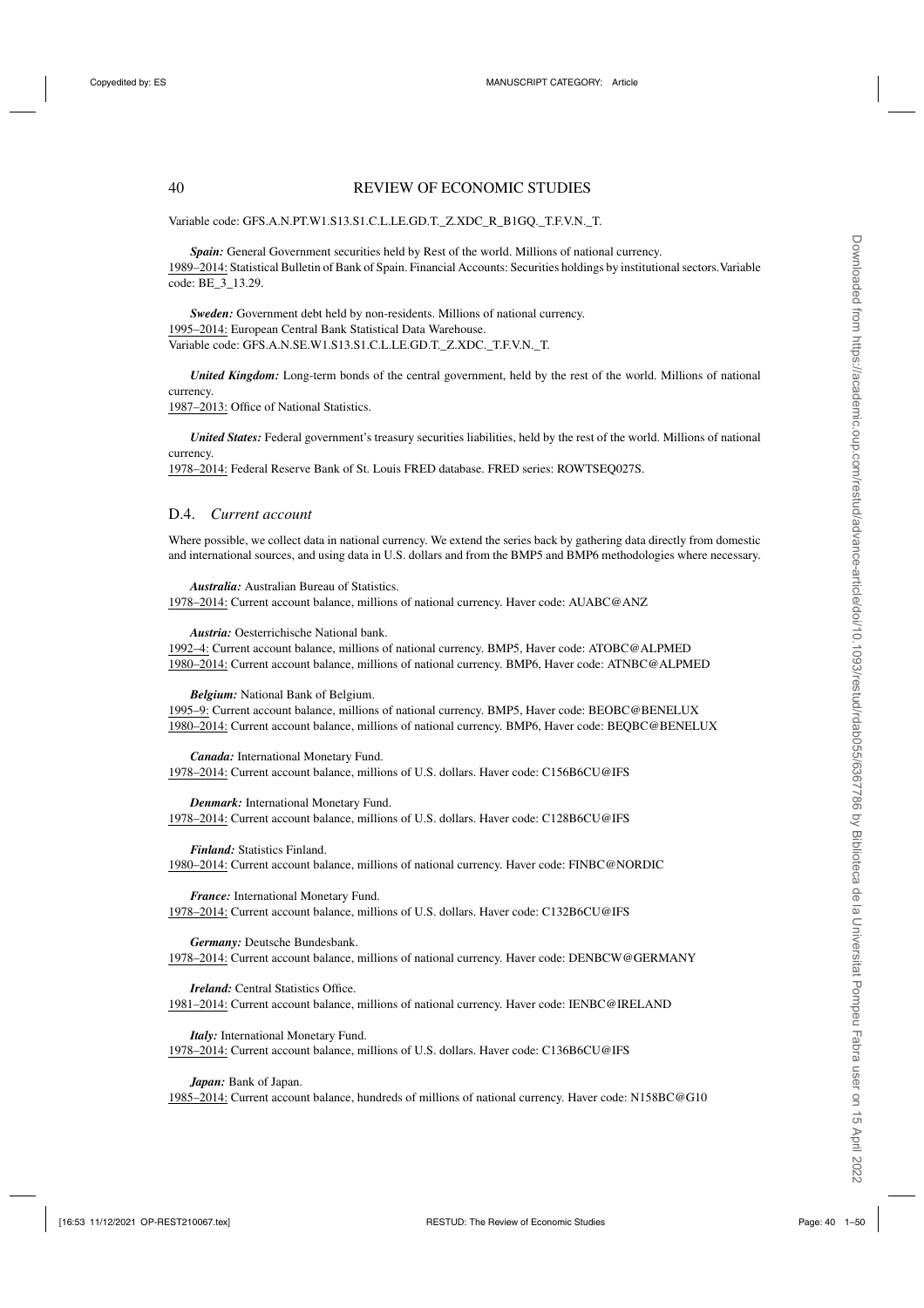Variable code: GFS.A.N.PT.W1.S13.S1.C.L.LE.GD.T._Z.XDC_R_B1GQ._T.F.V.N._T.

***Spain:*** General Government securities held by Rest of the world. Millions of national currency.
1989–2014: Statistical Bulletin of Bank of Spain. Financial Accounts: Securities holdings by institutional sectors. Variable code: BE_3_13.29.

***Sweden:*** Government debt held by non-residents. Millions of national currency.
1995–2014: European Central Bank Statistical Data Warehouse.
Variable code: GFS.A.N.SE.W1.S13.S1.C.L.LE.GD.T._Z.XDC._T.F.V.N._T.

***United Kingdom:*** Long-term bonds of the central government, held by the rest of the world. Millions of national currency.
1987–2013: Office of National Statistics.

***United States:*** Federal government's treasury securities liabilities, held by the rest of the world. Millions of national currency.
1978–2014: Federal Reserve Bank of St. Louis FRED database. FRED series: ROWTSEQ027S.

### D.4. *Current account*

Where possible, we collect data in national currency. We extend the series back by gathering data directly from domestic and international sources, and using data in U.S. dollars and from the BMP5 and BMP6 methodologies where necessary.

***Australia:*** Australian Bureau of Statistics.
1978–2014: Current account balance, millions of national currency. Haver code: AUABC@ANZ

***Austria:*** Oesterrichische National bank.
1992–4: Current account balance, millions of national currency. BMP5, Haver code: ATOBC@ALPMED
1980–2014: Current account balance, millions of national currency. BMP6, Haver code: ATNBC@ALPMED

***Belgium:*** National Bank of Belgium.
1995–9: Current account balance, millions of national currency. BMP5, Haver code: BEOBC@BENELUX
1980–2014: Current account balance, millions of national currency. BMP6, Haver code: BEQBC@BENELUX

***Canada:*** International Monetary Fund.
1978–2014: Current account balance, millions of U.S. dollars. Haver code: C156B6CU@IFS

***Denmark:*** International Monetary Fund.
1978–2014: Current account balance, millions of U.S. dollars. Haver code: C128B6CU@IFS

***Finland:*** Statistics Finland.
1980–2014: Current account balance, millions of national currency. Haver code: FINBC@NORDIC

***France:*** International Monetary Fund.
1978–2014: Current account balance, millions of U.S. dollars. Haver code: C132B6CU@IFS

***Germany:*** Deutsche Bundesbank.
1978–2014: Current account balance, millions of national currency. Haver code: DENBCW@GERMANY

***Ireland:*** Central Statistics Office.
1981–2014: Current account balance, millions of national currency. Haver code: IENBC@IRELAND

***Italy:*** International Monetary Fund.
1978–2014: Current account balance, millions of U.S. dollars. Haver code: C136B6CU@IFS

***Japan:*** Bank of Japan.
1985–2014: Current account balance, hundreds of millions of national currency. Haver code: N158BC@G10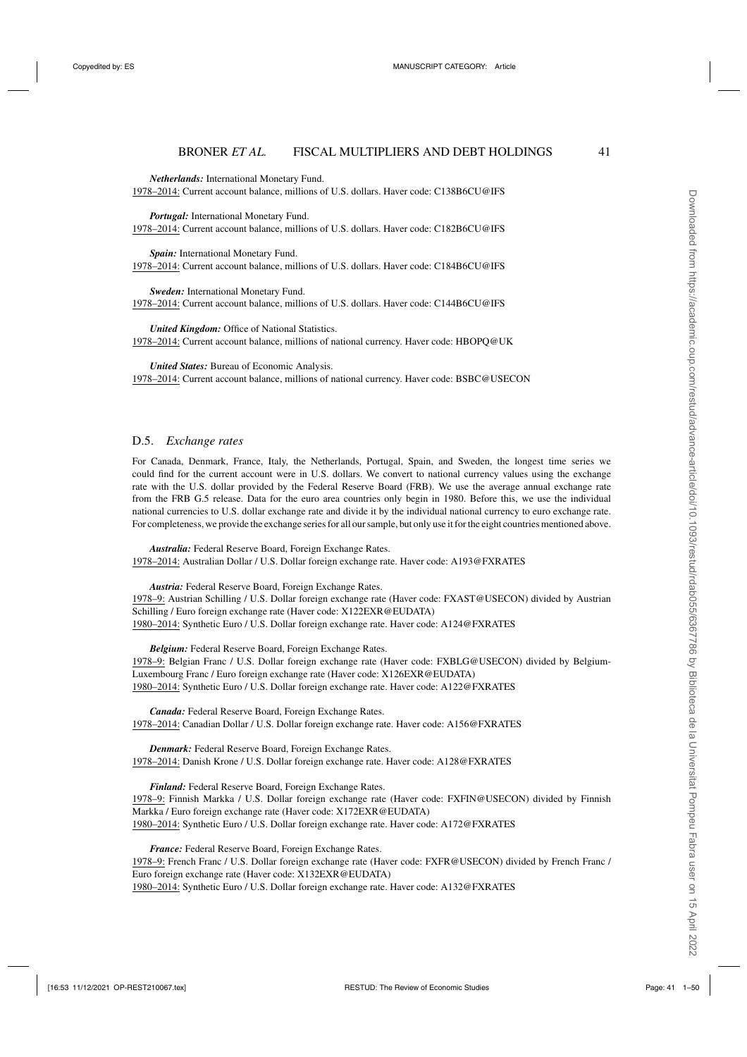*Netherlands:* International Monetary Fund.
1978–2014: Current account balance, millions of U.S. dollars. Haver code: C138B6CU@IFS

*Portugal:* International Monetary Fund.
1978–2014: Current account balance, millions of U.S. dollars. Haver code: C182B6CU@IFS

*Spain:* International Monetary Fund.
1978–2014: Current account balance, millions of U.S. dollars. Haver code: C184B6CU@IFS

*Sweden:* International Monetary Fund.
1978–2014: Current account balance, millions of U.S. dollars. Haver code: C144B6CU@IFS

*United Kingdom:* Office of National Statistics.
1978–2014: Current account balance, millions of national currency. Haver code: HBOPQ@UK

*United States:* Bureau of Economic Analysis.
1978–2014: Current account balance, millions of national currency. Haver code: BSBC@USECON

## D.5. *Exchange rates*

For Canada, Denmark, France, Italy, the Netherlands, Portugal, Spain, and Sweden, the longest time series we could find for the current account were in U.S. dollars. We convert to national currency values using the exchange rate with the U.S. dollar provided by the Federal Reserve Board (FRB). We use the average annual exchange rate from the FRB G.5 release. Data for the euro area countries only begin in 1980. Before this, we use the individual national currencies to U.S. dollar exchange rate and divide it by the individual national currency to euro exchange rate. For completeness, we provide the exchange series for all our sample, but only use it for the eight countries mentioned above.

*Australia:* Federal Reserve Board, Foreign Exchange Rates.
1978–2014: Australian Dollar / U.S. Dollar foreign exchange rate. Haver code: A193@FXRATES

*Austria:* Federal Reserve Board, Foreign Exchange Rates.
1978–9: Austrian Schilling / U.S. Dollar foreign exchange rate (Haver code: FXAST@USECON) divided by Austrian Schilling / Euro foreign exchange rate (Haver code: X122EXR@EUDATA)
1980–2014: Synthetic Euro / U.S. Dollar foreign exchange rate. Haver code: A124@FXRATES

*Belgium:* Federal Reserve Board, Foreign Exchange Rates.
1978–9: Belgian Franc / U.S. Dollar foreign exchange rate (Haver code: FXBLG@USECON) divided by Belgium-Luxembourg Franc / Euro foreign exchange rate (Haver code: X126EXR@EUDATA)
1980–2014: Synthetic Euro / U.S. Dollar foreign exchange rate. Haver code: A122@FXRATES

*Canada:* Federal Reserve Board, Foreign Exchange Rates.
1978–2014: Canadian Dollar / U.S. Dollar foreign exchange rate. Haver code: A156@FXRATES

*Denmark:* Federal Reserve Board, Foreign Exchange Rates.
1978–2014: Danish Krone / U.S. Dollar foreign exchange rate. Haver code: A128@FXRATES

*Finland:* Federal Reserve Board, Foreign Exchange Rates.
1978–9: Finnish Markka / U.S. Dollar foreign exchange rate (Haver code: FXFIN@USECON) divided by Finnish Markka / Euro foreign exchange rate (Haver code: X172EXR@EUDATA)
1980–2014: Synthetic Euro / U.S. Dollar foreign exchange rate. Haver code: A172@FXRATES

*France:* Federal Reserve Board, Foreign Exchange Rates.
1978–9: French Franc / U.S. Dollar foreign exchange rate (Haver code: FXFR@USECON) divided by French Franc / Euro foreign exchange rate (Haver code: X132EXR@EUDATA)
1980–2014: Synthetic Euro / U.S. Dollar foreign exchange rate. Haver code: A132@FXRATES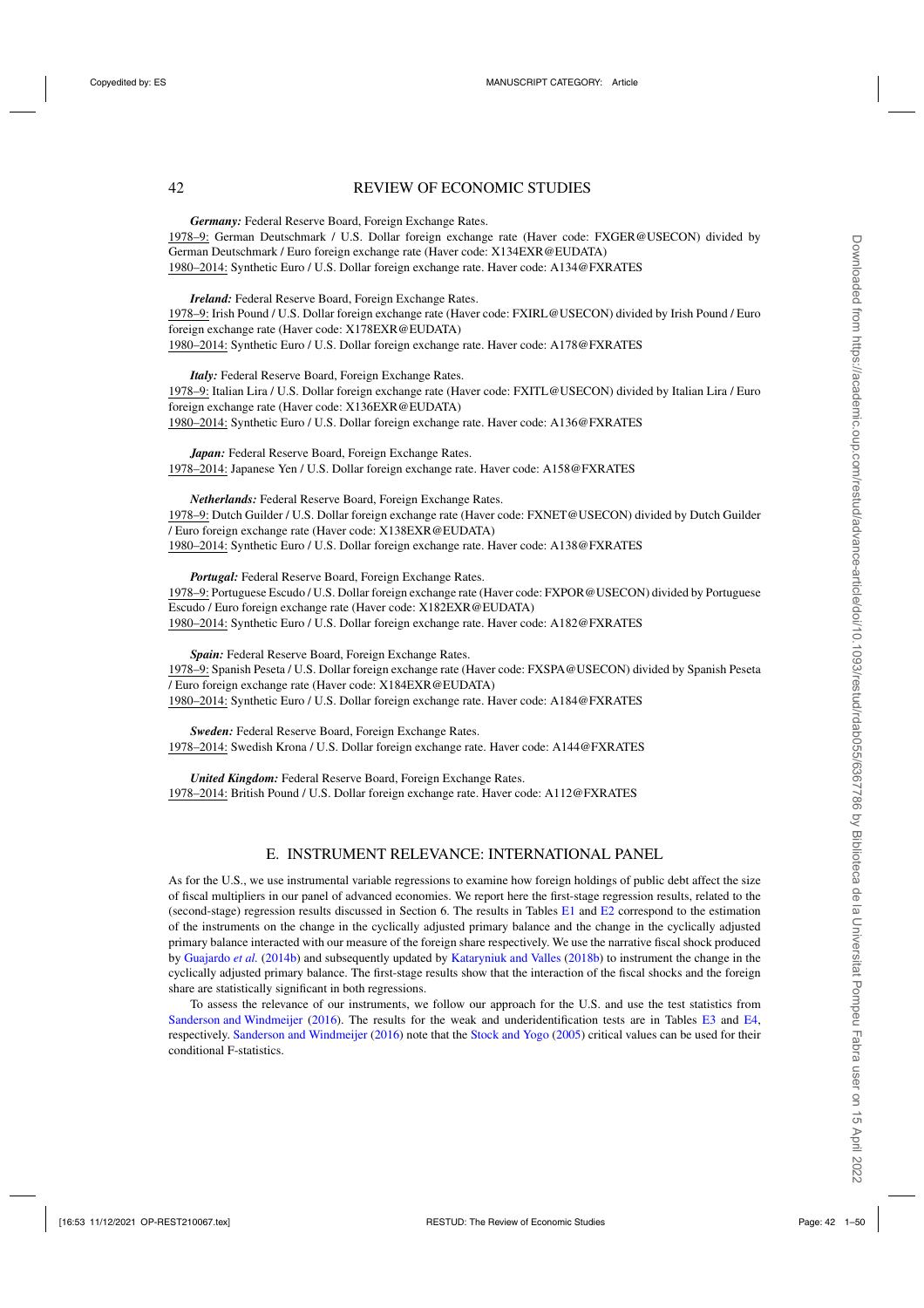*Germany:* Federal Reserve Board, Foreign Exchange Rates.
1978–9: German Deutschmark / U.S. Dollar foreign exchange rate (Haver code: FXGER@USECON) divided by German Deutschmark / Euro foreign exchange rate (Haver code: X134EXR@EUDATA)
1980–2014: Synthetic Euro / U.S. Dollar foreign exchange rate. Haver code: A134@FXRATES

*Ireland:* Federal Reserve Board, Foreign Exchange Rates.
1978–9: Irish Pound / U.S. Dollar foreign exchange rate (Haver code: FXIRL@USECON) divided by Irish Pound / Euro foreign exchange rate (Haver code: X178EXR@EUDATA)
1980–2014: Synthetic Euro / U.S. Dollar foreign exchange rate. Haver code: A178@FXRATES

*Italy:* Federal Reserve Board, Foreign Exchange Rates.
1978–9: Italian Lira / U.S. Dollar foreign exchange rate (Haver code: FXITL@USECON) divided by Italian Lira / Euro foreign exchange rate (Haver code: X136EXR@EUDATA)
1980–2014: Synthetic Euro / U.S. Dollar foreign exchange rate. Haver code: A136@FXRATES

*Japan:* Federal Reserve Board, Foreign Exchange Rates.
1978–2014: Japanese Yen / U.S. Dollar foreign exchange rate. Haver code: A158@FXRATES

*Netherlands:* Federal Reserve Board, Foreign Exchange Rates.
1978–9: Dutch Guilder / U.S. Dollar foreign exchange rate (Haver code: FXNET@USECON) divided by Dutch Guilder / Euro foreign exchange rate (Haver code: X138EXR@EUDATA)
1980–2014: Synthetic Euro / U.S. Dollar foreign exchange rate. Haver code: A138@FXRATES

*Portugal:* Federal Reserve Board, Foreign Exchange Rates.
1978–9: Portuguese Escudo / U.S. Dollar foreign exchange rate (Haver code: FXPOR@USECON) divided by Portuguese Escudo / Euro foreign exchange rate (Haver code: X182EXR@EUDATA)
1980–2014: Synthetic Euro / U.S. Dollar foreign exchange rate. Haver code: A182@FXRATES

*Spain:* Federal Reserve Board, Foreign Exchange Rates.
1978–9: Spanish Peseta / U.S. Dollar foreign exchange rate (Haver code: FXSPA@USECON) divided by Spanish Peseta / Euro foreign exchange rate (Haver code: X184EXR@EUDATA)
1980–2014: Synthetic Euro / U.S. Dollar foreign exchange rate. Haver code: A184@FXRATES

*Sweden:* Federal Reserve Board, Foreign Exchange Rates.
1978–2014: Swedish Krona / U.S. Dollar foreign exchange rate. Haver code: A144@FXRATES

*United Kingdom:* Federal Reserve Board, Foreign Exchange Rates.
1978–2014: British Pound / U.S. Dollar foreign exchange rate. Haver code: A112@FXRATES

## E. INSTRUMENT RELEVANCE: INTERNATIONAL PANEL

As for the U.S., we use instrumental variable regressions to examine how foreign holdings of public debt affect the size of fiscal multipliers in our panel of advanced economies. We report here the first-stage regression results, related to the (second-stage) regression results discussed in Section 6. The results in Tables E1 and E2 correspond to the estimation of the instruments on the change in the cyclically adjusted primary balance and the change in the cyclically adjusted primary balance interacted with our measure of the foreign share respectively. We use the narrative fiscal shock produced by Guajardo *et al.* (2014b) and subsequently updated by Kataryniuk and Valles (2018b) to instrument the change in the cyclically adjusted primary balance. The first-stage results show that the interaction of the fiscal shocks and the foreign share are statistically significant in both regressions.

To assess the relevance of our instruments, we follow our approach for the U.S. and use the test statistics from Sanderson and Windmeijer (2016). The results for the weak and underidentification tests are in Tables E3 and E4, respectively. Sanderson and Windmeijer (2016) note that the Stock and Yogo (2005) critical values can be used for their conditional F-statistics.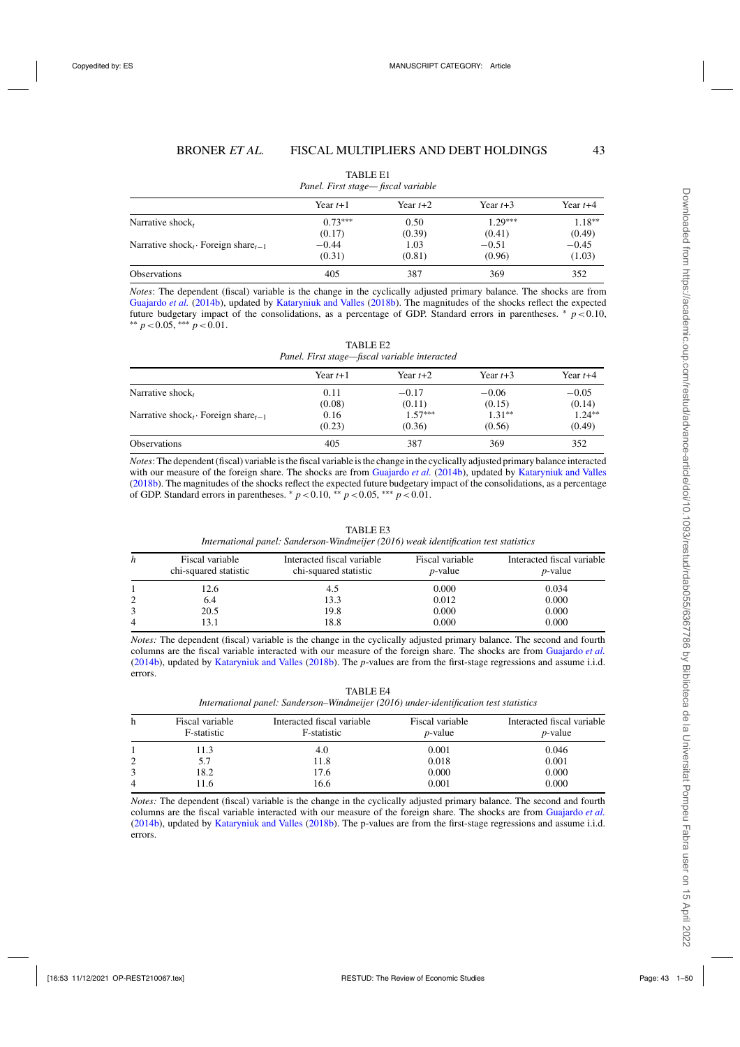TABLE E1

*Panel. First stage— fiscal variable*

| | Year $t$+1 | Year $t$+2 | Year $t$+3 | Year $t$+4 |
|---|---|---|---|---|
| Narrative shock$_t$ | 0.73*** | 0.50 | 1.29*** | 1.18** |
| | (0.17) | (0.39) | (0.41) | (0.49) |
| Narrative shock$_t$ · Foreign share$_{t-1}$ | −0.44 | 1.03 | −0.51 | −0.45 |
| | (0.31) | (0.81) | (0.96) | (1.03) |
| Observations | 405 | 387 | 369 | 352 |

*Notes*: The dependent (fiscal) variable is the change in the cyclically adjusted primary balance. The shocks are from Guajardo *et al.* (2014b), updated by Kataryniuk and Valles (2018b). The magnitudes of the shocks reflect the expected future budgetary impact of the consolidations, as a percentage of GDP. Standard errors in parentheses. * $p<0.10$, ** $p<0.05$, *** $p<0.01$.

TABLE E2

*Panel. First stage—fiscal variable interacted*

| | Year $t$+1 | Year $t$+2 | Year $t$+3 | Year $t$+4 |
|---|---|---|---|---|
| Narrative shock$_t$ | 0.11 | −0.17 | −0.06 | −0.05 |
| | (0.08) | (0.11) | (0.15) | (0.14) |
| Narrative shock$_t$ · Foreign share$_{t-1}$ | 0.16 | 1.57*** | 1.31** | 1.24** |
| | (0.23) | (0.36) | (0.56) | (0.49) |
| Observations | 405 | 387 | 369 | 352 |

*Notes*: The dependent (fiscal) variable is the fiscal variable is the change in the cyclically adjusted primary balance interacted with our measure of the foreign share. The shocks are from Guajardo *et al.* (2014b), updated by Kataryniuk and Valles (2018b). The magnitudes of the shocks reflect the expected future budgetary impact of the consolidations, as a percentage of GDP. Standard errors in parentheses. * $p<0.10$, ** $p<0.05$, *** $p<0.01$.

TABLE E3

*International panel: Sanderson-Windmeijer (2016) weak identification test statistics*

| $h$ | Fiscal variable chi-squared statistic | Interacted fiscal variable chi-squared statistic | Fiscal variable $p$-value | Interacted fiscal variable $p$-value |
|---|---|---|---|---|
| 1 | 12.6 | 4.5 | 0.000 | 0.034 |
| 2 | 6.4 | 13.3 | 0.012 | 0.000 |
| 3 | 20.5 | 19.8 | 0.000 | 0.000 |
| 4 | 13.1 | 18.8 | 0.000 | 0.000 |

*Notes:* The dependent (fiscal) variable is the change in the cyclically adjusted primary balance. The second and fourth columns are the fiscal variable interacted with our measure of the foreign share. The shocks are from Guajardo *et al.* (2014b), updated by Kataryniuk and Valles (2018b). The $p$-values are from the first-stage regressions and assume i.i.d. errors.

TABLE E4

*International panel: Sanderson–Windmeijer (2016) under-identification test statistics*

| h | Fiscal variable F-statistic | Interacted fiscal variable F-statistic | Fiscal variable $p$-value | Interacted fiscal variable $p$-value |
|---|---|---|---|---|
| 1 | 11.3 | 4.0 | 0.001 | 0.046 |
| 2 | 5.7 | 11.8 | 0.018 | 0.001 |
| 3 | 18.2 | 17.6 | 0.000 | 0.000 |
| 4 | 11.6 | 16.6 | 0.001 | 0.000 |

*Notes:* The dependent (fiscal) variable is the change in the cyclically adjusted primary balance. The second and fourth columns are the fiscal variable interacted with our measure of the foreign share. The shocks are from Guajardo *et al.* (2014b), updated by Kataryniuk and Valles (2018b). The p-values are from the first-stage regressions and assume i.i.d. errors.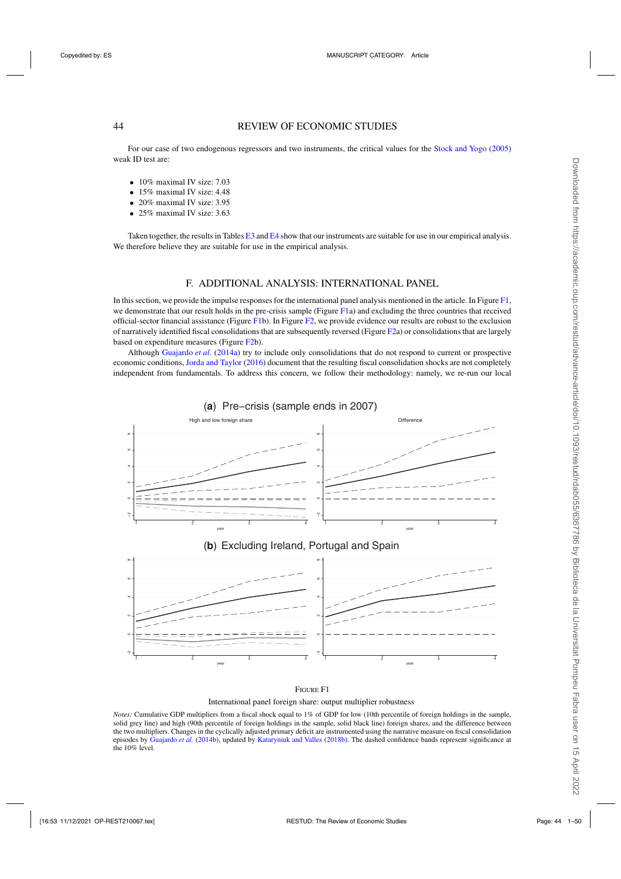For our case of two endogenous regressors and two instruments, the critical values for the Stock and Yogo (2005) weak ID test are:

- 10% maximal IV size: 7.03
- 15% maximal IV size: 4.48
- 20% maximal IV size: 3.95
- 25% maximal IV size: 3.63

Taken together, the results in Tables E3 and E4 show that our instruments are suitable for use in our empirical analysis. We therefore believe they are suitable for use in the empirical analysis.

## F. ADDITIONAL ANALYSIS: INTERNATIONAL PANEL

In this section, we provide the impulse responses for the international panel analysis mentioned in the article. In Figure F1, we demonstrate that our result holds in the pre-crisis sample (Figure F1a) and excluding the three countries that received official-sector financial assistance (Figure F1b). In Figure F2, we provide evidence our results are robust to the exclusion of narratively identified fiscal consolidations that are subsequently reversed (Figure F2a) or consolidations that are largely based on expenditure measures (Figure F2b).

Although Guajardo *et al.* (2014a) try to include only consolidations that do not respond to current or prospective economic conditions, Jorda and Taylor (2016) document that the resulting fiscal consolidation shocks are not completely independent from fundamentals. To address this concern, we follow their methodology: namely, we re-run our local

(**a**) Pre−crisis (sample ends in 2007)

(**b**) Excluding Ireland, Portugal and Spain

FIGURE F1

International panel foreign share: output multiplier robustness

*Notes:* Cumulative GDP multipliers from a fiscal shock equal to 1% of GDP for low (10th percentile of foreign holdings in the sample, solid grey line) and high (90th percentile of foreign holdings in the sample, solid black line) foreign shares, and the difference between the two multipliers. Changes in the cyclically adjusted primary deficit are instrumented using the narrative measure on fiscal consolidation episodes by Guajardo *et al.* (2014b), updated by Kataryniuk and Valles (2018b). The dashed confidence bands represent significance at the 10% level.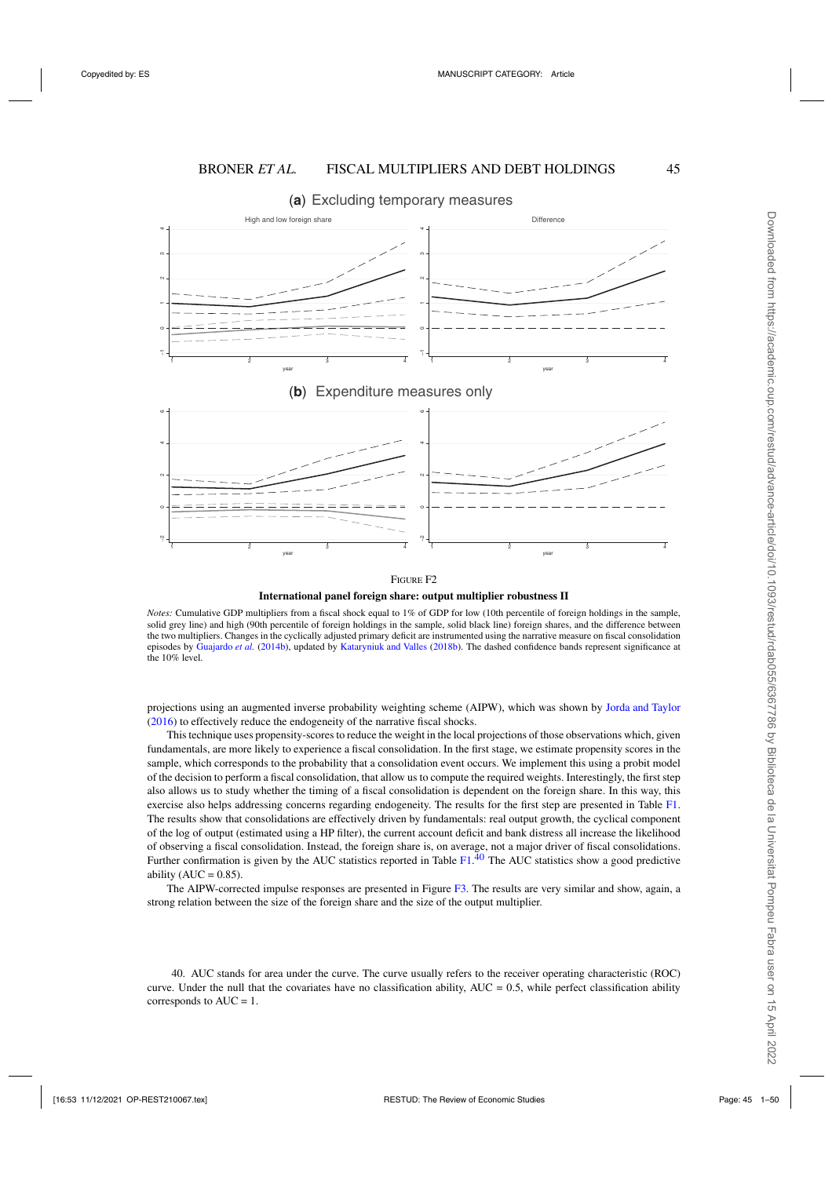(**a**) Excluding temporary measures

(**b**) Expenditure measures only

FIGURE F2

**International panel foreign share: output multiplier robustness II**

*Notes:* Cumulative GDP multipliers from a fiscal shock equal to 1% of GDP for low (10th percentile of foreign holdings in the sample, solid grey line) and high (90th percentile of foreign holdings in the sample, solid black line) foreign shares, and the difference between the two multipliers. Changes in the cyclically adjusted primary deficit are instrumented using the narrative measure on fiscal consolidation episodes by Guajardo *et al.* (2014b), updated by Kataryniuk and Valles (2018b). The dashed confidence bands represent significance at the 10% level.

projections using an augmented inverse probability weighting scheme (AIPW), which was shown by Jorda and Taylor (2016) to effectively reduce the endogeneity of the narrative fiscal shocks.

This technique uses propensity-scores to reduce the weight in the local projections of those observations which, given fundamentals, are more likely to experience a fiscal consolidation. In the first stage, we estimate propensity scores in the sample, which corresponds to the probability that a consolidation event occurs. We implement this using a probit model of the decision to perform a fiscal consolidation, that allow us to compute the required weights. Interestingly, the first step also allows us to study whether the timing of a fiscal consolidation is dependent on the foreign share. In this way, this exercise also helps addressing concerns regarding endogeneity. The results for the first step are presented in Table F1. The results show that consolidations are effectively driven by fundamentals: real output growth, the cyclical component of the log of output (estimated using a HP filter), the current account deficit and bank distress all increase the likelihood of observing a fiscal consolidation. Instead, the foreign share is, on average, not a major driver of fiscal consolidations. Further confirmation is given by the AUC statistics reported in Table F1.[40] The AUC statistics show a good predictive ability (AUC = 0.85).

The AIPW-corrected impulse responses are presented in Figure F3. The results are very similar and show, again, a strong relation between the size of the foreign share and the size of the output multiplier.

40. AUC stands for area under the curve. The curve usually refers to the receiver operating characteristic (ROC) curve. Under the null that the covariates have no classification ability, AUC = 0.5, while perfect classification ability corresponds to AUC = 1.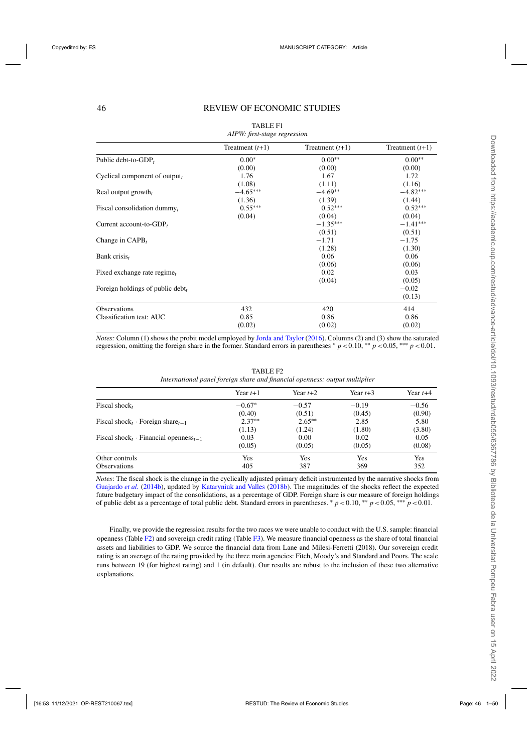TABLE F1

*AIPW: first-stage regression*

| | Treatment ($t$+1) | Treatment ($t$+1) | Treatment ($t$+1) |
|---|---|---|---|
| Public debt-to-GDP$_t$ | 0.00* | 0.00** | 0.00** |
| | (0.00) | (0.00) | (0.00) |
| Cyclical component of output$_t$ | 1.76 | 1.67 | 1.72 |
| | (1.08) | (1.11) | (1.16) |
| Real output growth$_t$ | −4.65*** | −4.69** | −4.82*** |
| | (1.36) | (1.39) | (1.44) |
| Fiscal consolidation dummy$_t$ | 0.55*** | 0.52*** | 0.52*** |
| | (0.04) | (0.04) | (0.04) |
| Current account-to-GDP$_t$ | | −1.35*** | −1.41*** |
| | | (0.51) | (0.51) |
| Change in CAPB$_t$ | | −1.71 | −1.75 |
| | | (1.28) | (1.30) |
| Bank crisis$_t$ | | 0.06 | 0.06 |
| | | (0.06) | (0.06) |
| Fixed exchange rate regime$_t$ | | 0.02 | 0.03 |
| | | (0.04) | (0.05) |
| Foreign holdings of public debt$_t$ | | | −0.02 |
| | | | (0.13) |
| Observations | 432 | 420 | 414 |
| Classification test: AUC | 0.85 | 0.86 | 0.86 |
| | (0.02) | (0.02) | (0.02) |

*Notes:* Column (1) shows the probit model employed by Jorda and Taylor (2016). Columns (2) and (3) show the saturated regression, omitting the foreign share in the former. Standard errors in parentheses * $p<0.10$, ** $p<0.05$, *** $p<0.01$.

TABLE F2

*International panel foreign share and financial openness: output multiplier*

| | Year $t$+1 | Year $t$+2 | Year $t$+3 | Year $t$+4 |
|---|---|---|---|---|
| Fiscal shock$_t$ | −0.67* | −0.57 | −0.19 | −0.56 |
| | (0.40) | (0.51) | (0.45) | (0.90) |
| Fiscal shock$_t$ · Foreign share$_{t-1}$ | 2.37** | 2.65** | 2.85 | 5.80 |
| | (1.13) | (1.24) | (1.80) | (3.80) |
| Fiscal shock$_t$ · Financial openness$_{t-1}$ | 0.03 | −0.00 | −0.02 | −0.05 |
| | (0.05) | (0.05) | (0.05) | (0.08) |
| Other controls | Yes | Yes | Yes | Yes |
| Observations | 405 | 387 | 369 | 352 |

*Notes*: The fiscal shock is the change in the cyclically adjusted primary deficit instrumented by the narrative shocks from Guajardo *et al.* (2014b), updated by Kataryniuk and Valles (2018b). The magnitudes of the shocks reflect the expected future budgetary impact of the consolidations, as a percentage of GDP. Foreign share is our measure of foreign holdings of public debt as a percentage of total public debt. Standard errors in parentheses. * $p<0.10$, ** $p<0.05$, *** $p<0.01$.

Finally, we provide the regression results for the two races we were unable to conduct with the U.S. sample: financial openness (Table F2) and sovereign credit rating (Table F3). We measure financial openness as the share of total financial assets and liabilities to GDP. We source the financial data from Lane and Milesi-Ferretti (2018). Our sovereign credit rating is an average of the rating provided by the three main agencies: Fitch, Moody's and Standard and Poors. The scale runs between 19 (for highest rating) and 1 (in default). Our results are robust to the inclusion of these two alternative explanations.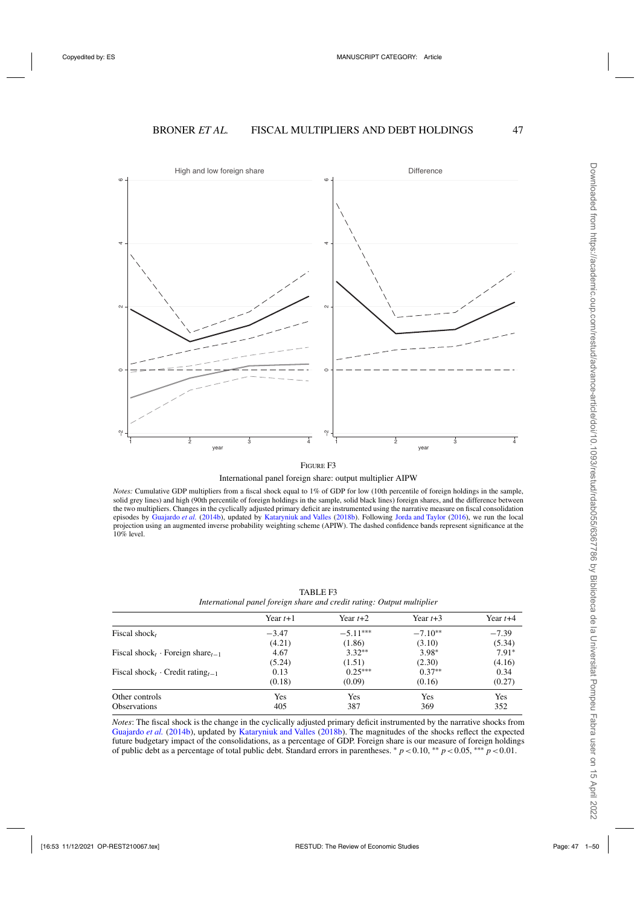FIGURE F3

International panel foreign share: output multiplier AIPW

*Notes:* Cumulative GDP multipliers from a fiscal shock equal to 1% of GDP for low (10th percentile of foreign holdings in the sample, solid grey lines) and high (90th percentile of foreign holdings in the sample, solid black lines) foreign shares, and the difference between the two multipliers. Changes in the cyclically adjusted primary deficit are instrumented using the narrative measure on fiscal consolidation episodes by Guajardo *et al.* (2014b), updated by Kataryniuk and Valles (2018b). Following Jorda and Taylor (2016), we run the local projection using an augmented inverse probability weighting scheme (APIW). The dashed confidence bands represent significance at the 10% level.

TABLE F3

*International panel foreign share and credit rating: Output multiplier*

| | Year $t$+1 | Year $t$+2 | Year $t$+3 | Year $t$+4 |
|---|---|---|---|---|
| Fiscal shock$_t$ | −3.47 | −5.11*** | −7.10** | −7.39 |
| | (4.21) | (1.86) | (3.10) | (5.34) |
| Fiscal shock$_t$ · Foreign share$_{t-1}$ | 4.67 | 3.32** | 3.98* | 7.91* |
| | (5.24) | (1.51) | (2.30) | (4.16) |
| Fiscal shock$_t$ · Credit rating$_{t-1}$ | 0.13 | 0.25*** | 0.37** | 0.34 |
| | (0.18) | (0.09) | (0.16) | (0.27) |
| Other controls | Yes | Yes | Yes | Yes |
| Observations | 405 | 387 | 369 | 352 |

*Notes*: The fiscal shock is the change in the cyclically adjusted primary deficit instrumented by the narrative shocks from Guajardo *et al.* (2014b), updated by Kataryniuk and Valles (2018b). The magnitudes of the shocks reflect the expected future budgetary impact of the consolidations, as a percentage of GDP. Foreign share is our measure of foreign holdings of public debt as a percentage of total public debt. Standard errors in parentheses. * $p < 0.10$, ** $p < 0.05$, *** $p < 0.01$.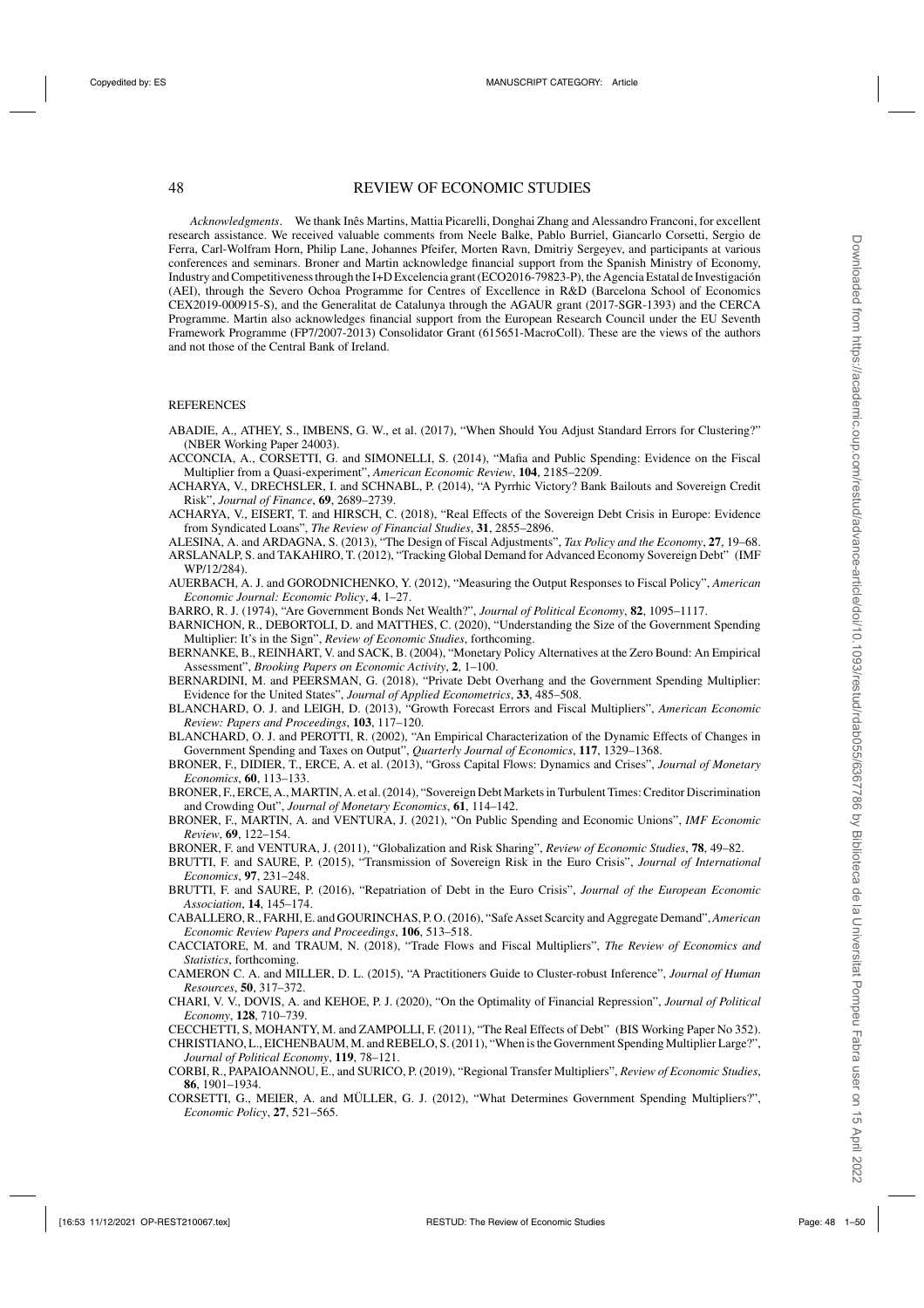*Acknowledgments*. We thank Inês Martins, Mattia Picarelli, Donghai Zhang and Alessandro Franconi, for excellent research assistance. We received valuable comments from Neele Balke, Pablo Burriel, Giancarlo Corsetti, Sergio de Ferra, Carl-Wolfram Horn, Philip Lane, Johannes Pfeifer, Morten Ravn, Dmitriy Sergeyev, and participants at various conferences and seminars. Broner and Martin acknowledge financial support from the Spanish Ministry of Economy, Industry and Competitiveness through the I+D Excelencia grant (ECO2016-79823-P), the Agencia Estatal de Investigación (AEI), through the Severo Ochoa Programme for Centres of Excellence in R&D (Barcelona School of Economics CEX2019-000915-S), and the Generalitat de Catalunya through the AGAUR grant (2017-SGR-1393) and the CERCA Programme. Martin also acknowledges financial support from the European Research Council under the EU Seventh Framework Programme (FP7/2007-2013) Consolidator Grant (615651-MacroColl). These are the views of the authors and not those of the Central Bank of Ireland.

## REFERENCES

ABADIE, A., ATHEY, S., IMBENS, G. W., et al. (2017), "When Should You Adjust Standard Errors for Clustering?" (NBER Working Paper 24003).

ACCONCIA, A., CORSETTI, G. and SIMONELLI, S. (2014), "Mafia and Public Spending: Evidence on the Fiscal Multiplier from a Quasi-experiment", *American Economic Review*, **104**, 2185–2209.

ACHARYA, V., DRECHSLER, I. and SCHNABL, P. (2014), "A Pyrrhic Victory? Bank Bailouts and Sovereign Credit Risk", *Journal of Finance*, **69**, 2689–2739.

ACHARYA, V., EISERT, T. and HIRSCH, C. (2018), "Real Effects of the Sovereign Debt Crisis in Europe: Evidence from Syndicated Loans", *The Review of Financial Studies*, **31**, 2855–2896.

ALESINA, A. and ARDAGNA, S. (2013), "The Design of Fiscal Adjustments", *Tax Policy and the Economy*, **27**, 19–68.

ARSLANALP, S. and TAKAHIRO, T. (2012), "Tracking Global Demand for Advanced Economy Sovereign Debt" (IMF WP/12/284).

AUERBACH, A. J. and GORODNICHENKO, Y. (2012), "Measuring the Output Responses to Fiscal Policy", *American Economic Journal: Economic Policy*, **4**, 1–27.

BARRO, R. J. (1974), "Are Government Bonds Net Wealth?", *Journal of Political Economy*, **82**, 1095–1117.

BARNICHON, R., DEBORTOLI, D. and MATTHES, C. (2020), "Understanding the Size of the Government Spending Multiplier: It's in the Sign", *Review of Economic Studies*, forthcoming.

BERNANKE, B., REINHART, V. and SACK, B. (2004), "Monetary Policy Alternatives at the Zero Bound: An Empirical Assessment", *Brooking Papers on Economic Activity*, **2**, 1–100.

BERNARDINI, M. and PEERSMAN, G. (2018), "Private Debt Overhang and the Government Spending Multiplier: Evidence for the United States", *Journal of Applied Econometrics*, **33**, 485–508.

BLANCHARD, O. J. and LEIGH, D. (2013), "Growth Forecast Errors and Fiscal Multipliers", *American Economic Review: Papers and Proceedings*, **103**, 117–120.

BLANCHARD, O. J. and PEROTTI, R. (2002), "An Empirical Characterization of the Dynamic Effects of Changes in Government Spending and Taxes on Output", *Quarterly Journal of Economics*, **117**, 1329–1368.

BRONER, F., DIDIER, T., ERCE, A. et al. (2013), "Gross Capital Flows: Dynamics and Crises", *Journal of Monetary Economics*, **60**, 113–133.

BRONER, F., ERCE, A., MARTIN, A. et al. (2014), "Sovereign Debt Markets in Turbulent Times: Creditor Discrimination and Crowding Out", *Journal of Monetary Economics*, **61**, 114–142.

BRONER, F., MARTIN, A. and VENTURA, J. (2021), "On Public Spending and Economic Unions", *IMF Economic Review*, **69**, 122–154.

BRONER, F. and VENTURA, J. (2011), "Globalization and Risk Sharing", *Review of Economic Studies*, **78**, 49–82.

BRUTTI, F. and SAURE, P. (2015), "Transmission of Sovereign Risk in the Euro Crisis", *Journal of International Economics*, **97**, 231–248.

BRUTTI, F. and SAURE, P. (2016), "Repatriation of Debt in the Euro Crisis", *Journal of the European Economic Association*, **14**, 145–174.

CABALLERO, R., FARHI, E. and GOURINCHAS, P. O. (2016), "Safe Asset Scarcity and Aggregate Demand", *American Economic Review Papers and Proceedings*, **106**, 513–518.

CACCIATORE, M. and TRAUM, N. (2018), "Trade Flows and Fiscal Multipliers", *The Review of Economics and Statistics*, forthcoming.

CAMERON C. A. and MILLER, D. L. (2015), "A Practitioners Guide to Cluster-robust Inference", *Journal of Human Resources*, **50**, 317–372.

CHARI, V. V., DOVIS, A. and KEHOE, P. J. (2020), "On the Optimality of Financial Repression", *Journal of Political Economy*, **128**, 710–739.

CECCHETTI, S, MOHANTY, M. and ZAMPOLLI, F. (2011), "The Real Effects of Debt" (BIS Working Paper No 352).

CHRISTIANO, L., EICHENBAUM, M. and REBELO, S. (2011), "When is the Government Spending Multiplier Large?", *Journal of Political Economy*, **119**, 78–121.

CORBI, R., PAPAIOANNOU, E., and SURICO, P. (2019), "Regional Transfer Multipliers", *Review of Economic Studies*, **86**, 1901–1934.

CORSETTI, G., MEIER, A. and MÜLLER, G. J. (2012), "What Determines Government Spending Multipliers?", *Economic Policy*, **27**, 521–565.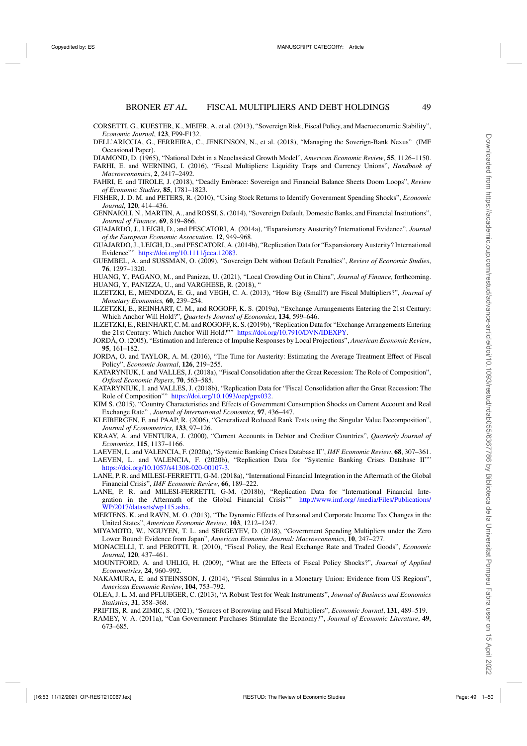CORSETTI, G., KUESTER, K., MEIER, A. et al. (2013), "Sovereign Risk, Fiscal Policy, and Macroeconomic Stability", *Economic Journal*, **123**, F99-F132.

DELL'ARICCIA, G., FERREIRA, C., JENKINSON, N., et al. (2018), "Managing the Soverign-Bank Nexus" (IMF Occasional Paper).

DIAMOND, D. (1965), "National Debt in a Neoclassical Growth Model", *American Economic Review*, **55**, 1126–1150.

FARHI, E. and WERNING, I. (2016), "Fiscal Multipliers: Liquidity Traps and Currency Unions", *Handbook of Macroeconomics*, **2**, 2417–2492.

FAHRI, E. and TIROLE, J. (2018), "Deadly Embrace: Sovereign and Financial Balance Sheets Doom Loops", *Review of Economic Studies*, **85**, 1781–1823.

FISHER, J. D. M. and PETERS, R. (2010), "Using Stock Returns to Identify Government Spending Shocks", *Economic Journal*, **120**, 414–436.

GENNAIOLI, N., MARTIN, A., and ROSSI, S. (2014), "Sovereign Default, Domestic Banks, and Financial Institutions", *Journal of Finance*, **69**, 819–866.

GUAJARDO, J., LEIGH, D., and PESCATORI, A. (2014a), "Expansionary Austerity? International Evidence", *Journal of the European Economic Association*, **12**, 949–968.

GUAJARDO, J., LEIGH, D., and PESCATORI, A. (2014b), "Replication Data for "Expansionary Austerity? International Evidence"" https://doi.org/10.1111/jeea.12083.

GUEMBEL, A. and SUSSMAN, O. (2009), "Sovereign Debt without Default Penalties", *Review of Economic Studies*, **76**, 1297–1320.

HUANG, Y., PAGANO, M., and Panizza, U. (2021), "Local Crowding Out in China", *Journal of Finance,* forthcoming.

HUANG, Y., PANIZZA, U., and VARGHESE, R. (2018), "

ILZETZKI, E., MENDOZA, E. G., and VEGH, C. A. (2013), "How Big (Small?) are Fiscal Multipliers?", *Journal of Monetary Economics,* **60**, 239–254.

ILZETZKI, E., REINHART, C. M., and ROGOFF, K. S. (2019a), "Exchange Arrangements Entering the 21st Century: Which Anchor Will Hold?", *Quarterly Journal of Economics*, **134**, 599–646.

ILZETZKI, E., REINHART, C. M. and ROGOFF, K. S. (2019b), "Replication Data for "Exchange Arrangements Entering the 21st Century: Which Anchor Will Hold?"" https://doi.org/10.7910/DVN/IDEXPY.

JORDÀ, O. (2005), "Estimation and Inference of Impulse Responses by Local Projections", *American Economic Review*, **95**, 161–182.

JORDA, O. and TAYLOR, A. M. (2016), "The Time for Austerity: Estimating the Average Treatment Effect of Fiscal Policy", *Economic Journal*, **126**, 219–255.

KATARYNIUK, I. and VALLES, J. (2018a), "Fiscal Consolidation after the Great Recession: The Role of Composition", *Oxford Economic Papers*, **70**, 563–585.

KATARYNIUK, I. and VALLES, J. (2018b), "Replication Data for "Fiscal Consolidation after the Great Recession: The Role of Composition"" https://doi.org/10.1093/oep/gpx032.

KIM S. (2015), "Country Characteristics and Effects of Government Consumption Shocks on Current Account and Real Exchange Rate" , *Journal of International Economics,* **97**, 436–447.

KLEIBERGEN, F. and PAAP, R. (2006), "Generalized Reduced Rank Tests using the Singular Value Decomposition", *Journal of Econometrics*, **133**, 97–126.

KRAAY, A. and VENTURA, J. (2000), "Current Accounts in Debtor and Creditor Countries", *Quarterly Journal of Economics*, **115**, 1137–1166.

LAEVEN, L. and VALENCIA, F. (2020a), "Systemic Banking Crises Database II", *IMF Economic Review*, **68**, 307–361.

LAEVEN, L. and VALENCIA, F. (2020b), "Replication Data for "Systemic Banking Crises Database II"" https://doi.org/10.1057/s41308-020-00107-3.

LANE, P. R. and MILESI-FERRETTI, G-M. (2018a), "International Financial Integration in the Aftermath of the Global Financial Crisis", *IMF Economic Review*, **66**, 189–222.

LANE, P. R. and MILESI-FERRETTI, G-M. (2018b), "Replication Data for "International Financial Integration in the Aftermath of the Global Financial Crisis"" http://www.imf.org/ /media/Files/Publications/WP/2017/datasets/wp115.ashx.

MERTENS, K. and RAVN, M. O. (2013), "The Dynamic Effects of Personal and Corporate Income Tax Changes in the United States", *American Economic Review*, **103**, 1212–1247.

MIYAMOTO, W., NGUYEN, T. L. and SERGEYEV, D. (2018), "Government Spending Multipliers under the Zero Lower Bound: Evidence from Japan", *American Economic Journal: Macroeconomics*, **10**, 247–277.

MONACELLI, T. and PEROTTI, R. (2010), "Fiscal Policy, the Real Exchange Rate and Traded Goods", *Economic Journal*, **120**, 437–461.

MOUNTFORD, A. and UHLIG, H. (2009), "What are the Effects of Fiscal Policy Shocks?", *Journal of Applied Econometrics*, **24**, 960–992.

NAKAMURA, E. and STEINSSON, J. (2014), "Fiscal Stimulus in a Monetary Union: Evidence from US Regions", *American Economic Review*, **104**, 753–792.

OLEA, J. L. M. and PFLUEGER, C. (2013), "A Robust Test for Weak Instruments", *Journal of Business and Economics Statistics*, **31**, 358–368.

PRIFTIS, R. and ZIMIC, S. (2021), "Sources of Borrowing and Fiscal Multipliers", *Economic Journal*, **131**, 489–519.

RAMEY, V. A. (2011a), "Can Government Purchases Stimulate the Economy?", *Journal of Economic Literature*, **49**, 673–685.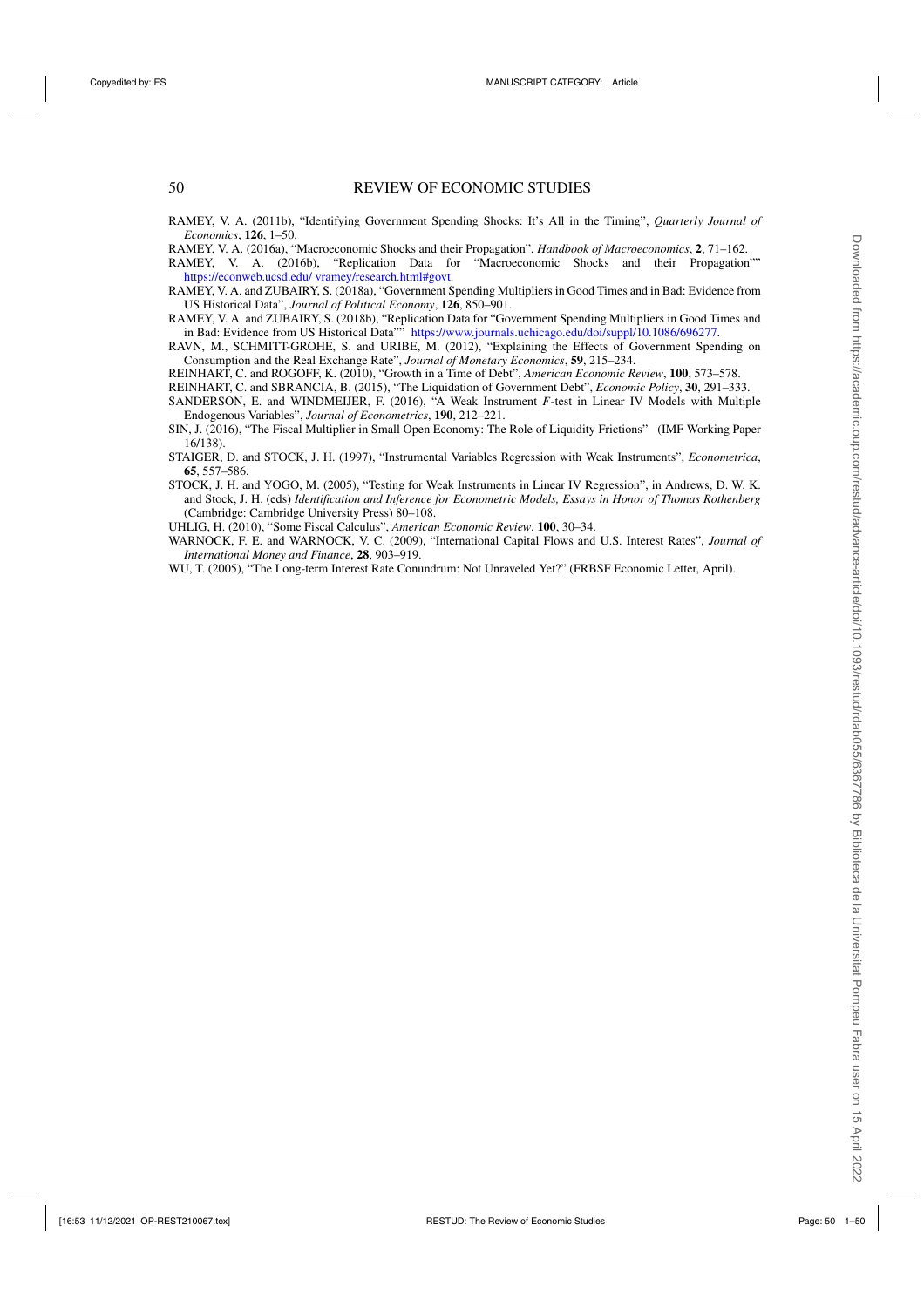RAMEY, V. A. (2011b), "Identifying Government Spending Shocks: It's All in the Timing", *Quarterly Journal of Economics*, **126**, 1–50.

RAMEY, V. A. (2016a), "Macroeconomic Shocks and their Propagation", *Handbook of Macroeconomics*, **2**, 71–162.

RAMEY, V. A. (2016b), "Replication Data for "Macroeconomic Shocks and their Propagation"" https://econweb.ucsd.edu/ vramey/research.html#govt.

RAMEY, V. A. and ZUBAIRY, S. (2018a), "Government Spending Multipliers in Good Times and in Bad: Evidence from US Historical Data", *Journal of Political Economy*, **126**, 850–901.

RAMEY, V. A. and ZUBAIRY, S. (2018b), "Replication Data for "Government Spending Multipliers in Good Times and in Bad: Evidence from US Historical Data"" https://www.journals.uchicago.edu/doi/suppl/10.1086/696277.

RAVN, M., SCHMITT-GROHE, S. and URIBE, M. (2012), "Explaining the Effects of Government Spending on Consumption and the Real Exchange Rate", *Journal of Monetary Economics*, **59**, 215–234.

REINHART, C. and ROGOFF, K. (2010), "Growth in a Time of Debt", *American Economic Review*, **100**, 573–578.

REINHART, C. and SBRANCIA, B. (2015), "The Liquidation of Government Debt", *Economic Policy*, **30**, 291–333.

SANDERSON, E. and WINDMEIJER, F. (2016), "A Weak Instrument $F$-test in Linear IV Models with Multiple Endogenous Variables", *Journal of Econometrics*, **190**, 212–221.

SIN, J. (2016), "The Fiscal Multiplier in Small Open Economy: The Role of Liquidity Frictions" (IMF Working Paper 16/138).

STAIGER, D. and STOCK, J. H. (1997), "Instrumental Variables Regression with Weak Instruments", *Econometrica*, **65**, 557–586.

STOCK, J. H. and YOGO, M. (2005), "Testing for Weak Instruments in Linear IV Regression", in Andrews, D. W. K. and Stock, J. H. (eds) *Identification and Inference for Econometric Models, Essays in Honor of Thomas Rothenberg* (Cambridge: Cambridge University Press) 80–108.

UHLIG, H. (2010), "Some Fiscal Calculus", *American Economic Review*, **100**, 30–34.

WARNOCK, F. E. and WARNOCK, V. C. (2009), "International Capital Flows and U.S. Interest Rates", *Journal of International Money and Finance*, **28**, 903–919.

WU, T. (2005), "The Long-term Interest Rate Conundrum: Not Unraveled Yet?" (FRBSF Economic Letter, April).